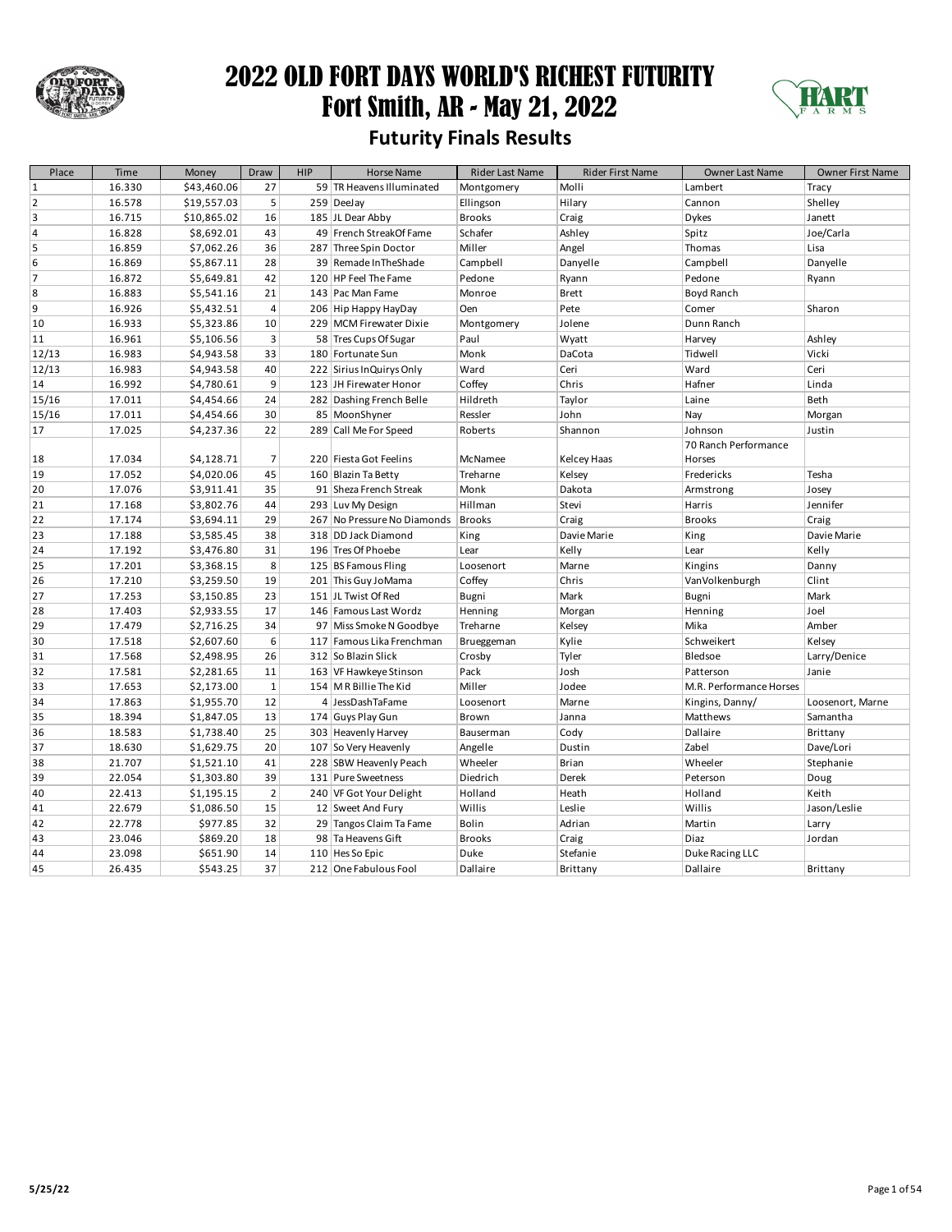# 2022 OLD FORT DAYS WORLD'S RICHEST FUTURITY
# Fort Smith, AR - May 21, 2022

## Futurity Finals Results

| Place | Time | Money | Draw | HIP | Horse Name | Rider Last Name | Rider First Name | Owner Last Name | Owner First Name |
|---|---|---|---|---|---|---|---|---|---|
| 1 | 16.330 | $43,460.06 | 27 | 59 | TR Heavens Illuminated | Montgomery | Molli | Lambert | Tracy |
| 2 | 16.578 | $19,557.03 | 5 | 259 | DeeJay | Ellingson | Hilary | Cannon | Shelley |
| 3 | 16.715 | $10,865.02 | 16 | 185 | JL Dear Abby | Brooks | Craig | Dykes | Janett |
| 4 | 16.828 | $8,692.01 | 43 | 49 | French StreakOf Fame | Schafer | Ashley | Spitz | Joe/Carla |
| 5 | 16.859 | $7,062.26 | 36 | 287 | Three Spin Doctor | Miller | Angel | Thomas | Lisa |
| 6 | 16.869 | $5,867.11 | 28 | 39 | Remade InTheShade | Campbell | Danyelle | Campbell | Danyelle |
| 7 | 16.872 | $5,649.81 | 42 | 120 | HP Feel The Fame | Pedone | Ryann | Pedone | Ryann |
| 8 | 16.883 | $5,541.16 | 21 | 143 | Pac Man Fame | Monroe | Brett | Boyd Ranch | |
| 9 | 16.926 | $5,432.51 | 4 | 206 | Hip Happy HayDay | Oen | Pete | Comer | Sharon |
| 10 | 16.933 | $5,323.86 | 10 | 229 | MCM Firewater Dixie | Montgomery | Jolene | Dunn Ranch | |
| 11 | 16.961 | $5,106.56 | 3 | 58 | Tres Cups Of Sugar | Paul | Wyatt | Harvey | Ashley |
| 12/13 | 16.983 | $4,943.58 | 33 | 180 | Fortunate Sun | Monk | DaCota | Tidwell | Vicki |
| 12/13 | 16.983 | $4,943.58 | 40 | 222 | Sirius InQuirys Only | Ward | Ceri | Ward | Ceri |
| 14 | 16.992 | $4,780.61 | 9 | 123 | JH Firewater Honor | Coffey | Chris | Hafner | Linda |
| 15/16 | 17.011 | $4,454.66 | 24 | 282 | Dashing French Belle | Hildreth | Taylor | Laine | Beth |
| 15/16 | 17.011 | $4,454.66 | 30 | 85 | MoonShyner | Ressler | John | Nay | Morgan |
| 17 | 17.025 | $4,237.36 | 22 | 289 | Call Me For Speed | Roberts | Shannon | Johnson | Justin |
| 18 | 17.034 | $4,128.71 | 7 | 220 | Fiesta Got Feelins | McNamee | Kelcey Haas | 70 Ranch Performance Horses | |
| 19 | 17.052 | $4,020.06 | 45 | 160 | Blazin Ta Betty | Treharne | Kelsey | Fredericks | Tesha |
| 20 | 17.076 | $3,911.41 | 35 | 91 | Sheza French Streak | Monk | Dakota | Armstrong | Josey |
| 21 | 17.168 | $3,802.76 | 44 | 293 | Luv My Design | Hillman | Stevi | Harris | Jennifer |
| 22 | 17.174 | $3,694.11 | 29 | 267 | No Pressure No Diamonds | Brooks | Craig | Brooks | Craig |
| 23 | 17.188 | $3,585.45 | 38 | 318 | DD Jack Diamond | King | Davie Marie | King | Davie Marie |
| 24 | 17.192 | $3,476.80 | 31 | 196 | Tres Of Phoebe | Lear | Kelly | Lear | Kelly |
| 25 | 17.201 | $3,368.15 | 8 | 125 | BS Famous Fling | Loosenort | Marne | Kingins | Danny |
| 26 | 17.210 | $3,259.50 | 19 | 201 | This Guy JoMama | Coffey | Chris | VanVolkenburgh | Clint |
| 27 | 17.253 | $3,150.85 | 23 | 151 | JL Twist Of Red | Bugni | Mark | Bugni | Mark |
| 28 | 17.403 | $2,933.55 | 17 | 146 | Famous Last Wordz | Henning | Morgan | Henning | Joel |
| 29 | 17.479 | $2,716.25 | 34 | 97 | Miss Smoke N Goodbye | Treharne | Kelsey | Mika | Amber |
| 30 | 17.518 | $2,607.60 | 6 | 117 | Famous Lika Frenchman | Brueggeman | Kylie | Schweikert | Kelsey |
| 31 | 17.568 | $2,498.95 | 26 | 312 | So Blazin Slick | Crosby | Tyler | Bledsoe | Larry/Denice |
| 32 | 17.581 | $2,281.65 | 11 | 163 | VF Hawkeye Stinson | Pack | Josh | Patterson | Janie |
| 33 | 17.653 | $2,173.00 | 1 | 154 | M R Billie The Kid | Miller | Jodee | M.R. Performance Horses | |
| 34 | 17.863 | $1,955.70 | 12 | 4 | JessDashTaFame | Loosenort | Marne | Kingins, Danny/ | Loosenort, Marne |
| 35 | 18.394 | $1,847.05 | 13 | 174 | Guys Play Gun | Brown | Janna | Matthews | Samantha |
| 36 | 18.583 | $1,738.40 | 25 | 303 | Heavenly Harvey | Bauserman | Cody | Dallaire | Brittany |
| 37 | 18.630 | $1,629.75 | 20 | 107 | So Very Heavenly | Angelle | Dustin | Zabel | Dave/Lori |
| 38 | 21.707 | $1,521.10 | 41 | 228 | SBW Heavenly Peach | Wheeler | Brian | Wheeler | Stephanie |
| 39 | 22.054 | $1,303.80 | 39 | 131 | Pure Sweetness | Diedrich | Derek | Peterson | Doug |
| 40 | 22.413 | $1,195.15 | 2 | 240 | VF Got Your Delight | Holland | Heath | Holland | Keith |
| 41 | 22.679 | $1,086.50 | 15 | 12 | Sweet And Fury | Willis | Leslie | Willis | Jason/Leslie |
| 42 | 22.778 | $977.85 | 32 | 29 | Tangos Claim Ta Fame | Bolin | Adrian | Martin | Larry |
| 43 | 23.046 | $869.20 | 18 | 98 | Ta Heavens Gift | Brooks | Craig | Diaz | Jordan |
| 44 | 23.098 | $651.90 | 14 | 110 | Hes So Epic | Duke | Stefanie | Duke Racing LLC | |
| 45 | 26.435 | $543.25 | 37 | 212 | One Fabulous Fool | Dallaire | Brittany | Dallaire | Brittany |

5/25/22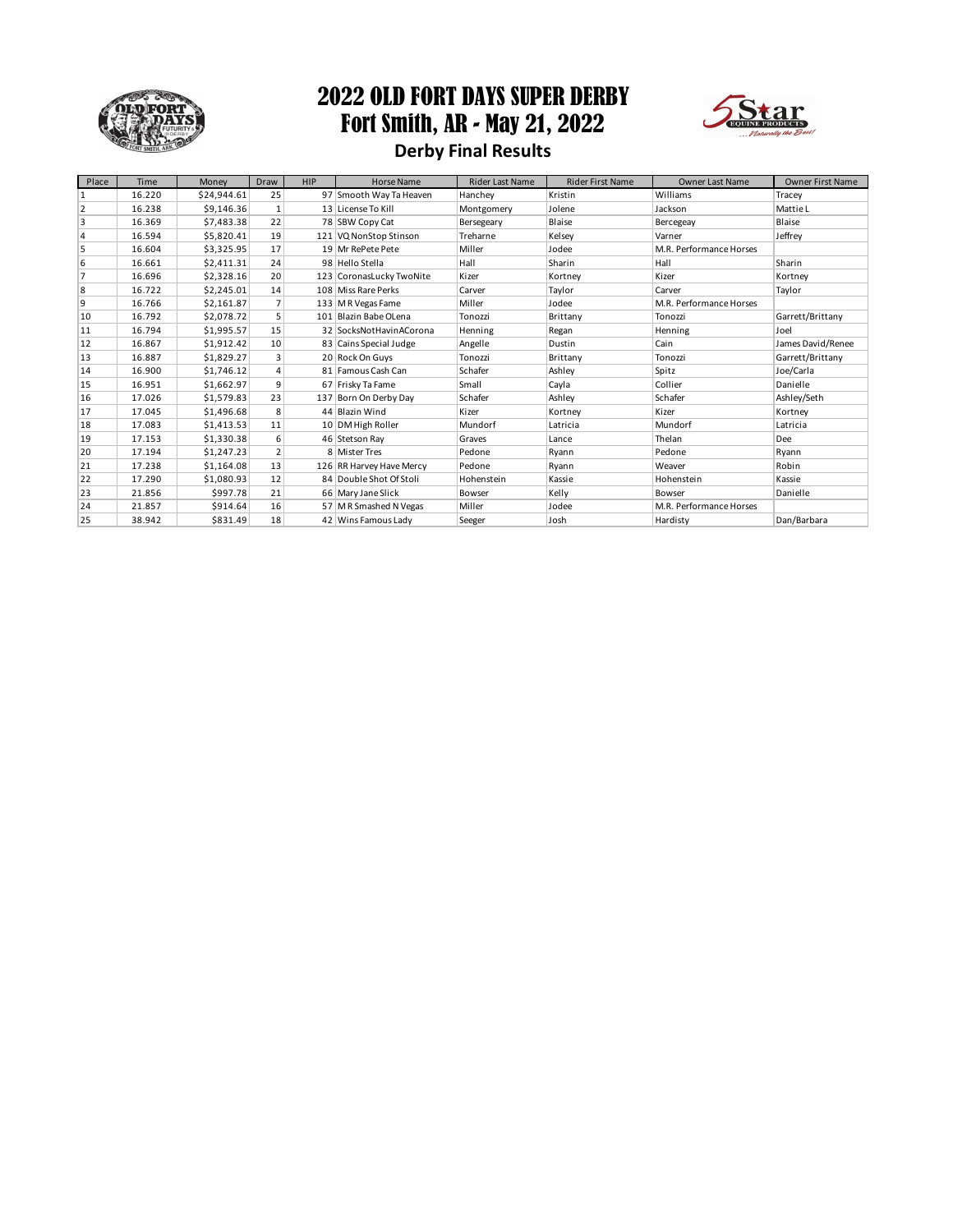# 2022 OLD FORT DAYS SUPER DERBY

## Fort Smith, AR - May 21, 2022

### Derby Final Results

| Place | Time | Money | Draw | HIP | Horse Name | Rider Last Name | Rider First Name | Owner Last Name | Owner First Name |
|---|---|---|---|---|---|---|---|---|---|
| 1 | 16.220 | $24,944.61 | 25 | 97 | Smooth Way Ta Heaven | Hanchey | Kristin | Williams | Tracey |
| 2 | 16.238 | $9,146.36 | 1 | 13 | License To Kill | Montgomery | Jolene | Jackson | Mattie L |
| 3 | 16.369 | $7,483.38 | 22 | 78 | SBW Copy Cat | Bersegeary | Blaise | Bercegeay | Blaise |
| 4 | 16.594 | $5,820.41 | 19 | 121 | VQ NonStop Stinson | Treharne | Kelsey | Varner | Jeffrey |
| 5 | 16.604 | $3,325.95 | 17 | 19 | Mr RePete Pete | Miller | Jodee | M.R. Performance Horses | |
| 6 | 16.661 | $2,411.31 | 24 | 98 | Hello Stella | Hall | Sharin | Hall | Sharin |
| 7 | 16.696 | $2,328.16 | 20 | 123 | CoronasLucky TwoNite | Kizer | Kortney | Kizer | Kortney |
| 8 | 16.722 | $2,245.01 | 14 | 108 | Miss Rare Perks | Carver | Taylor | Carver | Taylor |
| 9 | 16.766 | $2,161.87 | 7 | 133 | M R Vegas Fame | Miller | Jodee | M.R. Performance Horses | |
| 10 | 16.792 | $2,078.72 | 5 | 101 | Blazin Babe OLena | Tonozzi | Brittany | Tonozzi | Garrett/Brittany |
| 11 | 16.794 | $1,995.57 | 15 | 32 | SocksNotHavinACorona | Henning | Regan | Henning | Joel |
| 12 | 16.867 | $1,912.42 | 10 | 83 | Cains Special Judge | Angelle | Dustin | Cain | James David/Renee |
| 13 | 16.887 | $1,829.27 | 3 | 20 | Rock On Guys | Tonozzi | Brittany | Tonozzi | Garrett/Brittany |
| 14 | 16.900 | $1,746.12 | 4 | 81 | Famous Cash Can | Schafer | Ashley | Spitz | Joe/Carla |
| 15 | 16.951 | $1,662.97 | 9 | 67 | Frisky Ta Fame | Small | Cayla | Collier | Danielle |
| 16 | 17.026 | $1,579.83 | 23 | 137 | Born On Derby Day | Schafer | Ashley | Schafer | Ashley/Seth |
| 17 | 17.045 | $1,496.68 | 8 | 44 | Blazin Wind | Kizer | Kortney | Kizer | Kortney |
| 18 | 17.083 | $1,413.53 | 11 | 10 | DM High Roller | Mundorf | Latricia | Mundorf | Latricia |
| 19 | 17.153 | $1,330.38 | 6 | 46 | Stetson Ray | Graves | Lance | Thelan | Dee |
| 20 | 17.194 | $1,247.23 | 2 | 8 | Mister Tres | Pedone | Ryann | Pedone | Ryann |
| 21 | 17.238 | $1,164.08 | 13 | 126 | RR Harvey Have Mercy | Pedone | Ryann | Weaver | Robin |
| 22 | 17.290 | $1,080.93 | 12 | 84 | Double Shot Of Stoli | Hohenstein | Kassie | Hohenstein | Kassie |
| 23 | 21.856 | $997.78 | 21 | 66 | Mary Jane Slick | Bowser | Kelly | Bowser | Danielle |
| 24 | 21.857 | $914.64 | 16 | 57 | M R Smashed N Vegas | Miller | Jodee | M.R. Performance Horses | |
| 25 | 38.942 | $831.49 | 18 | 42 | Wins Famous Lady | Seeger | Josh | Hardisty | Dan/Barbara |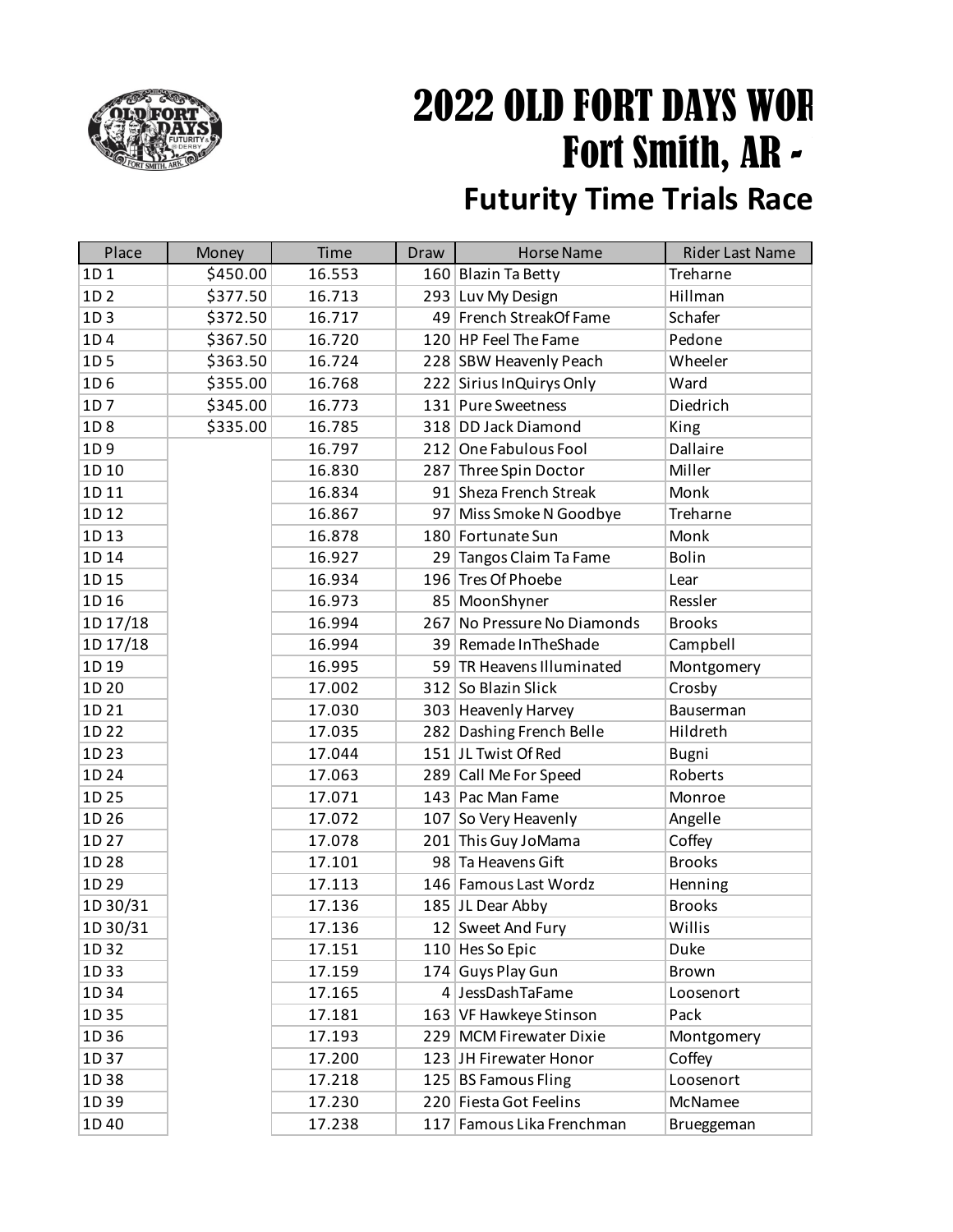# 2022 OLD FORT DAYS WOR
# Fort Smith, AR -

## Futurity Time Trials Race

| Place | Money | Time | Draw | Horse Name | Rider Last Name |
|---|---|---|---|---|---|
| 1D 1 | $450.00 | 16.553 | 160 | Blazin Ta Betty | Treharne |
| 1D 2 | $377.50 | 16.713 | 293 | Luv My Design | Hillman |
| 1D 3 | $372.50 | 16.717 | 49 | French StreakOf Fame | Schafer |
| 1D 4 | $367.50 | 16.720 | 120 | HP Feel The Fame | Pedone |
| 1D 5 | $363.50 | 16.724 | 228 | SBW Heavenly Peach | Wheeler |
| 1D 6 | $355.00 | 16.768 | 222 | Sirius InQuirys Only | Ward |
| 1D 7 | $345.00 | 16.773 | 131 | Pure Sweetness | Diedrich |
| 1D 8 | $335.00 | 16.785 | 318 | DD Jack Diamond | King |
| 1D 9 | | 16.797 | 212 | One Fabulous Fool | Dallaire |
| 1D 10 | | 16.830 | 287 | Three Spin Doctor | Miller |
| 1D 11 | | 16.834 | 91 | Sheza French Streak | Monk |
| 1D 12 | | 16.867 | 97 | Miss Smoke N Goodbye | Treharne |
| 1D 13 | | 16.878 | 180 | Fortunate Sun | Monk |
| 1D 14 | | 16.927 | 29 | Tangos Claim Ta Fame | Bolin |
| 1D 15 | | 16.934 | 196 | Tres Of Phoebe | Lear |
| 1D 16 | | 16.973 | 85 | MoonShyner | Ressler |
| 1D 17/18 | | 16.994 | 267 | No Pressure No Diamonds | Brooks |
| 1D 17/18 | | 16.994 | 39 | Remade InTheShade | Campbell |
| 1D 19 | | 16.995 | 59 | TR Heavens Illuminated | Montgomery |
| 1D 20 | | 17.002 | 312 | So Blazin Slick | Crosby |
| 1D 21 | | 17.030 | 303 | Heavenly Harvey | Bauserman |
| 1D 22 | | 17.035 | 282 | Dashing French Belle | Hildreth |
| 1D 23 | | 17.044 | 151 | JL Twist Of Red | Bugni |
| 1D 24 | | 17.063 | 289 | Call Me For Speed | Roberts |
| 1D 25 | | 17.071 | 143 | Pac Man Fame | Monroe |
| 1D 26 | | 17.072 | 107 | So Very Heavenly | Angelle |
| 1D 27 | | 17.078 | 201 | This Guy JoMama | Coffey |
| 1D 28 | | 17.101 | 98 | Ta Heavens Gift | Brooks |
| 1D 29 | | 17.113 | 146 | Famous Last Wordz | Henning |
| 1D 30/31 | | 17.136 | 185 | JL Dear Abby | Brooks |
| 1D 30/31 | | 17.136 | 12 | Sweet And Fury | Willis |
| 1D 32 | | 17.151 | 110 | Hes So Epic | Duke |
| 1D 33 | | 17.159 | 174 | Guys Play Gun | Brown |
| 1D 34 | | 17.165 | 4 | JessDashTaFame | Loosenort |
| 1D 35 | | 17.181 | 163 | VF Hawkeye Stinson | Pack |
| 1D 36 | | 17.193 | 229 | MCM Firewater Dixie | Montgomery |
| 1D 37 | | 17.200 | 123 | JH Firewater Honor | Coffey |
| 1D 38 | | 17.218 | 125 | BS Famous Fling | Loosenort |
| 1D 39 | | 17.230 | 220 | Fiesta Got Feelins | McNamee |
| 1D 40 | | 17.238 | 117 | Famous Lika Frenchman | Brueggeman |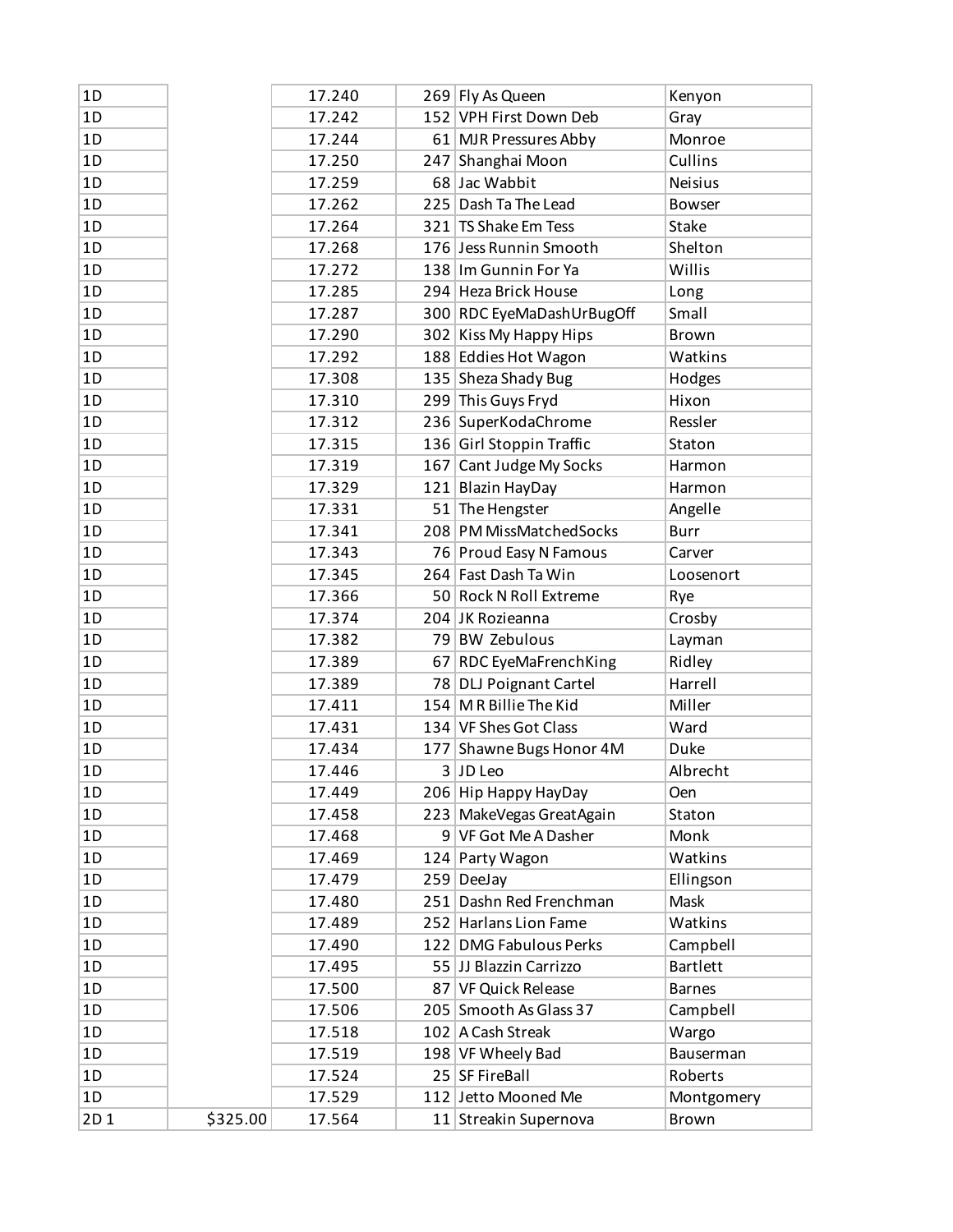| | | | | | |
|---|---|---|---|---|---|
| 1D | | 17.240 | 269 | Fly As Queen | Kenyon |
| 1D | | 17.242 | 152 | VPH First Down Deb | Gray |
| 1D | | 17.244 | 61 | MJR Pressures Abby | Monroe |
| 1D | | 17.250 | 247 | Shanghai Moon | Cullins |
| 1D | | 17.259 | 68 | Jac Wabbit | Neisius |
| 1D | | 17.262 | 225 | Dash Ta The Lead | Bowser |
| 1D | | 17.264 | 321 | TS Shake Em Tess | Stake |
| 1D | | 17.268 | 176 | Jess Runnin Smooth | Shelton |
| 1D | | 17.272 | 138 | Im Gunnin For Ya | Willis |
| 1D | | 17.285 | 294 | Heza Brick House | Long |
| 1D | | 17.287 | 300 | RDC EyeMaDashUrBugOff | Small |
| 1D | | 17.290 | 302 | Kiss My Happy Hips | Brown |
| 1D | | 17.292 | 188 | Eddies Hot Wagon | Watkins |
| 1D | | 17.308 | 135 | Sheza Shady Bug | Hodges |
| 1D | | 17.310 | 299 | This Guys Fryd | Hixon |
| 1D | | 17.312 | 236 | SuperKodaChrome | Ressler |
| 1D | | 17.315 | 136 | Girl Stoppin Traffic | Staton |
| 1D | | 17.319 | 167 | Cant Judge My Socks | Harmon |
| 1D | | 17.329 | 121 | Blazin HayDay | Harmon |
| 1D | | 17.331 | 51 | The Hengster | Angelle |
| 1D | | 17.341 | 208 | PM MissMatchedSocks | Burr |
| 1D | | 17.343 | 76 | Proud Easy N Famous | Carver |
| 1D | | 17.345 | 264 | Fast Dash Ta Win | Loosenort |
| 1D | | 17.366 | 50 | Rock N Roll Extreme | Rye |
| 1D | | 17.374 | 204 | JK Rozieanna | Crosby |
| 1D | | 17.382 | 79 | BW Zebulous | Layman |
| 1D | | 17.389 | 67 | RDC EyeMaFrenchKing | Ridley |
| 1D | | 17.389 | 78 | DLJ Poignant Cartel | Harrell |
| 1D | | 17.411 | 154 | M R Billie The Kid | Miller |
| 1D | | 17.431 | 134 | VF Shes Got Class | Ward |
| 1D | | 17.434 | 177 | Shawne Bugs Honor 4M | Duke |
| 1D | | 17.446 | 3 | JD Leo | Albrecht |
| 1D | | 17.449 | 206 | Hip Happy HayDay | Oen |
| 1D | | 17.458 | 223 | MakeVegas GreatAgain | Staton |
| 1D | | 17.468 | 9 | VF Got Me A Dasher | Monk |
| 1D | | 17.469 | 124 | Party Wagon | Watkins |
| 1D | | 17.479 | 259 | DeeJay | Ellingson |
| 1D | | 17.480 | 251 | Dashn Red Frenchman | Mask |
| 1D | | 17.489 | 252 | Harlans Lion Fame | Watkins |
| 1D | | 17.490 | 122 | DMG Fabulous Perks | Campbell |
| 1D | | 17.495 | 55 | JJ Blazzin Carrizzo | Bartlett |
| 1D | | 17.500 | 87 | VF Quick Release | Barnes |
| 1D | | 17.506 | 205 | Smooth As Glass 37 | Campbell |
| 1D | | 17.518 | 102 | A Cash Streak | Wargo |
| 1D | | 17.519 | 198 | VF Wheely Bad | Bauserman |
| 1D | | 17.524 | 25 | SF FireBall | Roberts |
| 1D | | 17.529 | 112 | Jetto Mooned Me | Montgomery |
| 2D 1 | $325.00 | 17.564 | 11 | Streakin Supernova | Brown |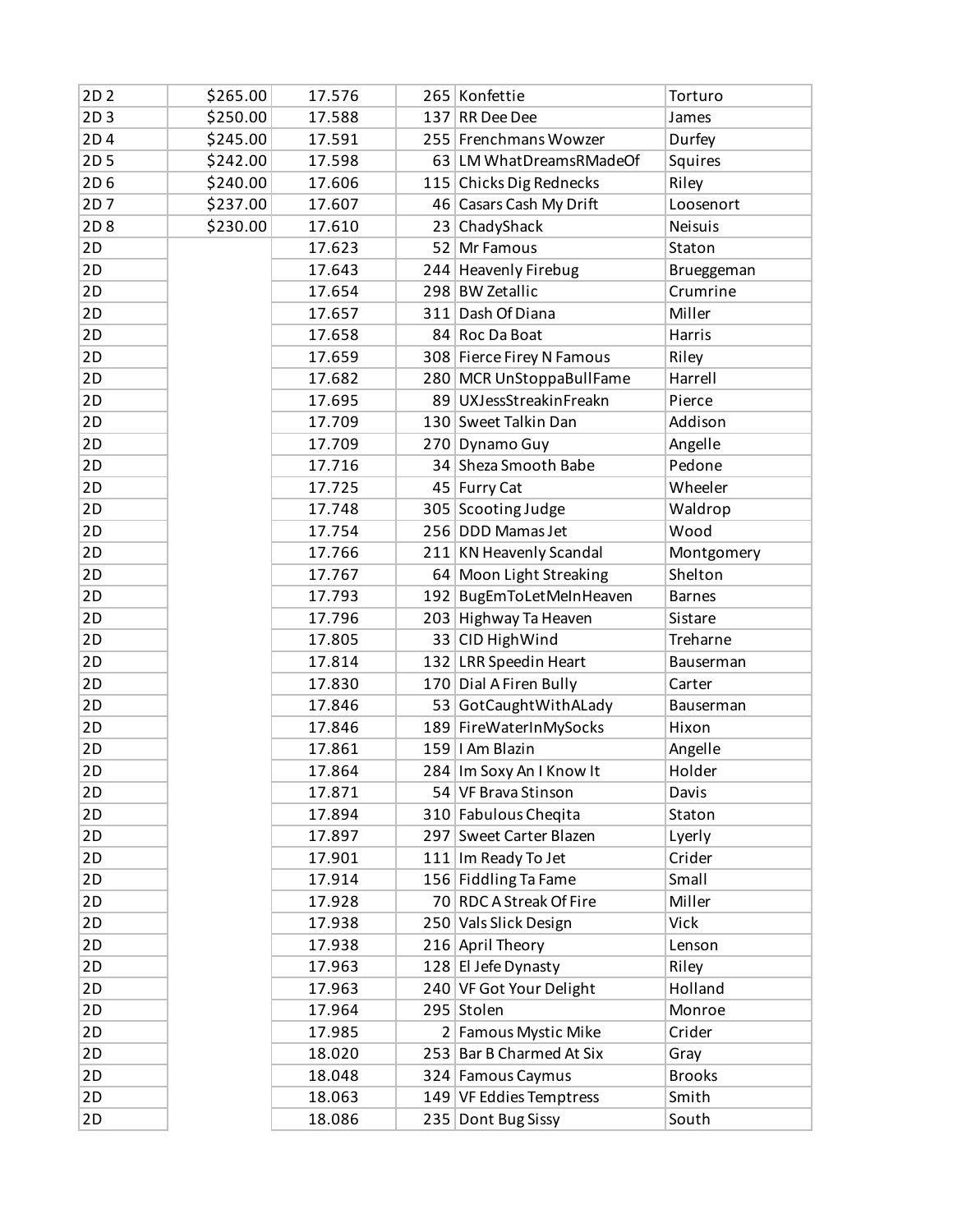| | | | | | |
|---|---|---|---|---|---|
| 2D 2 | $265.00 | 17.576 | 265 | Konfettie | Torturo |
| 2D 3 | $250.00 | 17.588 | 137 | RR Dee Dee | James |
| 2D 4 | $245.00 | 17.591 | 255 | Frenchmans Wowzer | Durfey |
| 2D 5 | $242.00 | 17.598 | 63 | LM WhatDreamsRMadeOf | Squires |
| 2D 6 | $240.00 | 17.606 | 115 | Chicks Dig Rednecks | Riley |
| 2D 7 | $237.00 | 17.607 | 46 | Casars Cash My Drift | Loosenort |
| 2D 8 | $230.00 | 17.610 | 23 | ChadyShack | Neisuis |
| 2D | | 17.623 | 52 | Mr Famous | Staton |
| 2D | | 17.643 | 244 | Heavenly Firebug | Brueggeman |
| 2D | | 17.654 | 298 | BW Zetallic | Crumrine |
| 2D | | 17.657 | 311 | Dash Of Diana | Miller |
| 2D | | 17.658 | 84 | Roc Da Boat | Harris |
| 2D | | 17.659 | 308 | Fierce Firey N Famous | Riley |
| 2D | | 17.682 | 280 | MCR UnStoppaBullFame | Harrell |
| 2D | | 17.695 | 89 | UXJessStreakinFreakn | Pierce |
| 2D | | 17.709 | 130 | Sweet Talkin Dan | Addison |
| 2D | | 17.709 | 270 | Dynamo Guy | Angelle |
| 2D | | 17.716 | 34 | Sheza Smooth Babe | Pedone |
| 2D | | 17.725 | 45 | Furry Cat | Wheeler |
| 2D | | 17.748 | 305 | Scooting Judge | Waldrop |
| 2D | | 17.754 | 256 | DDD Mamas Jet | Wood |
| 2D | | 17.766 | 211 | KN Heavenly Scandal | Montgomery |
| 2D | | 17.767 | 64 | Moon Light Streaking | Shelton |
| 2D | | 17.793 | 192 | BugEmToLetMeInHeaven | Barnes |
| 2D | | 17.796 | 203 | Highway Ta Heaven | Sistare |
| 2D | | 17.805 | 33 | CID HighWind | Treharne |
| 2D | | 17.814 | 132 | LRR Speedin Heart | Bauserman |
| 2D | | 17.830 | 170 | Dial A Firen Bully | Carter |
| 2D | | 17.846 | 53 | GotCaughtWithALady | Bauserman |
| 2D | | 17.846 | 189 | FireWaterInMySocks | Hixon |
| 2D | | 17.861 | 159 | I Am Blazin | Angelle |
| 2D | | 17.864 | 284 | Im Soxy An I Know It | Holder |
| 2D | | 17.871 | 54 | VF Brava Stinson | Davis |
| 2D | | 17.894 | 310 | Fabulous Cheqita | Staton |
| 2D | | 17.897 | 297 | Sweet Carter Blazen | Lyerly |
| 2D | | 17.901 | 111 | Im Ready To Jet | Crider |
| 2D | | 17.914 | 156 | Fiddling Ta Fame | Small |
| 2D | | 17.928 | 70 | RDC A Streak Of Fire | Miller |
| 2D | | 17.938 | 250 | Vals Slick Design | Vick |
| 2D | | 17.938 | 216 | April Theory | Lenson |
| 2D | | 17.963 | 128 | El Jefe Dynasty | Riley |
| 2D | | 17.963 | 240 | VF Got Your Delight | Holland |
| 2D | | 17.964 | 295 | Stolen | Monroe |
| 2D | | 17.985 | 2 | Famous Mystic Mike | Crider |
| 2D | | 18.020 | 253 | Bar B Charmed At Six | Gray |
| 2D | | 18.048 | 324 | Famous Caymus | Brooks |
| 2D | | 18.063 | 149 | VF Eddies Temptress | Smith |
| 2D | | 18.086 | 235 | Dont Bug Sissy | South |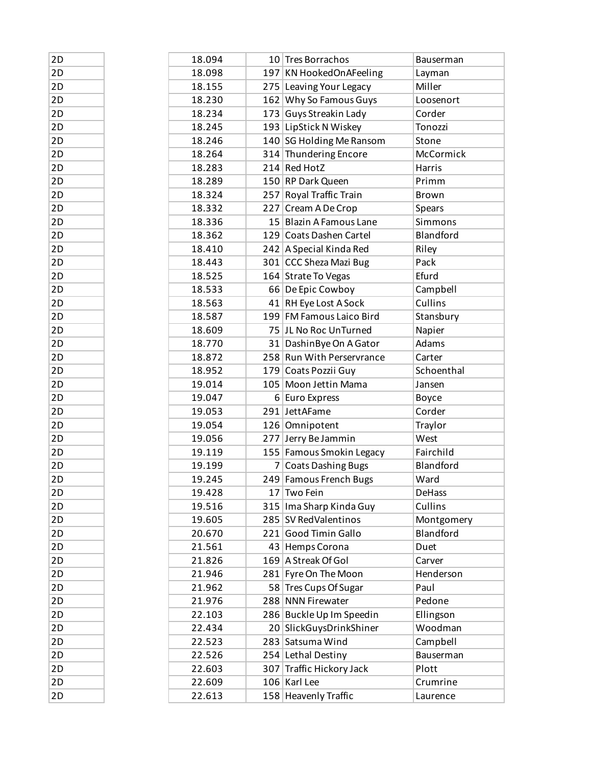| | | | | |
|---|---|---|---|---|
| 2D | 18.094 | 10 | Tres Borrachos | Bauserman |
| 2D | 18.098 | 197 | KN HookedOnAFeeling | Layman |
| 2D | 18.155 | 275 | Leaving Your Legacy | Miller |
| 2D | 18.230 | 162 | Why So Famous Guys | Loosenort |
| 2D | 18.234 | 173 | Guys Streakin Lady | Corder |
| 2D | 18.245 | 193 | LipStick N Wiskey | Tonozzi |
| 2D | 18.246 | 140 | SG Holding Me Ransom | Stone |
| 2D | 18.264 | 314 | Thundering Encore | McCormick |
| 2D | 18.283 | 214 | Red HotZ | Harris |
| 2D | 18.289 | 150 | RP Dark Queen | Primm |
| 2D | 18.324 | 257 | Royal Traffic Train | Brown |
| 2D | 18.332 | 227 | Cream A De Crop | Spears |
| 2D | 18.336 | 15 | Blazin A Famous Lane | Simmons |
| 2D | 18.362 | 129 | Coats Dashen Cartel | Blandford |
| 2D | 18.410 | 242 | A Special Kinda Red | Riley |
| 2D | 18.443 | 301 | CCC Sheza Mazi Bug | Pack |
| 2D | 18.525 | 164 | Strate To Vegas | Efurd |
| 2D | 18.533 | 66 | De Epic Cowboy | Campbell |
| 2D | 18.563 | 41 | RH Eye Lost A Sock | Cullins |
| 2D | 18.587 | 199 | FM Famous Laico Bird | Stansbury |
| 2D | 18.609 | 75 | JL No Roc UnTurned | Napier |
| 2D | 18.770 | 31 | DashinBye On A Gator | Adams |
| 2D | 18.872 | 258 | Run With Perservrance | Carter |
| 2D | 18.952 | 179 | Coats Pozzii Guy | Schoenthal |
| 2D | 19.014 | 105 | Moon Jettin Mama | Jansen |
| 2D | 19.047 | 6 | Euro Express | Boyce |
| 2D | 19.053 | 291 | JettAFame | Corder |
| 2D | 19.054 | 126 | Omnipotent | Traylor |
| 2D | 19.056 | 277 | Jerry Be Jammin | West |
| 2D | 19.119 | 155 | Famous Smokin Legacy | Fairchild |
| 2D | 19.199 | 7 | Coats Dashing Bugs | Blandford |
| 2D | 19.245 | 249 | Famous French Bugs | Ward |
| 2D | 19.428 | 17 | Two Fein | DeHass |
| 2D | 19.516 | 315 | Ima Sharp Kinda Guy | Cullins |
| 2D | 19.605 | 285 | SV RedValentinos | Montgomery |
| 2D | 20.670 | 221 | Good Timin Gallo | Blandford |
| 2D | 21.561 | 43 | Hemps Corona | Duet |
| 2D | 21.826 | 169 | A Streak Of Gol | Carver |
| 2D | 21.946 | 281 | Fyre On The Moon | Henderson |
| 2D | 21.962 | 58 | Tres Cups Of Sugar | Paul |
| 2D | 21.976 | 288 | NNN Firewater | Pedone |
| 2D | 22.103 | 286 | Buckle Up Im Speedin | Ellingson |
| 2D | 22.434 | 20 | SlickGuysDrinkShiner | Woodman |
| 2D | 22.523 | 283 | Satsuma Wind | Campbell |
| 2D | 22.526 | 254 | Lethal Destiny | Bauserman |
| 2D | 22.603 | 307 | Traffic Hickory Jack | Plott |
| 2D | 22.609 | 106 | Karl Lee | Crumrine |
| 2D | 22.613 | 158 | Heavenly Traffic | Laurence |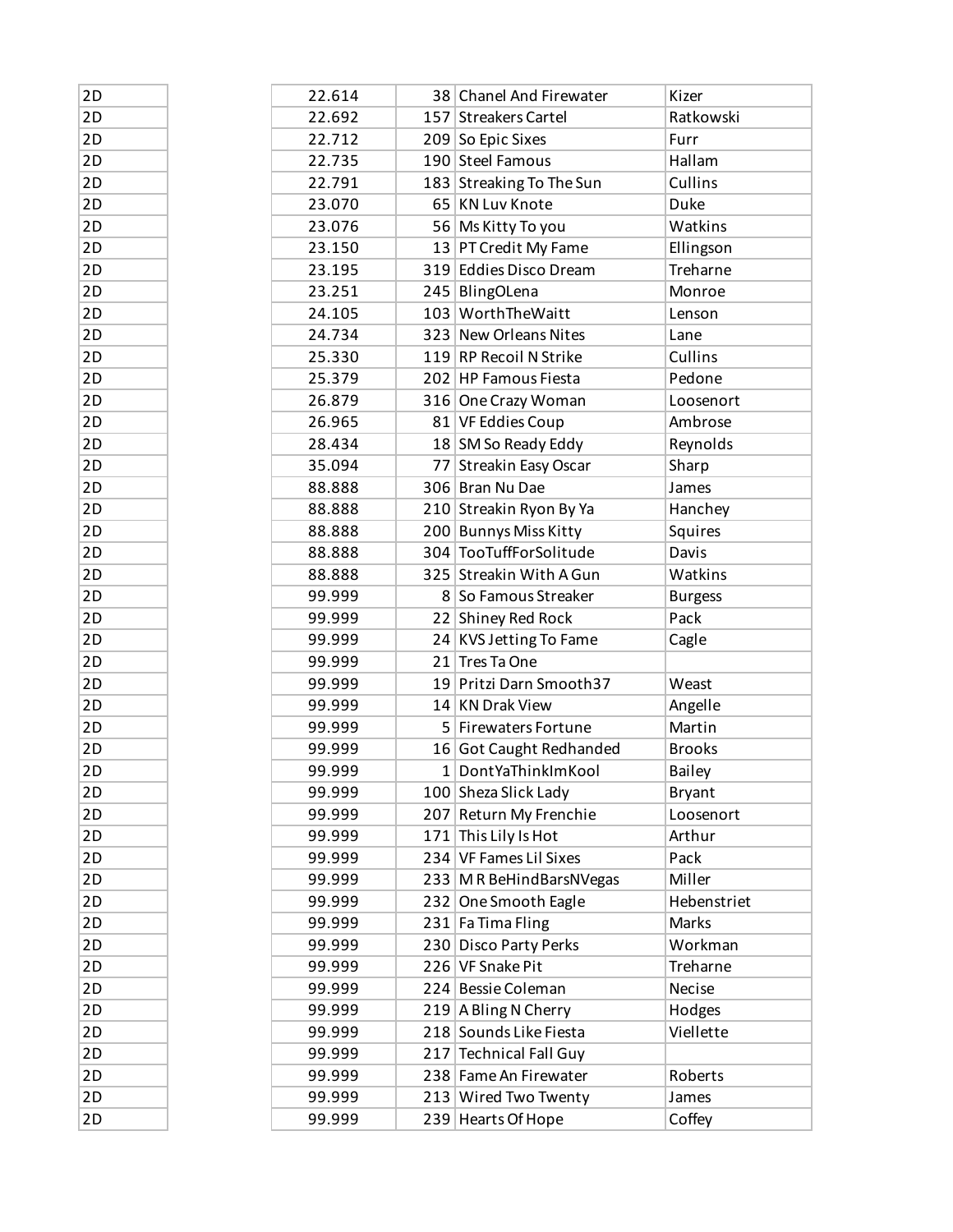| | | | | |
|---|---|---|---|---|
| 2D | 22.614 | 38 | Chanel And Firewater | Kizer |
| 2D | 22.692 | 157 | Streakers Cartel | Ratkowski |
| 2D | 22.712 | 209 | So Epic Sixes | Furr |
| 2D | 22.735 | 190 | Steel Famous | Hallam |
| 2D | 22.791 | 183 | Streaking To The Sun | Cullins |
| 2D | 23.070 | 65 | KN Luv Knote | Duke |
| 2D | 23.076 | 56 | Ms Kitty To you | Watkins |
| 2D | 23.150 | 13 | PT Credit My Fame | Ellingson |
| 2D | 23.195 | 319 | Eddies Disco Dream | Treharne |
| 2D | 23.251 | 245 | BlingOLena | Monroe |
| 2D | 24.105 | 103 | WorthTheWaitt | Lenson |
| 2D | 24.734 | 323 | New Orleans Nites | Lane |
| 2D | 25.330 | 119 | RP Recoil N Strike | Cullins |
| 2D | 25.379 | 202 | HP Famous Fiesta | Pedone |
| 2D | 26.879 | 316 | One Crazy Woman | Loosenort |
| 2D | 26.965 | 81 | VF Eddies Coup | Ambrose |
| 2D | 28.434 | 18 | SM So Ready Eddy | Reynolds |
| 2D | 35.094 | 77 | Streakin Easy Oscar | Sharp |
| 2D | 88.888 | 306 | Bran Nu Dae | James |
| 2D | 88.888 | 210 | Streakin Ryon By Ya | Hanchey |
| 2D | 88.888 | 200 | Bunnys Miss Kitty | Squires |
| 2D | 88.888 | 304 | TooTuffForSolitude | Davis |
| 2D | 88.888 | 325 | Streakin With A Gun | Watkins |
| 2D | 99.999 | 8 | So Famous Streaker | Burgess |
| 2D | 99.999 | 22 | Shiney Red Rock | Pack |
| 2D | 99.999 | 24 | KVS Jetting To Fame | Cagle |
| 2D | 99.999 | 21 | Tres Ta One | |
| 2D | 99.999 | 19 | Pritzi Darn Smooth37 | Weast |
| 2D | 99.999 | 14 | KN Drak View | Angelle |
| 2D | 99.999 | 5 | Firewaters Fortune | Martin |
| 2D | 99.999 | 16 | Got Caught Redhanded | Brooks |
| 2D | 99.999 | 1 | DontYaThinkImKool | Bailey |
| 2D | 99.999 | 100 | Sheza Slick Lady | Bryant |
| 2D | 99.999 | 207 | Return My Frenchie | Loosenort |
| 2D | 99.999 | 171 | This Lily Is Hot | Arthur |
| 2D | 99.999 | 234 | VF Fames Lil Sixes | Pack |
| 2D | 99.999 | 233 | M R BeHindBarsNVegas | Miller |
| 2D | 99.999 | 232 | One Smooth Eagle | Hebenstriet |
| 2D | 99.999 | 231 | Fa Tima Fling | Marks |
| 2D | 99.999 | 230 | Disco Party Perks | Workman |
| 2D | 99.999 | 226 | VF Snake Pit | Treharne |
| 2D | 99.999 | 224 | Bessie Coleman | Necise |
| 2D | 99.999 | 219 | A Bling N Cherry | Hodges |
| 2D | 99.999 | 218 | Sounds Like Fiesta | Viellette |
| 2D | 99.999 | 217 | Technical Fall Guy | |
| 2D | 99.999 | 238 | Fame An Firewater | Roberts |
| 2D | 99.999 | 213 | Wired Two Twenty | James |
| 2D | 99.999 | 239 | Hearts Of Hope | Coffey |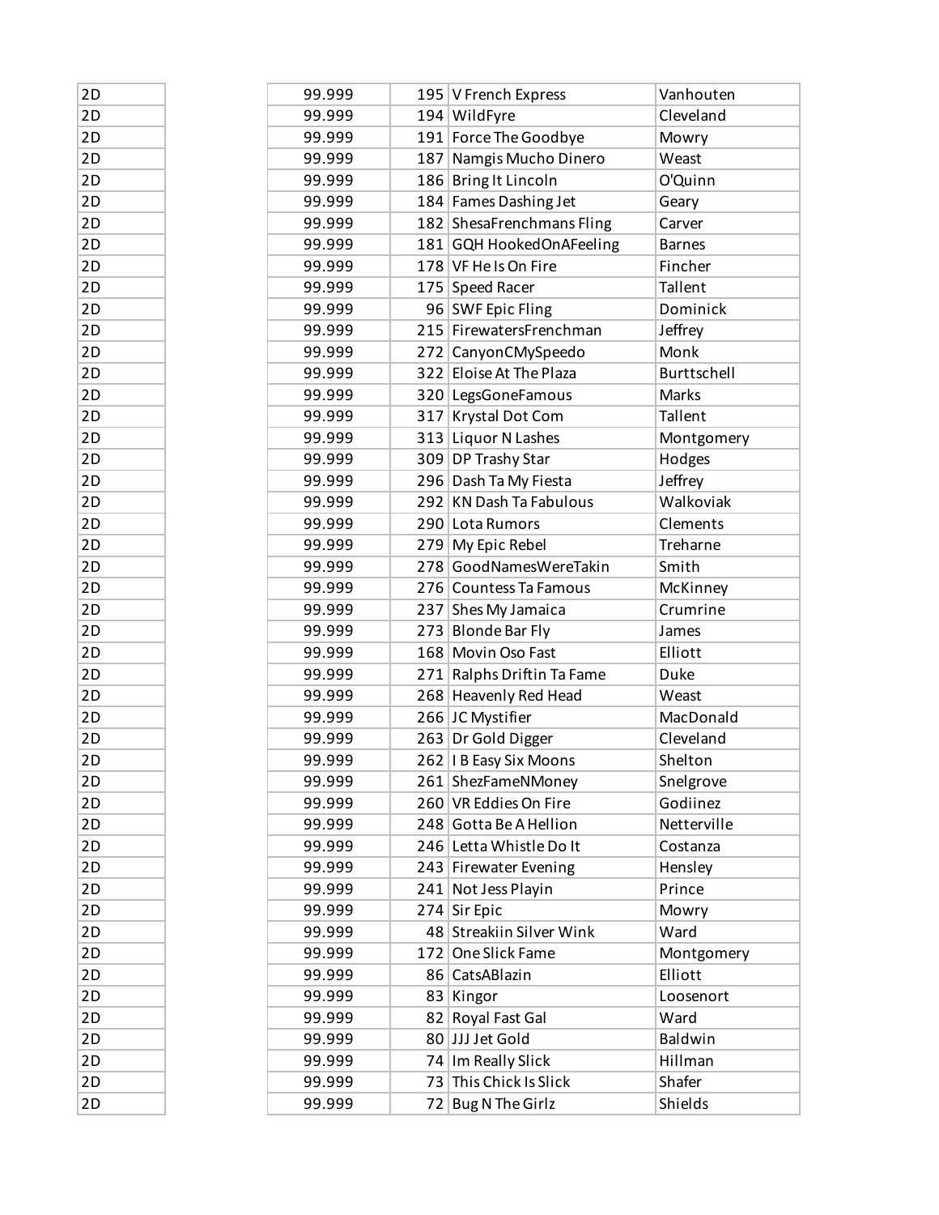| | | | | |
|---|---|---|---|---|
| 2D | 99.999 | 195 | V French Express | Vanhouten |
| 2D | 99.999 | 194 | WildFyre | Cleveland |
| 2D | 99.999 | 191 | Force The Goodbye | Mowry |
| 2D | 99.999 | 187 | Namgis Mucho Dinero | Weast |
| 2D | 99.999 | 186 | Bring It Lincoln | O'Quinn |
| 2D | 99.999 | 184 | Fames Dashing Jet | Geary |
| 2D | 99.999 | 182 | ShesaFrenchmans Fling | Carver |
| 2D | 99.999 | 181 | GQH HookedOnAFeeling | Barnes |
| 2D | 99.999 | 178 | VF He Is On Fire | Fincher |
| 2D | 99.999 | 175 | Speed Racer | Tallent |
| 2D | 99.999 | 96 | SWF Epic Fling | Dominick |
| 2D | 99.999 | 215 | FirewatersFrenchman | Jeffrey |
| 2D | 99.999 | 272 | CanyonCMySpeedo | Monk |
| 2D | 99.999 | 322 | Eloise At The Plaza | Burttschell |
| 2D | 99.999 | 320 | LegsGoneFamous | Marks |
| 2D | 99.999 | 317 | Krystal Dot Com | Tallent |
| 2D | 99.999 | 313 | Liquor N Lashes | Montgomery |
| 2D | 99.999 | 309 | DP Trashy Star | Hodges |
| 2D | 99.999 | 296 | Dash Ta My Fiesta | Jeffrey |
| 2D | 99.999 | 292 | KN Dash Ta Fabulous | Walkoviak |
| 2D | 99.999 | 290 | Lota Rumors | Clements |
| 2D | 99.999 | 279 | My Epic Rebel | Treharne |
| 2D | 99.999 | 278 | GoodNamesWereTakin | Smith |
| 2D | 99.999 | 276 | Countess Ta Famous | McKinney |
| 2D | 99.999 | 237 | Shes My Jamaica | Crumrine |
| 2D | 99.999 | 273 | Blonde Bar Fly | James |
| 2D | 99.999 | 168 | Movin Oso Fast | Elliott |
| 2D | 99.999 | 271 | Ralphs Driftin Ta Fame | Duke |
| 2D | 99.999 | 268 | Heavenly Red Head | Weast |
| 2D | 99.999 | 266 | JC Mystifier | MacDonald |
| 2D | 99.999 | 263 | Dr Gold Digger | Cleveland |
| 2D | 99.999 | 262 | I B Easy Six Moons | Shelton |
| 2D | 99.999 | 261 | ShezFameNMoney | Snelgrove |
| 2D | 99.999 | 260 | VR Eddies On Fire | Godiinez |
| 2D | 99.999 | 248 | Gotta Be A Hellion | Netterville |
| 2D | 99.999 | 246 | Letta Whistle Do It | Costanza |
| 2D | 99.999 | 243 | Firewater Evening | Hensley |
| 2D | 99.999 | 241 | Not Jess Playin | Prince |
| 2D | 99.999 | 274 | Sir Epic | Mowry |
| 2D | 99.999 | 48 | Streakiin Silver Wink | Ward |
| 2D | 99.999 | 172 | One Slick Fame | Montgomery |
| 2D | 99.999 | 86 | CatsABlazin | Elliott |
| 2D | 99.999 | 83 | Kingor | Loosenort |
| 2D | 99.999 | 82 | Royal Fast Gal | Ward |
| 2D | 99.999 | 80 | JJJ Jet Gold | Baldwin |
| 2D | 99.999 | 74 | Im Really Slick | Hillman |
| 2D | 99.999 | 73 | This Chick Is Slick | Shafer |
| 2D | 99.999 | 72 | Bug N The Girlz | Shields |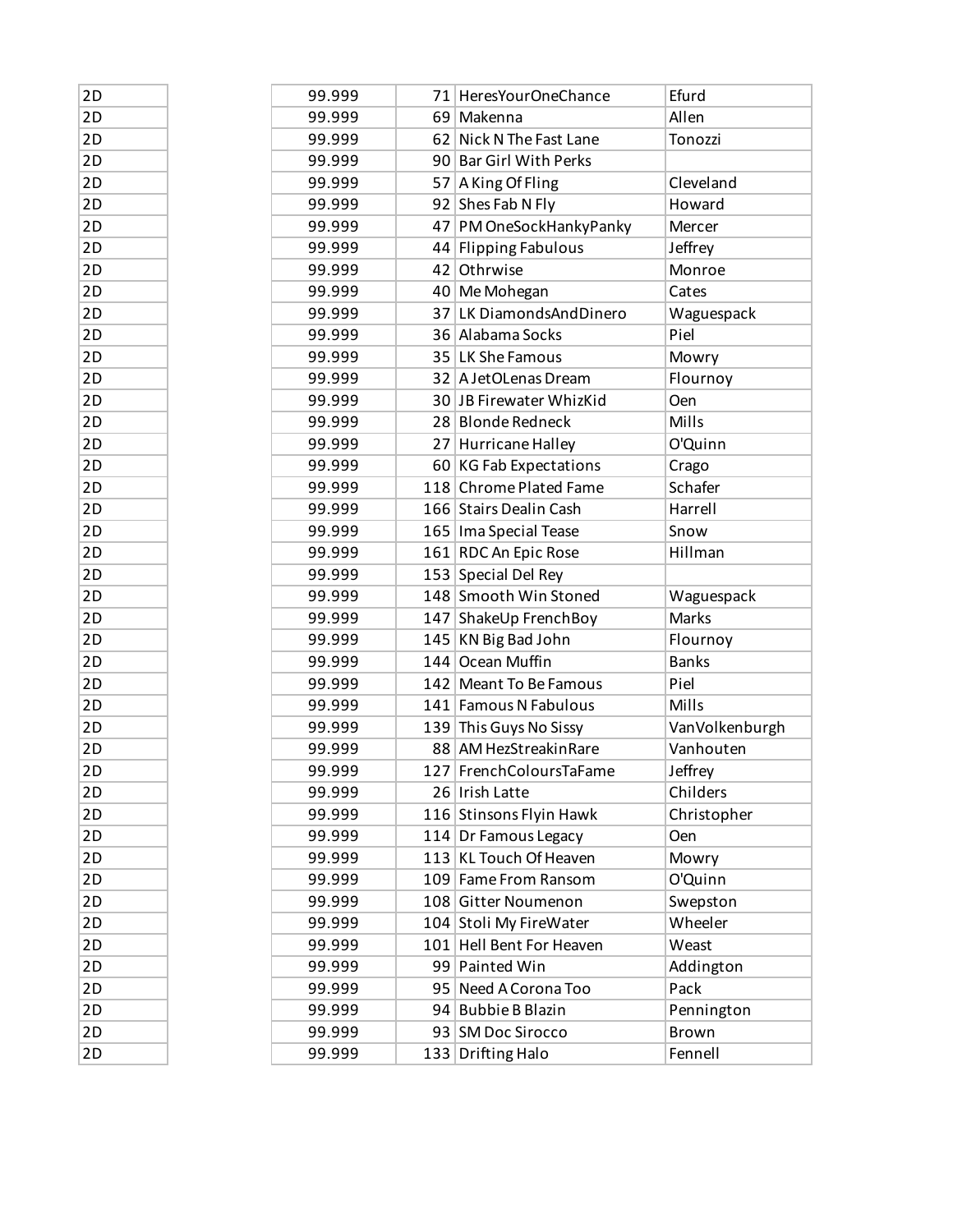| | | | | |
|---|---|---|---|---|
| 2D | 99.999 | 71 | HeresYourOneChance | Efurd |
| 2D | 99.999 | 69 | Makenna | Allen |
| 2D | 99.999 | 62 | Nick N The Fast Lane | Tonozzi |
| 2D | 99.999 | 90 | Bar Girl With Perks | |
| 2D | 99.999 | 57 | A King Of Fling | Cleveland |
| 2D | 99.999 | 92 | Shes Fab N Fly | Howard |
| 2D | 99.999 | 47 | PM OneSockHankyPanky | Mercer |
| 2D | 99.999 | 44 | Flipping Fabulous | Jeffrey |
| 2D | 99.999 | 42 | Othrwise | Monroe |
| 2D | 99.999 | 40 | Me Mohegan | Cates |
| 2D | 99.999 | 37 | LK DiamondsAndDinero | Waguespack |
| 2D | 99.999 | 36 | Alabama Socks | Piel |
| 2D | 99.999 | 35 | LK She Famous | Mowry |
| 2D | 99.999 | 32 | A JetOLenas Dream | Flournoy |
| 2D | 99.999 | 30 | JB Firewater WhizKid | Oen |
| 2D | 99.999 | 28 | Blonde Redneck | Mills |
| 2D | 99.999 | 27 | Hurricane Halley | O'Quinn |
| 2D | 99.999 | 60 | KG Fab Expectations | Crago |
| 2D | 99.999 | 118 | Chrome Plated Fame | Schafer |
| 2D | 99.999 | 166 | Stairs Dealin Cash | Harrell |
| 2D | 99.999 | 165 | Ima Special Tease | Snow |
| 2D | 99.999 | 161 | RDC An Epic Rose | Hillman |
| 2D | 99.999 | 153 | Special Del Rey | |
| 2D | 99.999 | 148 | Smooth Win Stoned | Waguespack |
| 2D | 99.999 | 147 | ShakeUp FrenchBoy | Marks |
| 2D | 99.999 | 145 | KN Big Bad John | Flournoy |
| 2D | 99.999 | 144 | Ocean Muffin | Banks |
| 2D | 99.999 | 142 | Meant To Be Famous | Piel |
| 2D | 99.999 | 141 | Famous N Fabulous | Mills |
| 2D | 99.999 | 139 | This Guys No Sissy | VanVolkenburgh |
| 2D | 99.999 | 88 | AM HezStreakinRare | Vanhouten |
| 2D | 99.999 | 127 | FrenchColoursTaFame | Jeffrey |
| 2D | 99.999 | 26 | Irish Latte | Childers |
| 2D | 99.999 | 116 | Stinsons Flyin Hawk | Christopher |
| 2D | 99.999 | 114 | Dr Famous Legacy | Oen |
| 2D | 99.999 | 113 | KL Touch Of Heaven | Mowry |
| 2D | 99.999 | 109 | Fame From Ransom | O'Quinn |
| 2D | 99.999 | 108 | Gitter Noumenon | Swepston |
| 2D | 99.999 | 104 | Stoli My FireWater | Wheeler |
| 2D | 99.999 | 101 | Hell Bent For Heaven | Weast |
| 2D | 99.999 | 99 | Painted Win | Addington |
| 2D | 99.999 | 95 | Need A Corona Too | Pack |
| 2D | 99.999 | 94 | Bubbie B Blazin | Pennington |
| 2D | 99.999 | 93 | SM Doc Sirocco | Brown |
| 2D | 99.999 | 133 | Drifting Halo | Fennell |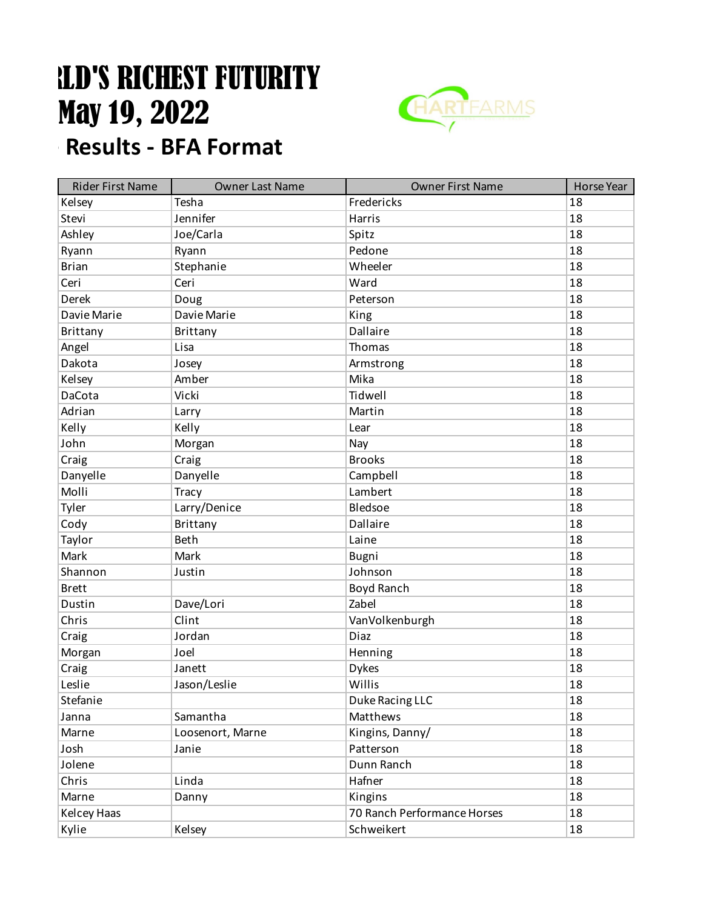# RLD'S RICHEST FUTURITY
# May 19, 2022
## Results - BFA Format

| Rider First Name | Owner Last Name | Owner First Name | Horse Year |
|---|---|---|---|
| Kelsey | Tesha | Fredericks | 18 |
| Stevi | Jennifer | Harris | 18 |
| Ashley | Joe/Carla | Spitz | 18 |
| Ryann | Ryann | Pedone | 18 |
| Brian | Stephanie | Wheeler | 18 |
| Ceri | Ceri | Ward | 18 |
| Derek | Doug | Peterson | 18 |
| Davie Marie | Davie Marie | King | 18 |
| Brittany | Brittany | Dallaire | 18 |
| Angel | Lisa | Thomas | 18 |
| Dakota | Josey | Armstrong | 18 |
| Kelsey | Amber | Mika | 18 |
| DaCota | Vicki | Tidwell | 18 |
| Adrian | Larry | Martin | 18 |
| Kelly | Kelly | Lear | 18 |
| John | Morgan | Nay | 18 |
| Craig | Craig | Brooks | 18 |
| Danyelle | Danyelle | Campbell | 18 |
| Molli | Tracy | Lambert | 18 |
| Tyler | Larry/Denice | Bledsoe | 18 |
| Cody | Brittany | Dallaire | 18 |
| Taylor | Beth | Laine | 18 |
| Mark | Mark | Bugni | 18 |
| Shannon | Justin | Johnson | 18 |
| Brett | | Boyd Ranch | 18 |
| Dustin | Dave/Lori | Zabel | 18 |
| Chris | Clint | VanVolkenburgh | 18 |
| Craig | Jordan | Diaz | 18 |
| Morgan | Joel | Henning | 18 |
| Craig | Janett | Dykes | 18 |
| Leslie | Jason/Leslie | Willis | 18 |
| Stefanie | | Duke Racing LLC | 18 |
| Janna | Samantha | Matthews | 18 |
| Marne | Loosenort, Marne | Kingins, Danny/ | 18 |
| Josh | Janie | Patterson | 18 |
| Jolene | | Dunn Ranch | 18 |
| Chris | Linda | Hafner | 18 |
| Marne | Danny | Kingins | 18 |
| Kelcey Haas | | 70 Ranch Performance Horses | 18 |
| Kylie | Kelsey | Schweikert | 18 |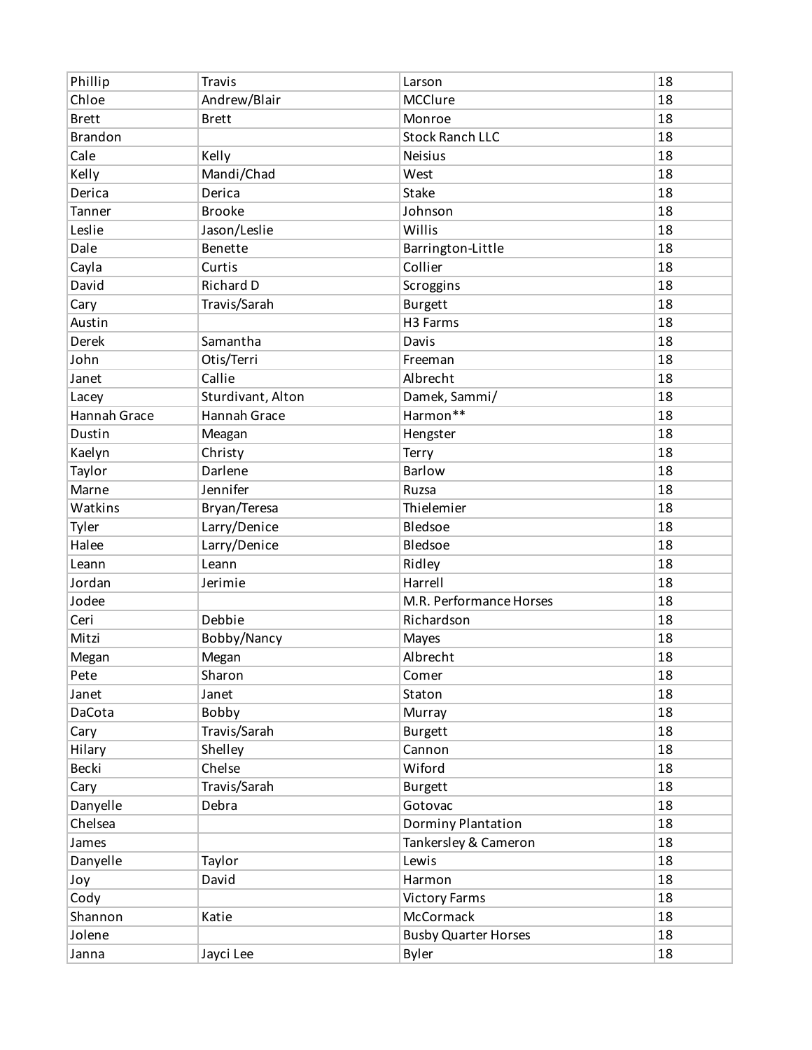| Phillip | Travis | Larson | 18 |
|---|---|---|---|
| Chloe | Andrew/Blair | MCClure | 18 |
| Brett | Brett | Monroe | 18 |
| Brandon | | Stock Ranch LLC | 18 |
| Cale | Kelly | Neisius | 18 |
| Kelly | Mandi/Chad | West | 18 |
| Derica | Derica | Stake | 18 |
| Tanner | Brooke | Johnson | 18 |
| Leslie | Jason/Leslie | Willis | 18 |
| Dale | Benette | Barrington-Little | 18 |
| Cayla | Curtis | Collier | 18 |
| David | Richard D | Scroggins | 18 |
| Cary | Travis/Sarah | Burgett | 18 |
| Austin | | H3 Farms | 18 |
| Derek | Samantha | Davis | 18 |
| John | Otis/Terri | Freeman | 18 |
| Janet | Callie | Albrecht | 18 |
| Lacey | Sturdivant, Alton | Damek, Sammi/ | 18 |
| Hannah Grace | Hannah Grace | Harmon** | 18 |
| Dustin | Meagan | Hengster | 18 |
| Kaelyn | Christy | Terry | 18 |
| Taylor | Darlene | Barlow | 18 |
| Marne | Jennifer | Ruzsa | 18 |
| Watkins | Bryan/Teresa | Thielemier | 18 |
| Tyler | Larry/Denice | Bledsoe | 18 |
| Halee | Larry/Denice | Bledsoe | 18 |
| Leann | Leann | Ridley | 18 |
| Jordan | Jerimie | Harrell | 18 |
| Jodee | | M.R. Performance Horses | 18 |
| Ceri | Debbie | Richardson | 18 |
| Mitzi | Bobby/Nancy | Mayes | 18 |
| Megan | Megan | Albrecht | 18 |
| Pete | Sharon | Comer | 18 |
| Janet | Janet | Staton | 18 |
| DaCota | Bobby | Murray | 18 |
| Cary | Travis/Sarah | Burgett | 18 |
| Hilary | Shelley | Cannon | 18 |
| Becki | Chelse | Wiford | 18 |
| Cary | Travis/Sarah | Burgett | 18 |
| Danyelle | Debra | Gotovac | 18 |
| Chelsea | | Dorminy Plantation | 18 |
| James | | Tankersley & Cameron | 18 |
| Danyelle | Taylor | Lewis | 18 |
| Joy | David | Harmon | 18 |
| Cody | | Victory Farms | 18 |
| Shannon | Katie | McCormack | 18 |
| Jolene | | Busby Quarter Horses | 18 |
| Janna | Jayci Lee | Byler | 18 |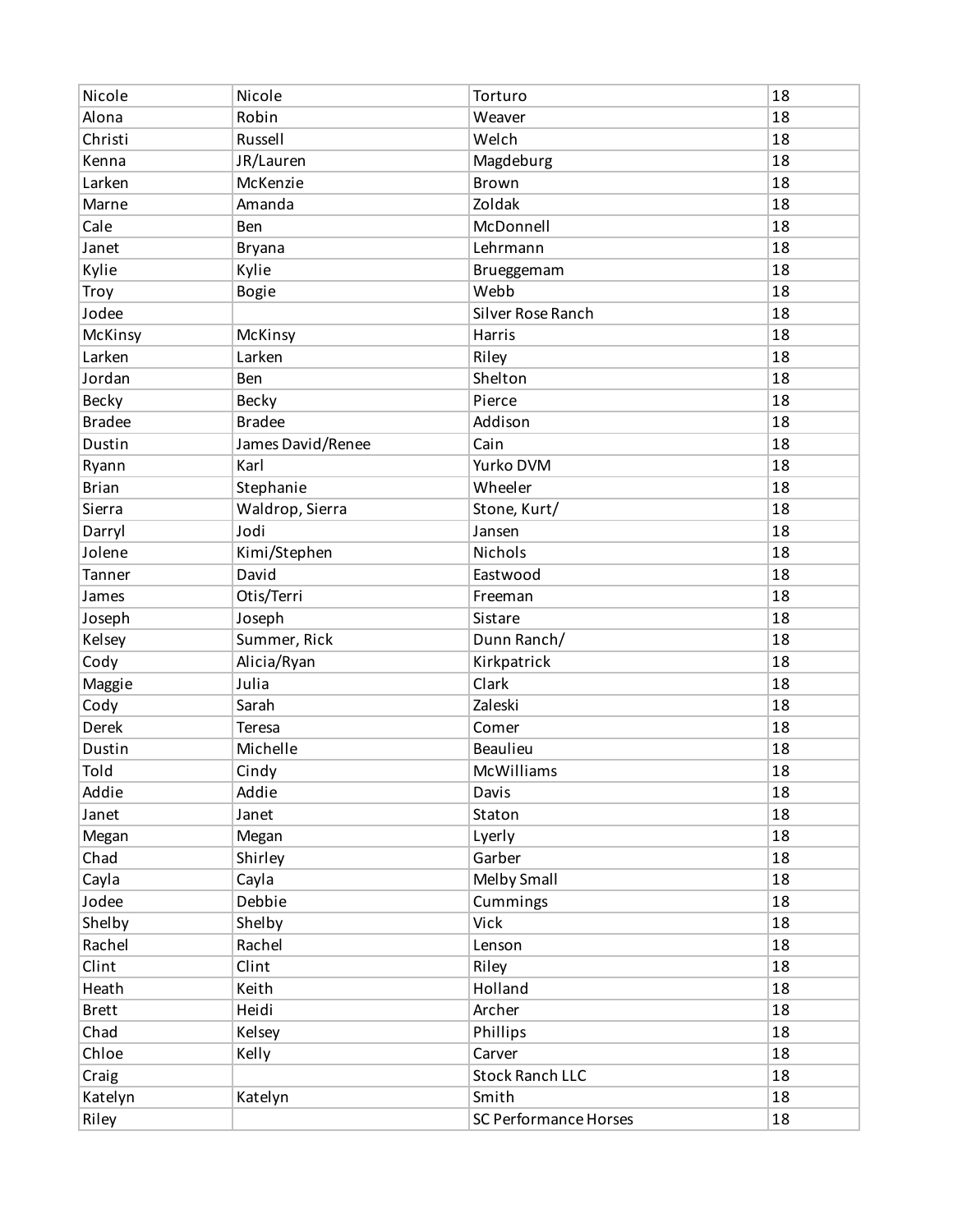| Nicole | Nicole | Torturo | 18 |
|---|---|---|---|
| Alona | Robin | Weaver | 18 |
| Christi | Russell | Welch | 18 |
| Kenna | JR/Lauren | Magdeburg | 18 |
| Larken | McKenzie | Brown | 18 |
| Marne | Amanda | Zoldak | 18 |
| Cale | Ben | McDonnell | 18 |
| Janet | Bryana | Lehrmann | 18 |
| Kylie | Kylie | Brueggemam | 18 |
| Troy | Bogie | Webb | 18 |
| Jodee | | Silver Rose Ranch | 18 |
| McKinsy | McKinsy | Harris | 18 |
| Larken | Larken | Riley | 18 |
| Jordan | Ben | Shelton | 18 |
| Becky | Becky | Pierce | 18 |
| Bradee | Bradee | Addison | 18 |
| Dustin | James David/Renee | Cain | 18 |
| Ryann | Karl | Yurko DVM | 18 |
| Brian | Stephanie | Wheeler | 18 |
| Sierra | Waldrop, Sierra | Stone, Kurt/ | 18 |
| Darryl | Jodi | Jansen | 18 |
| Jolene | Kimi/Stephen | Nichols | 18 |
| Tanner | David | Eastwood | 18 |
| James | Otis/Terri | Freeman | 18 |
| Joseph | Joseph | Sistare | 18 |
| Kelsey | Summer, Rick | Dunn Ranch/ | 18 |
| Cody | Alicia/Ryan | Kirkpatrick | 18 |
| Maggie | Julia | Clark | 18 |
| Cody | Sarah | Zaleski | 18 |
| Derek | Teresa | Comer | 18 |
| Dustin | Michelle | Beaulieu | 18 |
| Told | Cindy | McWilliams | 18 |
| Addie | Addie | Davis | 18 |
| Janet | Janet | Staton | 18 |
| Megan | Megan | Lyerly | 18 |
| Chad | Shirley | Garber | 18 |
| Cayla | Cayla | Melby Small | 18 |
| Jodee | Debbie | Cummings | 18 |
| Shelby | Shelby | Vick | 18 |
| Rachel | Rachel | Lenson | 18 |
| Clint | Clint | Riley | 18 |
| Heath | Keith | Holland | 18 |
| Brett | Heidi | Archer | 18 |
| Chad | Kelsey | Phillips | 18 |
| Chloe | Kelly | Carver | 18 |
| Craig | | Stock Ranch LLC | 18 |
| Katelyn | Katelyn | Smith | 18 |
| Riley | | SC Performance Horses | 18 |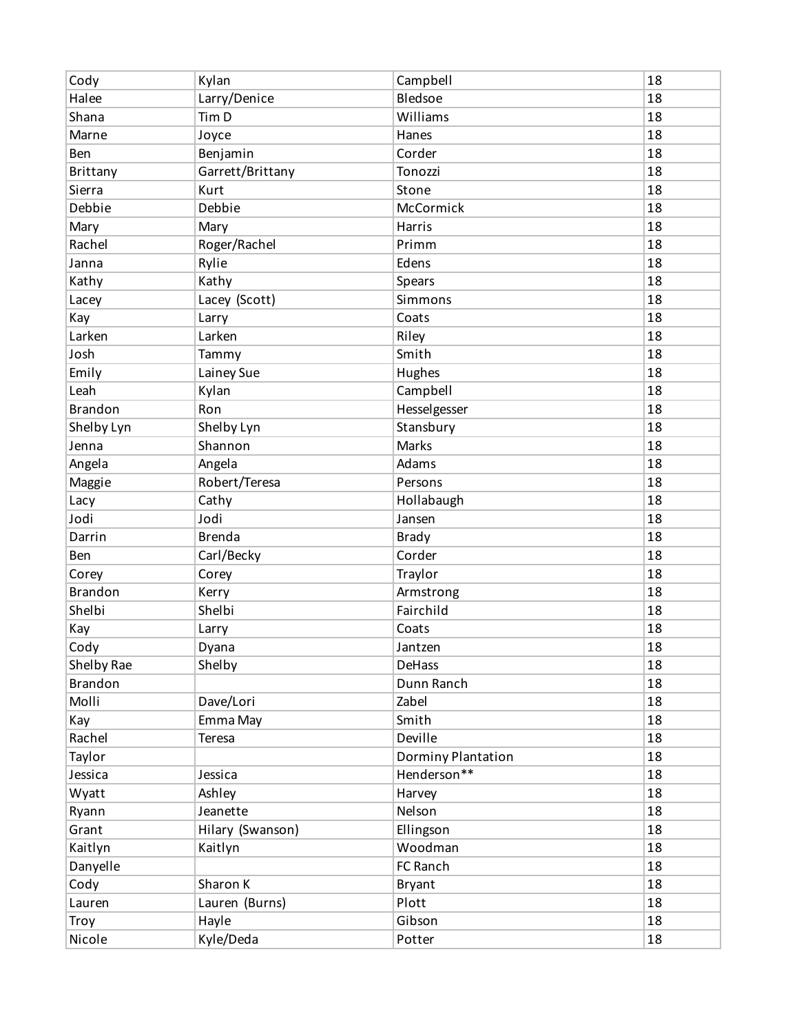| | | | |
|---|---|---|---|
| Cody | Kylan | Campbell | 18 |
| Halee | Larry/Denice | Bledsoe | 18 |
| Shana | Tim D | Williams | 18 |
| Marne | Joyce | Hanes | 18 |
| Ben | Benjamin | Corder | 18 |
| Brittany | Garrett/Brittany | Tonozzi | 18 |
| Sierra | Kurt | Stone | 18 |
| Debbie | Debbie | McCormick | 18 |
| Mary | Mary | Harris | 18 |
| Rachel | Roger/Rachel | Primm | 18 |
| Janna | Rylie | Edens | 18 |
| Kathy | Kathy | Spears | 18 |
| Lacey | Lacey (Scott) | Simmons | 18 |
| Kay | Larry | Coats | 18 |
| Larken | Larken | Riley | 18 |
| Josh | Tammy | Smith | 18 |
| Emily | Lainey Sue | Hughes | 18 |
| Leah | Kylan | Campbell | 18 |
| Brandon | Ron | Hesselgesser | 18 |
| Shelby Lyn | Shelby Lyn | Stansbury | 18 |
| Jenna | Shannon | Marks | 18 |
| Angela | Angela | Adams | 18 |
| Maggie | Robert/Teresa | Persons | 18 |
| Lacy | Cathy | Hollabaugh | 18 |
| Jodi | Jodi | Jansen | 18 |
| Darrin | Brenda | Brady | 18 |
| Ben | Carl/Becky | Corder | 18 |
| Corey | Corey | Traylor | 18 |
| Brandon | Kerry | Armstrong | 18 |
| Shelbi | Shelbi | Fairchild | 18 |
| Kay | Larry | Coats | 18 |
| Cody | Dyana | Jantzen | 18 |
| Shelby Rae | Shelby | DeHass | 18 |
| Brandon | | Dunn Ranch | 18 |
| Molli | Dave/Lori | Zabel | 18 |
| Kay | Emma May | Smith | 18 |
| Rachel | Teresa | Deville | 18 |
| Taylor | | Dorminy Plantation | 18 |
| Jessica | Jessica | Henderson** | 18 |
| Wyatt | Ashley | Harvey | 18 |
| Ryann | Jeanette | Nelson | 18 |
| Grant | Hilary (Swanson) | Ellingson | 18 |
| Kaitlyn | Kaitlyn | Woodman | 18 |
| Danyelle | | FC Ranch | 18 |
| Cody | Sharon K | Bryant | 18 |
| Lauren | Lauren (Burns) | Plott | 18 |
| Troy | Hayle | Gibson | 18 |
| Nicole | Kyle/Deda | Potter | 18 |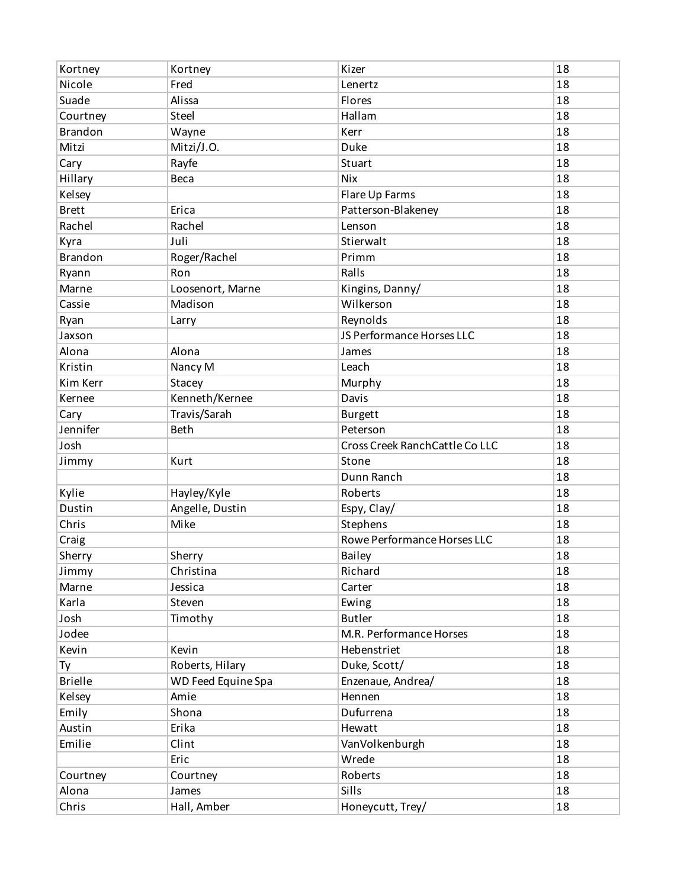| | | | |
|---|---|---|---|
| Kortney | Kortney | Kizer | 18 |
| Nicole | Fred | Lenertz | 18 |
| Suade | Alissa | Flores | 18 |
| Courtney | Steel | Hallam | 18 |
| Brandon | Wayne | Kerr | 18 |
| Mitzi | Mitzi/J.O. | Duke | 18 |
| Cary | Rayfe | Stuart | 18 |
| Hillary | Beca | Nix | 18 |
| Kelsey | | Flare Up Farms | 18 |
| Brett | Erica | Patterson-Blakeney | 18 |
| Rachel | Rachel | Lenson | 18 |
| Kyra | Juli | Stierwalt | 18 |
| Brandon | Roger/Rachel | Primm | 18 |
| Ryann | Ron | Ralls | 18 |
| Marne | Loosenort, Marne | Kingins, Danny/ | 18 |
| Cassie | Madison | Wilkerson | 18 |
| Ryan | Larry | Reynolds | 18 |
| Jaxson | | JS Performance Horses LLC | 18 |
| Alona | Alona | James | 18 |
| Kristin | Nancy M | Leach | 18 |
| Kim Kerr | Stacey | Murphy | 18 |
| Kernee | Kenneth/Kernee | Davis | 18 |
| Cary | Travis/Sarah | Burgett | 18 |
| Jennifer | Beth | Peterson | 18 |
| Josh | | Cross Creek RanchCattle Co LLC | 18 |
| Jimmy | Kurt | Stone | 18 |
| | | Dunn Ranch | 18 |
| Kylie | Hayley/Kyle | Roberts | 18 |
| Dustin | Angelle, Dustin | Espy, Clay/ | 18 |
| Chris | Mike | Stephens | 18 |
| Craig | | Rowe Performance Horses LLC | 18 |
| Sherry | Sherry | Bailey | 18 |
| Jimmy | Christina | Richard | 18 |
| Marne | Jessica | Carter | 18 |
| Karla | Steven | Ewing | 18 |
| Josh | Timothy | Butler | 18 |
| Jodee | | M.R. Performance Horses | 18 |
| Kevin | Kevin | Hebenstriet | 18 |
| Ty | Roberts, Hilary | Duke, Scott/ | 18 |
| Brielle | WD Feed Equine Spa | Enzenaue, Andrea/ | 18 |
| Kelsey | Amie | Hennen | 18 |
| Emily | Shona | Dufurrena | 18 |
| Austin | Erika | Hewatt | 18 |
| Emilie | Clint | VanVolkenburgh | 18 |
| | Eric | Wrede | 18 |
| Courtney | Courtney | Roberts | 18 |
| Alona | James | Sills | 18 |
| Chris | Hall, Amber | Honeycutt, Trey/ | 18 |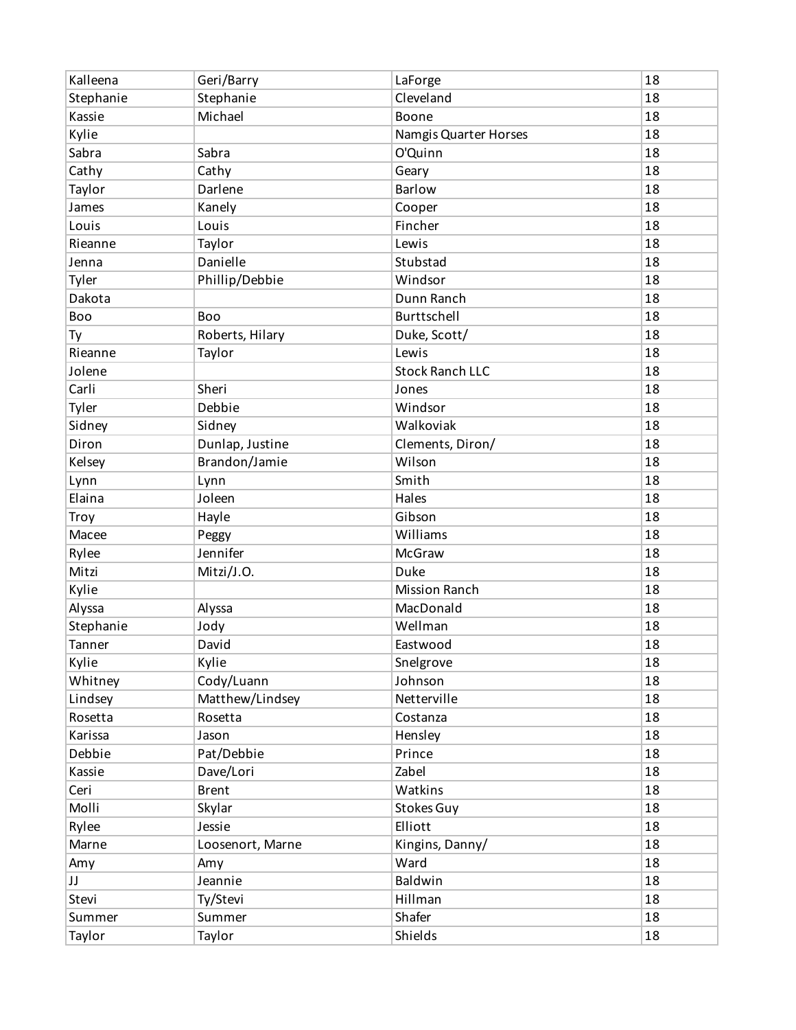| | | | |
|---|---|---|---|
| Kalleena | Geri/Barry | LaForge | 18 |
| Stephanie | Stephanie | Cleveland | 18 |
| Kassie | Michael | Boone | 18 |
| Kylie | | Namgis Quarter Horses | 18 |
| Sabra | Sabra | O'Quinn | 18 |
| Cathy | Cathy | Geary | 18 |
| Taylor | Darlene | Barlow | 18 |
| James | Kanely | Cooper | 18 |
| Louis | Louis | Fincher | 18 |
| Rieanne | Taylor | Lewis | 18 |
| Jenna | Danielle | Stubstad | 18 |
| Tyler | Phillip/Debbie | Windsor | 18 |
| Dakota | | Dunn Ranch | 18 |
| Boo | Boo | Burttschell | 18 |
| Ty | Roberts, Hilary | Duke, Scott/ | 18 |
| Rieanne | Taylor | Lewis | 18 |
| Jolene | | Stock Ranch LLC | 18 |
| Carli | Sheri | Jones | 18 |
| Tyler | Debbie | Windsor | 18 |
| Sidney | Sidney | Walkoviak | 18 |
| Diron | Dunlap, Justine | Clements, Diron/ | 18 |
| Kelsey | Brandon/Jamie | Wilson | 18 |
| Lynn | Lynn | Smith | 18 |
| Elaina | Joleen | Hales | 18 |
| Troy | Hayle | Gibson | 18 |
| Macee | Peggy | Williams | 18 |
| Rylee | Jennifer | McGraw | 18 |
| Mitzi | Mitzi/J.O. | Duke | 18 |
| Kylie | | Mission Ranch | 18 |
| Alyssa | Alyssa | MacDonald | 18 |
| Stephanie | Jody | Wellman | 18 |
| Tanner | David | Eastwood | 18 |
| Kylie | Kylie | Snelgrove | 18 |
| Whitney | Cody/Luann | Johnson | 18 |
| Lindsey | Matthew/Lindsey | Netterville | 18 |
| Rosetta | Rosetta | Costanza | 18 |
| Karissa | Jason | Hensley | 18 |
| Debbie | Pat/Debbie | Prince | 18 |
| Kassie | Dave/Lori | Zabel | 18 |
| Ceri | Brent | Watkins | 18 |
| Molli | Skylar | Stokes Guy | 18 |
| Rylee | Jessie | Elliott | 18 |
| Marne | Loosenort, Marne | Kingins, Danny/ | 18 |
| Amy | Amy | Ward | 18 |
| JJ | Jeannie | Baldwin | 18 |
| Stevi | Ty/Stevi | Hillman | 18 |
| Summer | Summer | Shafer | 18 |
| Taylor | Taylor | Shields | 18 |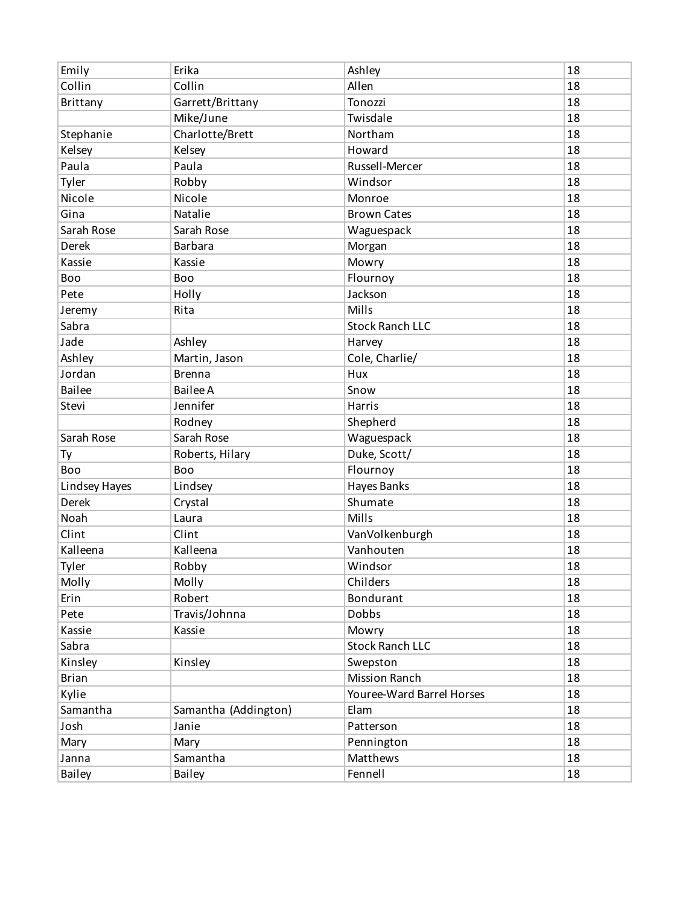| | | | |
|---|---|---|---|
| Emily | Erika | Ashley | 18 |
| Collin | Collin | Allen | 18 |
| Brittany | Garrett/Brittany | Tonozzi | 18 |
| | Mike/June | Twisdale | 18 |
| Stephanie | Charlotte/Brett | Northam | 18 |
| Kelsey | Kelsey | Howard | 18 |
| Paula | Paula | Russell-Mercer | 18 |
| Tyler | Robby | Windsor | 18 |
| Nicole | Nicole | Monroe | 18 |
| Gina | Natalie | Brown Cates | 18 |
| Sarah Rose | Sarah Rose | Waguespack | 18 |
| Derek | Barbara | Morgan | 18 |
| Kassie | Kassie | Mowry | 18 |
| Boo | Boo | Flournoy | 18 |
| Pete | Holly | Jackson | 18 |
| Jeremy | Rita | Mills | 18 |
| Sabra | | Stock Ranch LLC | 18 |
| Jade | Ashley | Harvey | 18 |
| Ashley | Martin, Jason | Cole, Charlie/ | 18 |
| Jordan | Brenna | Hux | 18 |
| Bailee | Bailee A | Snow | 18 |
| Stevi | Jennifer | Harris | 18 |
| | Rodney | Shepherd | 18 |
| Sarah Rose | Sarah Rose | Waguespack | 18 |
| Ty | Roberts, Hilary | Duke, Scott/ | 18 |
| Boo | Boo | Flournoy | 18 |
| Lindsey Hayes | Lindsey | Hayes Banks | 18 |
| Derek | Crystal | Shumate | 18 |
| Noah | Laura | Mills | 18 |
| Clint | Clint | VanVolkenburgh | 18 |
| Kalleena | Kalleena | Vanhouten | 18 |
| Tyler | Robby | Windsor | 18 |
| Molly | Molly | Childers | 18 |
| Erin | Robert | Bondurant | 18 |
| Pete | Travis/Johnna | Dobbs | 18 |
| Kassie | Kassie | Mowry | 18 |
| Sabra | | Stock Ranch LLC | 18 |
| Kinsley | Kinsley | Swepston | 18 |
| Brian | | Mission Ranch | 18 |
| Kylie | | Youree-Ward Barrel Horses | 18 |
| Samantha | Samantha (Addington) | Elam | 18 |
| Josh | Janie | Patterson | 18 |
| Mary | Mary | Pennington | 18 |
| Janna | Samantha | Matthews | 18 |
| Bailey | Bailey | Fennell | 18 |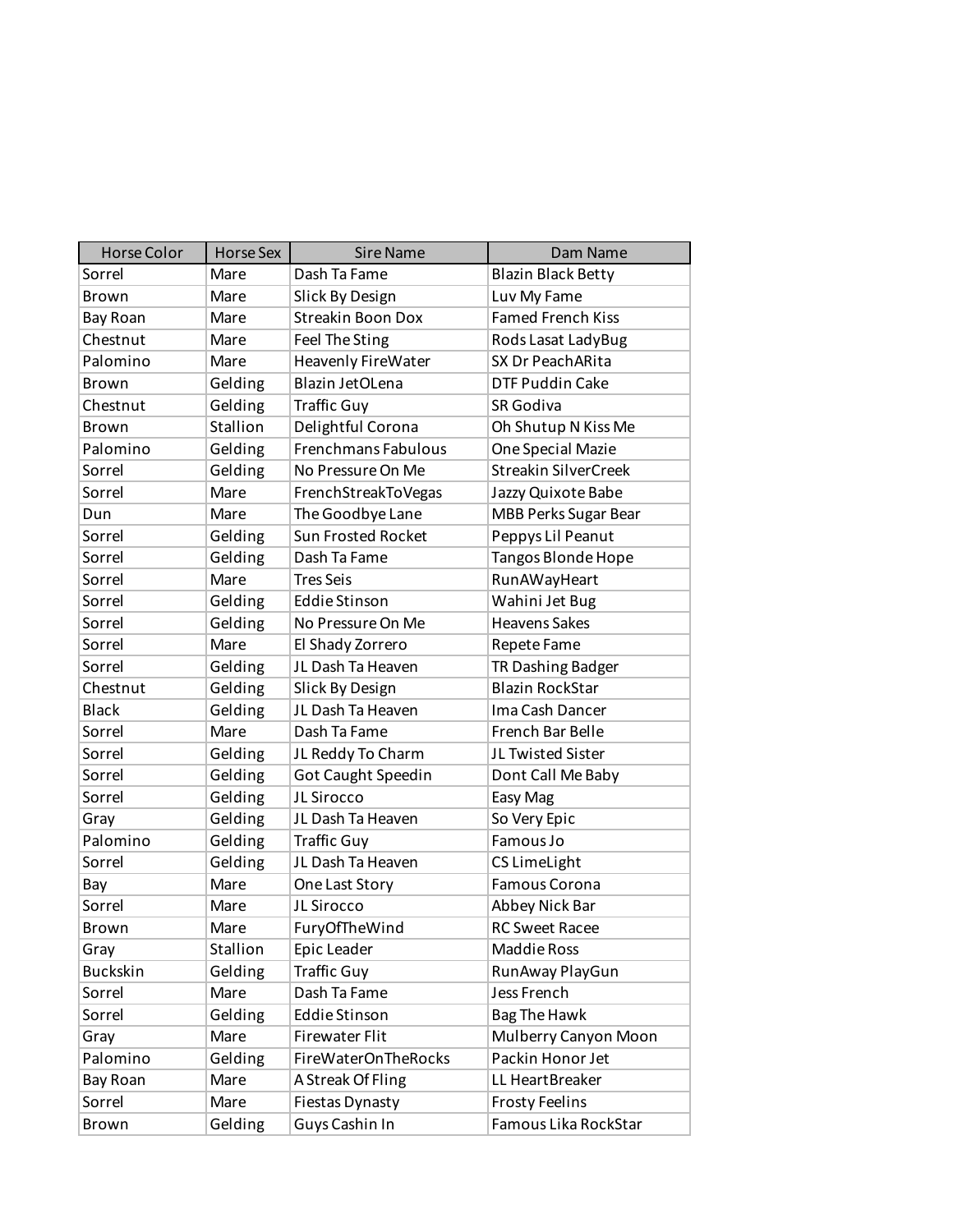| Horse Color | Horse Sex | Sire Name | Dam Name |
|---|---|---|---|
| Sorrel | Mare | Dash Ta Fame | Blazin Black Betty |
| Brown | Mare | Slick By Design | Luv My Fame |
| Bay Roan | Mare | Streakin Boon Dox | Famed French Kiss |
| Chestnut | Mare | Feel The Sting | Rods Lasat LadyBug |
| Palomino | Mare | Heavenly FireWater | SX Dr PeachARita |
| Brown | Gelding | Blazin JetOLena | DTF Puddin Cake |
| Chestnut | Gelding | Traffic Guy | SR Godiva |
| Brown | Stallion | Delightful Corona | Oh Shutup N Kiss Me |
| Palomino | Gelding | Frenchmans Fabulous | One Special Mazie |
| Sorrel | Gelding | No Pressure On Me | Streakin SilverCreek |
| Sorrel | Mare | FrenchStreakToVegas | Jazzy Quixote Babe |
| Dun | Mare | The Goodbye Lane | MBB Perks Sugar Bear |
| Sorrel | Gelding | Sun Frosted Rocket | Peppys Lil Peanut |
| Sorrel | Gelding | Dash Ta Fame | Tangos Blonde Hope |
| Sorrel | Mare | Tres Seis | RunAWayHeart |
| Sorrel | Gelding | Eddie Stinson | Wahini Jet Bug |
| Sorrel | Gelding | No Pressure On Me | Heavens Sakes |
| Sorrel | Mare | El Shady Zorrero | Repete Fame |
| Sorrel | Gelding | JL Dash Ta Heaven | TR Dashing Badger |
| Chestnut | Gelding | Slick By Design | Blazin RockStar |
| Black | Gelding | JL Dash Ta Heaven | Ima Cash Dancer |
| Sorrel | Mare | Dash Ta Fame | French Bar Belle |
| Sorrel | Gelding | JL Reddy To Charm | JL Twisted Sister |
| Sorrel | Gelding | Got Caught Speedin | Dont Call Me Baby |
| Sorrel | Gelding | JL Sirocco | Easy Mag |
| Gray | Gelding | JL Dash Ta Heaven | So Very Epic |
| Palomino | Gelding | Traffic Guy | Famous Jo |
| Sorrel | Gelding | JL Dash Ta Heaven | CS LimeLight |
| Bay | Mare | One Last Story | Famous Corona |
| Sorrel | Mare | JL Sirocco | Abbey Nick Bar |
| Brown | Mare | FuryOfTheWind | RC Sweet Racee |
| Gray | Stallion | Epic Leader | Maddie Ross |
| Buckskin | Gelding | Traffic Guy | RunAway PlayGun |
| Sorrel | Mare | Dash Ta Fame | Jess French |
| Sorrel | Gelding | Eddie Stinson | Bag The Hawk |
| Gray | Mare | Firewater Flit | Mulberry Canyon Moon |
| Palomino | Gelding | FireWaterOnTheRocks | Packin Honor Jet |
| Bay Roan | Mare | A Streak Of Fling | LL HeartBreaker |
| Sorrel | Mare | Fiestas Dynasty | Frosty Feelins |
| Brown | Gelding | Guys Cashin In | Famous Lika RockStar |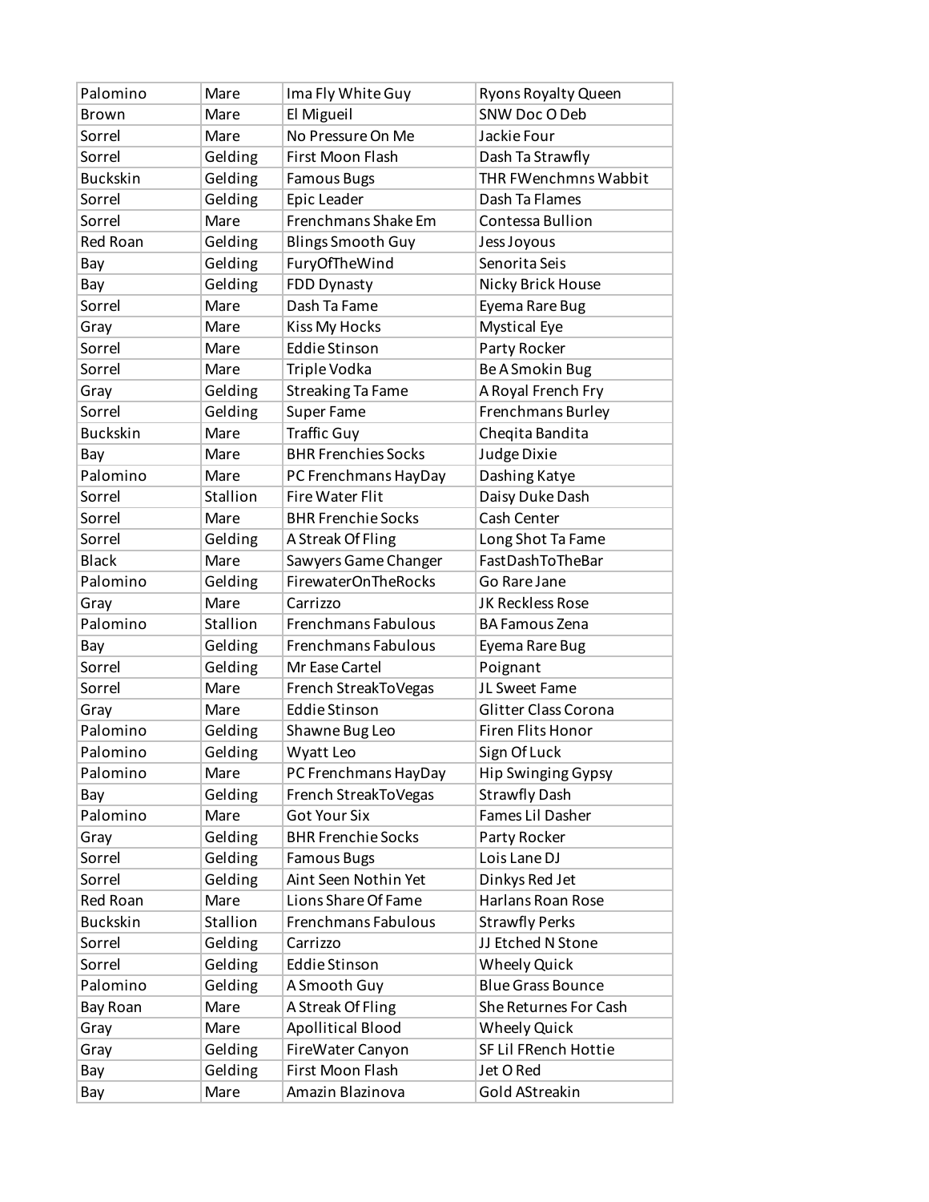| | | | |
|---|---|---|---|
| Palomino | Mare | Ima Fly White Guy | Ryons Royalty Queen |
| Brown | Mare | El Migueil | SNW Doc O Deb |
| Sorrel | Mare | No Pressure On Me | Jackie Four |
| Sorrel | Gelding | First Moon Flash | Dash Ta Strawfly |
| Buckskin | Gelding | Famous Bugs | THR FWenchmns Wabbit |
| Sorrel | Gelding | Epic Leader | Dash Ta Flames |
| Sorrel | Mare | Frenchmans Shake Em | Contessa Bullion |
| Red Roan | Gelding | Blings Smooth Guy | Jess Joyous |
| Bay | Gelding | FuryOfTheWind | Senorita Seis |
| Bay | Gelding | FDD Dynasty | Nicky Brick House |
| Sorrel | Mare | Dash Ta Fame | Eyema Rare Bug |
| Gray | Mare | Kiss My Hocks | Mystical Eye |
| Sorrel | Mare | Eddie Stinson | Party Rocker |
| Sorrel | Mare | Triple Vodka | Be A Smokin Bug |
| Gray | Gelding | Streaking Ta Fame | A Royal French Fry |
| Sorrel | Gelding | Super Fame | Frenchmans Burley |
| Buckskin | Mare | Traffic Guy | Cheqita Bandita |
| Bay | Mare | BHR Frenchies Socks | Judge Dixie |
| Palomino | Mare | PC Frenchmans HayDay | Dashing Katye |
| Sorrel | Stallion | Fire Water Flit | Daisy Duke Dash |
| Sorrel | Mare | BHR Frenchie Socks | Cash Center |
| Sorrel | Gelding | A Streak Of Fling | Long Shot Ta Fame |
| Black | Mare | Sawyers Game Changer | FastDashToTheBar |
| Palomino | Gelding | FirewaterOnTheRocks | Go Rare Jane |
| Gray | Mare | Carrizzo | JK Reckless Rose |
| Palomino | Stallion | Frenchmans Fabulous | BA Famous Zena |
| Bay | Gelding | Frenchmans Fabulous | Eyema Rare Bug |
| Sorrel | Gelding | Mr Ease Cartel | Poignant |
| Sorrel | Mare | French StreakToVegas | JL Sweet Fame |
| Gray | Mare | Eddie Stinson | Glitter Class Corona |
| Palomino | Gelding | Shawne Bug Leo | Firen Flits Honor |
| Palomino | Gelding | Wyatt Leo | Sign Of Luck |
| Palomino | Mare | PC Frenchmans HayDay | Hip Swinging Gypsy |
| Bay | Gelding | French StreakToVegas | Strawfly Dash |
| Palomino | Mare | Got Your Six | Fames Lil Dasher |
| Gray | Gelding | BHR Frenchie Socks | Party Rocker |
| Sorrel | Gelding | Famous Bugs | Lois Lane DJ |
| Sorrel | Gelding | Aint Seen Nothin Yet | Dinkys Red Jet |
| Red Roan | Mare | Lions Share Of Fame | Harlans Roan Rose |
| Buckskin | Stallion | Frenchmans Fabulous | Strawfly Perks |
| Sorrel | Gelding | Carrizzo | JJ Etched N Stone |
| Sorrel | Gelding | Eddie Stinson | Wheely Quick |
| Palomino | Gelding | A Smooth Guy | Blue Grass Bounce |
| Bay Roan | Mare | A Streak Of Fling | She Returnes For Cash |
| Gray | Mare | Apollitical Blood | Wheely Quick |
| Gray | Gelding | FireWater Canyon | SF Lil FRench Hottie |
| Bay | Gelding | First Moon Flash | Jet O Red |
| Bay | Mare | Amazin Blazinova | Gold AStreakin |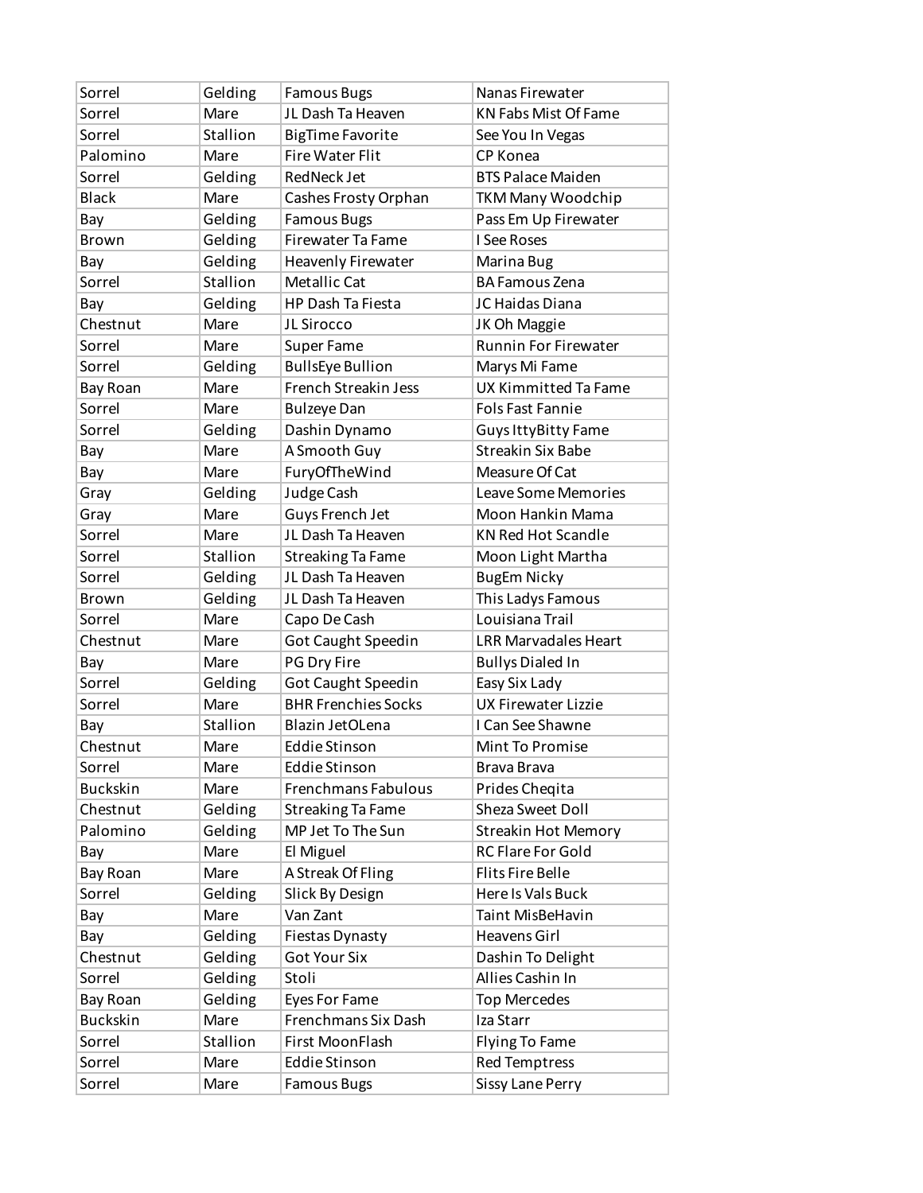| Sorrel | Gelding | Famous Bugs | Nanas Firewater |
|---|---|---|---|
| Sorrel | Mare | JL Dash Ta Heaven | KN Fabs Mist Of Fame |
| Sorrel | Stallion | BigTime Favorite | See You In Vegas |
| Palomino | Mare | Fire Water Flit | CP Konea |
| Sorrel | Gelding | RedNeck Jet | BTS Palace Maiden |
| Black | Mare | Cashes Frosty Orphan | TKM Many Woodchip |
| Bay | Gelding | Famous Bugs | Pass Em Up Firewater |
| Brown | Gelding | Firewater Ta Fame | I See Roses |
| Bay | Gelding | Heavenly Firewater | Marina Bug |
| Sorrel | Stallion | Metallic Cat | BA Famous Zena |
| Bay | Gelding | HP Dash Ta Fiesta | JC Haidas Diana |
| Chestnut | Mare | JL Sirocco | JK Oh Maggie |
| Sorrel | Mare | Super Fame | Runnin For Firewater |
| Sorrel | Gelding | BullsEye Bullion | Marys Mi Fame |
| Bay Roan | Mare | French Streakin Jess | UX Kimmitted Ta Fame |
| Sorrel | Mare | Bulzeye Dan | Fols Fast Fannie |
| Sorrel | Gelding | Dashin Dynamo | Guys IttyBitty Fame |
| Bay | Mare | A Smooth Guy | Streakin Six Babe |
| Bay | Mare | FuryOfTheWind | Measure Of Cat |
| Gray | Gelding | Judge Cash | Leave Some Memories |
| Gray | Mare | Guys French Jet | Moon Hankin Mama |
| Sorrel | Mare | JL Dash Ta Heaven | KN Red Hot Scandle |
| Sorrel | Stallion | Streaking Ta Fame | Moon Light Martha |
| Sorrel | Gelding | JL Dash Ta Heaven | BugEm Nicky |
| Brown | Gelding | JL Dash Ta Heaven | This Ladys Famous |
| Sorrel | Mare | Capo De Cash | Louisiana Trail |
| Chestnut | Mare | Got Caught Speedin | LRR Marvadales Heart |
| Bay | Mare | PG Dry Fire | Bullys Dialed In |
| Sorrel | Gelding | Got Caught Speedin | Easy Six Lady |
| Sorrel | Mare | BHR Frenchies Socks | UX Firewater Lizzie |
| Bay | Stallion | Blazin JetOLena | I Can See Shawne |
| Chestnut | Mare | Eddie Stinson | Mint To Promise |
| Sorrel | Mare | Eddie Stinson | Brava Brava |
| Buckskin | Mare | Frenchmans Fabulous | Prides Cheqita |
| Chestnut | Gelding | Streaking Ta Fame | Sheza Sweet Doll |
| Palomino | Gelding | MP Jet To The Sun | Streakin Hot Memory |
| Bay | Mare | El Miguel | RC Flare For Gold |
| Bay Roan | Mare | A Streak Of Fling | Flits Fire Belle |
| Sorrel | Gelding | Slick By Design | Here Is Vals Buck |
| Bay | Mare | Van Zant | Taint MisBeHavin |
| Bay | Gelding | Fiestas Dynasty | Heavens Girl |
| Chestnut | Gelding | Got Your Six | Dashin To Delight |
| Sorrel | Gelding | Stoli | Allies Cashin In |
| Bay Roan | Gelding | Eyes For Fame | Top Mercedes |
| Buckskin | Mare | Frenchmans Six Dash | Iza Starr |
| Sorrel | Stallion | First MoonFlash | Flying To Fame |
| Sorrel | Mare | Eddie Stinson | Red Temptress |
| Sorrel | Mare | Famous Bugs | Sissy Lane Perry |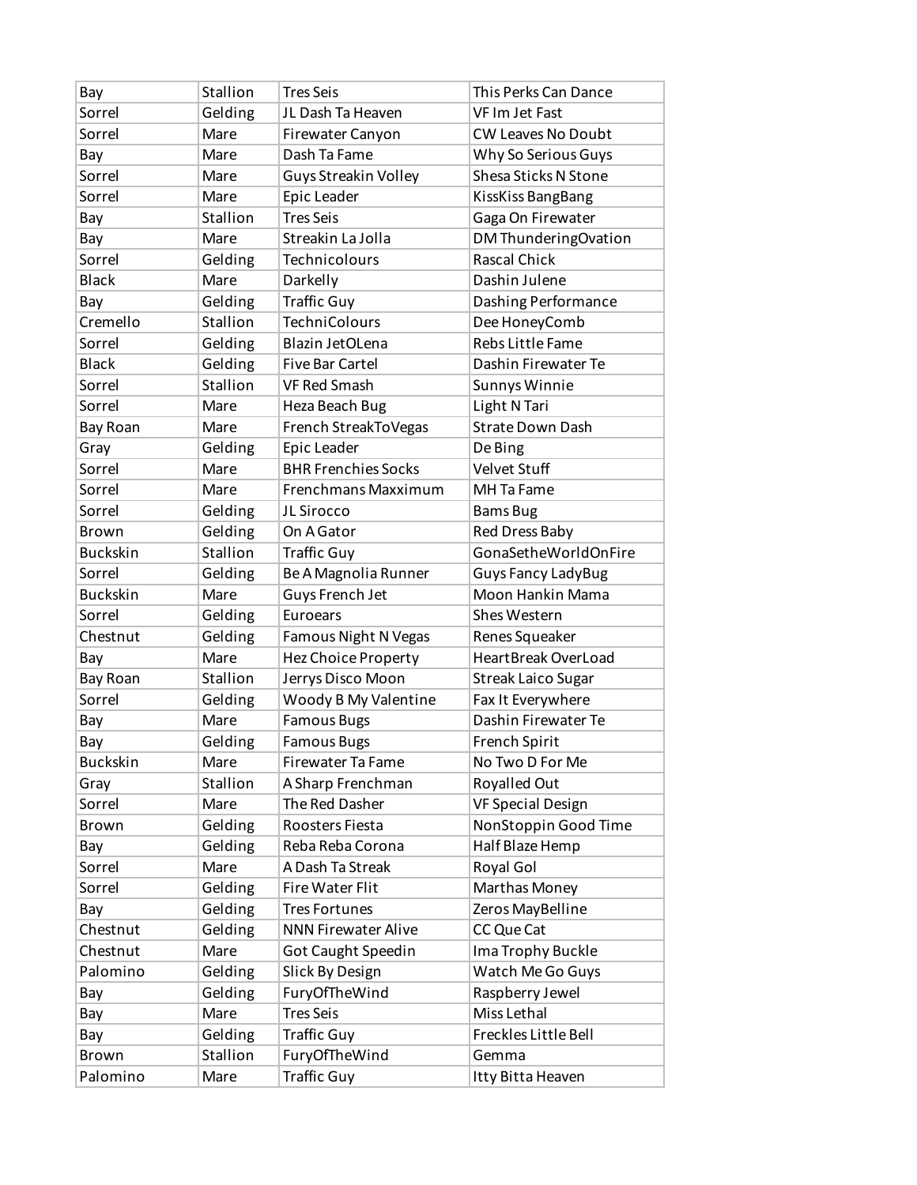| | | | |
|---|---|---|---|
| Bay | Stallion | Tres Seis | This Perks Can Dance |
| Sorrel | Gelding | JL Dash Ta Heaven | VF Im Jet Fast |
| Sorrel | Mare | Firewater Canyon | CW Leaves No Doubt |
| Bay | Mare | Dash Ta Fame | Why So Serious Guys |
| Sorrel | Mare | Guys Streakin Volley | Shesa Sticks N Stone |
| Sorrel | Mare | Epic Leader | KissKiss BangBang |
| Bay | Stallion | Tres Seis | Gaga On Firewater |
| Bay | Mare | Streakin La Jolla | DM ThunderingOvation |
| Sorrel | Gelding | Technicolours | Rascal Chick |
| Black | Mare | Darkelly | Dashin Julene |
| Bay | Gelding | Traffic Guy | Dashing Performance |
| Cremello | Stallion | TechniColours | Dee HoneyComb |
| Sorrel | Gelding | Blazin JetOLena | Rebs Little Fame |
| Black | Gelding | Five Bar Cartel | Dashin Firewater Te |
| Sorrel | Stallion | VF Red Smash | Sunnys Winnie |
| Sorrel | Mare | Heza Beach Bug | Light N Tari |
| Bay Roan | Mare | French StreakToVegas | Strate Down Dash |
| Gray | Gelding | Epic Leader | De Bing |
| Sorrel | Mare | BHR Frenchies Socks | Velvet Stuff |
| Sorrel | Mare | Frenchmans Maxximum | MH Ta Fame |
| Sorrel | Gelding | JL Sirocco | Bams Bug |
| Brown | Gelding | On A Gator | Red Dress Baby |
| Buckskin | Stallion | Traffic Guy | GonaSetheWorldOnFire |
| Sorrel | Gelding | Be A Magnolia Runner | Guys Fancy LadyBug |
| Buckskin | Mare | Guys French Jet | Moon Hankin Mama |
| Sorrel | Gelding | Euroears | Shes Western |
| Chestnut | Gelding | Famous Night N Vegas | Renes Squeaker |
| Bay | Mare | Hez Choice Property | HeartBreak OverLoad |
| Bay Roan | Stallion | Jerrys Disco Moon | Streak Laico Sugar |
| Sorrel | Gelding | Woody B My Valentine | Fax It Everywhere |
| Bay | Mare | Famous Bugs | Dashin Firewater Te |
| Bay | Gelding | Famous Bugs | French Spirit |
| Buckskin | Mare | Firewater Ta Fame | No Two D For Me |
| Gray | Stallion | A Sharp Frenchman | Royalled Out |
| Sorrel | Mare | The Red Dasher | VF Special Design |
| Brown | Gelding | Roosters Fiesta | NonStoppin Good Time |
| Bay | Gelding | Reba Reba Corona | Half Blaze Hemp |
| Sorrel | Mare | A Dash Ta Streak | Royal Gol |
| Sorrel | Gelding | Fire Water Flit | Marthas Money |
| Bay | Gelding | Tres Fortunes | Zeros MayBelline |
| Chestnut | Gelding | NNN Firewater Alive | CC Que Cat |
| Chestnut | Mare | Got Caught Speedin | Ima Trophy Buckle |
| Palomino | Gelding | Slick By Design | Watch Me Go Guys |
| Bay | Gelding | FuryOfTheWind | Raspberry Jewel |
| Bay | Mare | Tres Seis | Miss Lethal |
| Bay | Gelding | Traffic Guy | Freckles Little Bell |
| Brown | Stallion | FuryOfTheWind | Gemma |
| Palomino | Mare | Traffic Guy | Itty Bitta Heaven |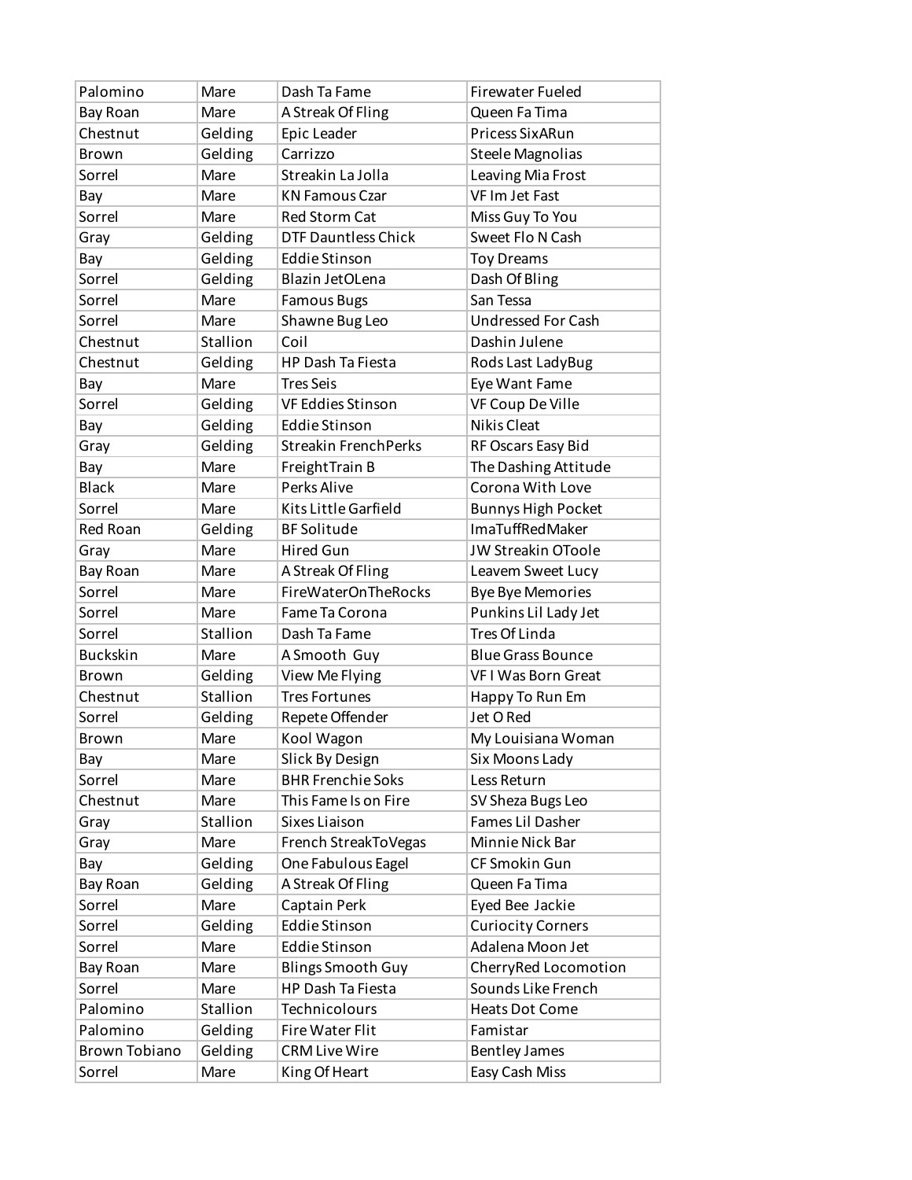| Palomino | Mare | Dash Ta Fame | Firewater Fueled |
|---|---|---|---|
| Bay Roan | Mare | A Streak Of Fling | Queen Fa Tima |
| Chestnut | Gelding | Epic Leader | Pricess SixARun |
| Brown | Gelding | Carrizzo | Steele Magnolias |
| Sorrel | Mare | Streakin La Jolla | Leaving Mia Frost |
| Bay | Mare | KN Famous Czar | VF Im Jet Fast |
| Sorrel | Mare | Red Storm Cat | Miss Guy To You |
| Gray | Gelding | DTF Dauntless Chick | Sweet Flo N Cash |
| Bay | Gelding | Eddie Stinson | Toy Dreams |
| Sorrel | Gelding | Blazin JetOLena | Dash Of Bling |
| Sorrel | Mare | Famous Bugs | San Tessa |
| Sorrel | Mare | Shawne Bug Leo | Undressed For Cash |
| Chestnut | Stallion | Coil | Dashin Julene |
| Chestnut | Gelding | HP Dash Ta Fiesta | Rods Last LadyBug |
| Bay | Mare | Tres Seis | Eye Want Fame |
| Sorrel | Gelding | VF Eddies Stinson | VF Coup De Ville |
| Bay | Gelding | Eddie Stinson | Nikis Cleat |
| Gray | Gelding | Streakin FrenchPerks | RF Oscars Easy Bid |
| Bay | Mare | FreightTrain B | The Dashing Attitude |
| Black | Mare | Perks Alive | Corona With Love |
| Sorrel | Mare | Kits Little Garfield | Bunnys High Pocket |
| Red Roan | Gelding | BF Solitude | ImaTuffRedMaker |
| Gray | Mare | Hired Gun | JW Streakin OToole |
| Bay Roan | Mare | A Streak Of Fling | Leavem Sweet Lucy |
| Sorrel | Mare | FireWaterOnTheRocks | Bye Bye Memories |
| Sorrel | Mare | Fame Ta Corona | Punkins Lil Lady Jet |
| Sorrel | Stallion | Dash Ta Fame | Tres Of Linda |
| Buckskin | Mare | A Smooth Guy | Blue Grass Bounce |
| Brown | Gelding | View Me Flying | VF I Was Born Great |
| Chestnut | Stallion | Tres Fortunes | Happy To Run Em |
| Sorrel | Gelding | Repete Offender | Jet O Red |
| Brown | Mare | Kool Wagon | My Louisiana Woman |
| Bay | Mare | Slick By Design | Six Moons Lady |
| Sorrel | Mare | BHR Frenchie Soks | Less Return |
| Chestnut | Mare | This Fame Is on Fire | SV Sheza Bugs Leo |
| Gray | Stallion | Sixes Liaison | Fames Lil Dasher |
| Gray | Mare | French StreakToVegas | Minnie Nick Bar |
| Bay | Gelding | One Fabulous Eagel | CF Smokin Gun |
| Bay Roan | Gelding | A Streak Of Fling | Queen Fa Tima |
| Sorrel | Mare | Captain Perk | Eyed Bee Jackie |
| Sorrel | Gelding | Eddie Stinson | Curiocity Corners |
| Sorrel | Mare | Eddie Stinson | Adalena Moon Jet |
| Bay Roan | Mare | Blings Smooth Guy | CherryRed Locomotion |
| Sorrel | Mare | HP Dash Ta Fiesta | Sounds Like French |
| Palomino | Stallion | Technicolours | Heats Dot Come |
| Palomino | Gelding | Fire Water Flit | Famistar |
| Brown Tobiano | Gelding | CRM Live Wire | Bentley James |
| Sorrel | Mare | King Of Heart | Easy Cash Miss |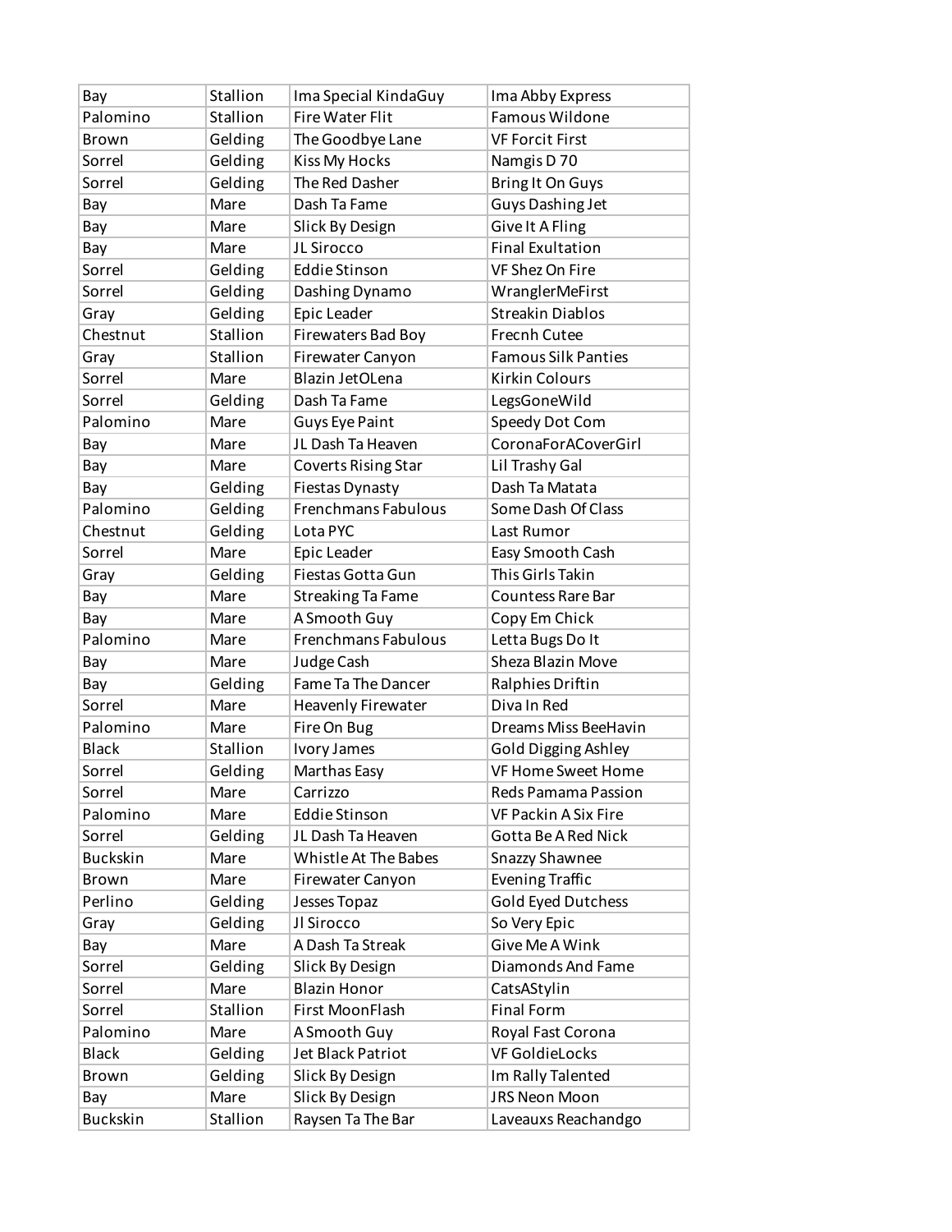| | | | |
|---|---|---|---|
| Bay | Stallion | Ima Special KindaGuy | Ima Abby Express |
| Palomino | Stallion | Fire Water Flit | Famous Wildone |
| Brown | Gelding | The Goodbye Lane | VF Forcit First |
| Sorrel | Gelding | Kiss My Hocks | Namgis D 70 |
| Sorrel | Gelding | The Red Dasher | Bring It On Guys |
| Bay | Mare | Dash Ta Fame | Guys Dashing Jet |
| Bay | Mare | Slick By Design | Give It A Fling |
| Bay | Mare | JL Sirocco | Final Exultation |
| Sorrel | Gelding | Eddie Stinson | VF Shez On Fire |
| Sorrel | Gelding | Dashing Dynamo | WranglerMeFirst |
| Gray | Gelding | Epic Leader | Streakin Diablos |
| Chestnut | Stallion | Firewaters Bad Boy | Frecnh Cutee |
| Gray | Stallion | Firewater Canyon | Famous Silk Panties |
| Sorrel | Mare | Blazin JetOLena | Kirkin Colours |
| Sorrel | Gelding | Dash Ta Fame | LegsGoneWild |
| Palomino | Mare | Guys Eye Paint | Speedy Dot Com |
| Bay | Mare | JL Dash Ta Heaven | CoronaForACoverGirl |
| Bay | Mare | Coverts Rising Star | Lil Trashy Gal |
| Bay | Gelding | Fiestas Dynasty | Dash Ta Matata |
| Palomino | Gelding | Frenchmans Fabulous | Some Dash Of Class |
| Chestnut | Gelding | Lota PYC | Last Rumor |
| Sorrel | Mare | Epic Leader | Easy Smooth Cash |
| Gray | Gelding | Fiestas Gotta Gun | This Girls Takin |
| Bay | Mare | Streaking Ta Fame | Countess Rare Bar |
| Bay | Mare | A Smooth Guy | Copy Em Chick |
| Palomino | Mare | Frenchmans Fabulous | Letta Bugs Do It |
| Bay | Mare | Judge Cash | Sheza Blazin Move |
| Bay | Gelding | Fame Ta The Dancer | Ralphies Driftin |
| Sorrel | Mare | Heavenly Firewater | Diva In Red |
| Palomino | Mare | Fire On Bug | Dreams Miss BeeHavin |
| Black | Stallion | Ivory James | Gold Digging Ashley |
| Sorrel | Gelding | Marthas Easy | VF Home Sweet Home |
| Sorrel | Mare | Carrizzo | Reds Pamama Passion |
| Palomino | Mare | Eddie Stinson | VF Packin A Six Fire |
| Sorrel | Gelding | JL Dash Ta Heaven | Gotta Be A Red Nick |
| Buckskin | Mare | Whistle At The Babes | Snazzy Shawnee |
| Brown | Mare | Firewater Canyon | Evening Traffic |
| Perlino | Gelding | Jesses Topaz | Gold Eyed Dutchess |
| Gray | Gelding | Jl Sirocco | So Very Epic |
| Bay | Mare | A Dash Ta Streak | Give Me A Wink |
| Sorrel | Gelding | Slick By Design | Diamonds And Fame |
| Sorrel | Mare | Blazin Honor | CatsAStylin |
| Sorrel | Stallion | First MoonFlash | Final Form |
| Palomino | Mare | A Smooth Guy | Royal Fast Corona |
| Black | Gelding | Jet Black Patriot | VF GoldieLocks |
| Brown | Gelding | Slick By Design | Im Rally Talented |
| Bay | Mare | Slick By Design | JRS Neon Moon |
| Buckskin | Stallion | Raysen Ta The Bar | Laveauxs Reachandgo |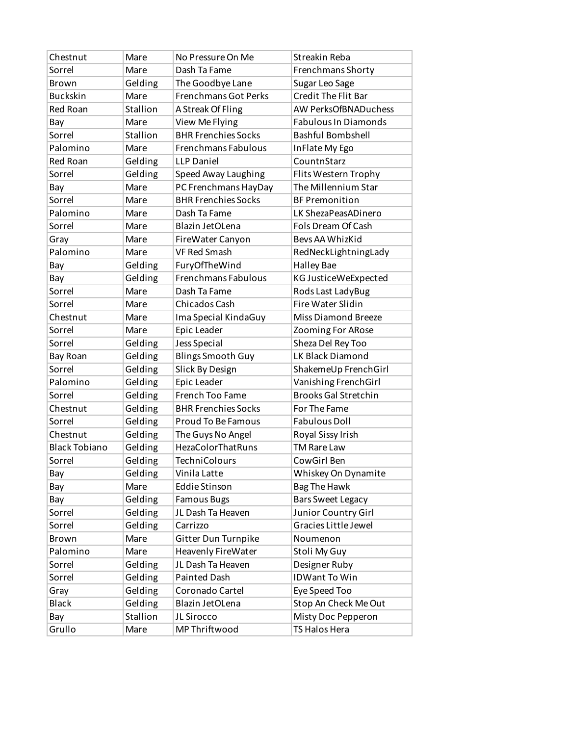| Chestnut | Mare | No Pressure On Me | Streakin Reba |
|---|---|---|---|
| Sorrel | Mare | Dash Ta Fame | Frenchmans Shorty |
| Brown | Gelding | The Goodbye Lane | Sugar Leo Sage |
| Buckskin | Mare | Frenchmans Got Perks | Credit The Flit Bar |
| Red Roan | Stallion | A Streak Of Fling | AW PerksOfBNADuchess |
| Bay | Mare | View Me Flying | Fabulous In Diamonds |
| Sorrel | Stallion | BHR Frenchies Socks | Bashful Bombshell |
| Palomino | Mare | Frenchmans Fabulous | InFlate My Ego |
| Red Roan | Gelding | LLP Daniel | CountnStarz |
| Sorrel | Gelding | Speed Away Laughing | Flits Western Trophy |
| Bay | Mare | PC Frenchmans HayDay | The Millennium Star |
| Sorrel | Mare | BHR Frenchies Socks | BF Premonition |
| Palomino | Mare | Dash Ta Fame | LK ShezaPeasADinero |
| Sorrel | Mare | Blazin JetOLena | Fols Dream Of Cash |
| Gray | Mare | FireWater Canyon | Bevs AA WhizKid |
| Palomino | Mare | VF Red Smash | RedNeckLightningLady |
| Bay | Gelding | FuryOfTheWind | Halley Bae |
| Bay | Gelding | Frenchmans Fabulous | KG JusticeWeExpected |
| Sorrel | Mare | Dash Ta Fame | Rods Last LadyBug |
| Sorrel | Mare | Chicados Cash | Fire Water Slidin |
| Chestnut | Mare | Ima Special KindaGuy | Miss Diamond Breeze |
| Sorrel | Mare | Epic Leader | Zooming For ARose |
| Sorrel | Gelding | Jess Special | Sheza Del Rey Too |
| Bay Roan | Gelding | Blings Smooth Guy | LK Black Diamond |
| Sorrel | Gelding | Slick By Design | ShakemeUp FrenchGirl |
| Palomino | Gelding | Epic Leader | Vanishing FrenchGirl |
| Sorrel | Gelding | French Too Fame | Brooks Gal Stretchin |
| Chestnut | Gelding | BHR Frenchies Socks | For The Fame |
| Sorrel | Gelding | Proud To Be Famous | Fabulous Doll |
| Chestnut | Gelding | The Guys No Angel | Royal Sissy Irish |
| Black Tobiano | Gelding | HezaColorThatRuns | TM Rare Law |
| Sorrel | Gelding | TechniColours | CowGirl Ben |
| Bay | Gelding | Vinila Latte | Whiskey On Dynamite |
| Bay | Mare | Eddie Stinson | Bag The Hawk |
| Bay | Gelding | Famous Bugs | Bars Sweet Legacy |
| Sorrel | Gelding | JL Dash Ta Heaven | Junior Country Girl |
| Sorrel | Gelding | Carrizzo | Gracies Little Jewel |
| Brown | Mare | Gitter Dun Turnpike | Noumenon |
| Palomino | Mare | Heavenly FireWater | Stoli My Guy |
| Sorrel | Gelding | JL Dash Ta Heaven | Designer Ruby |
| Sorrel | Gelding | Painted Dash | IDWant To Win |
| Gray | Gelding | Coronado Cartel | Eye Speed Too |
| Black | Gelding | Blazin JetOLena | Stop An Check Me Out |
| Bay | Stallion | JL Sirocco | Misty Doc Pepperon |
| Grullo | Mare | MP Thriftwood | TS Halos Hera |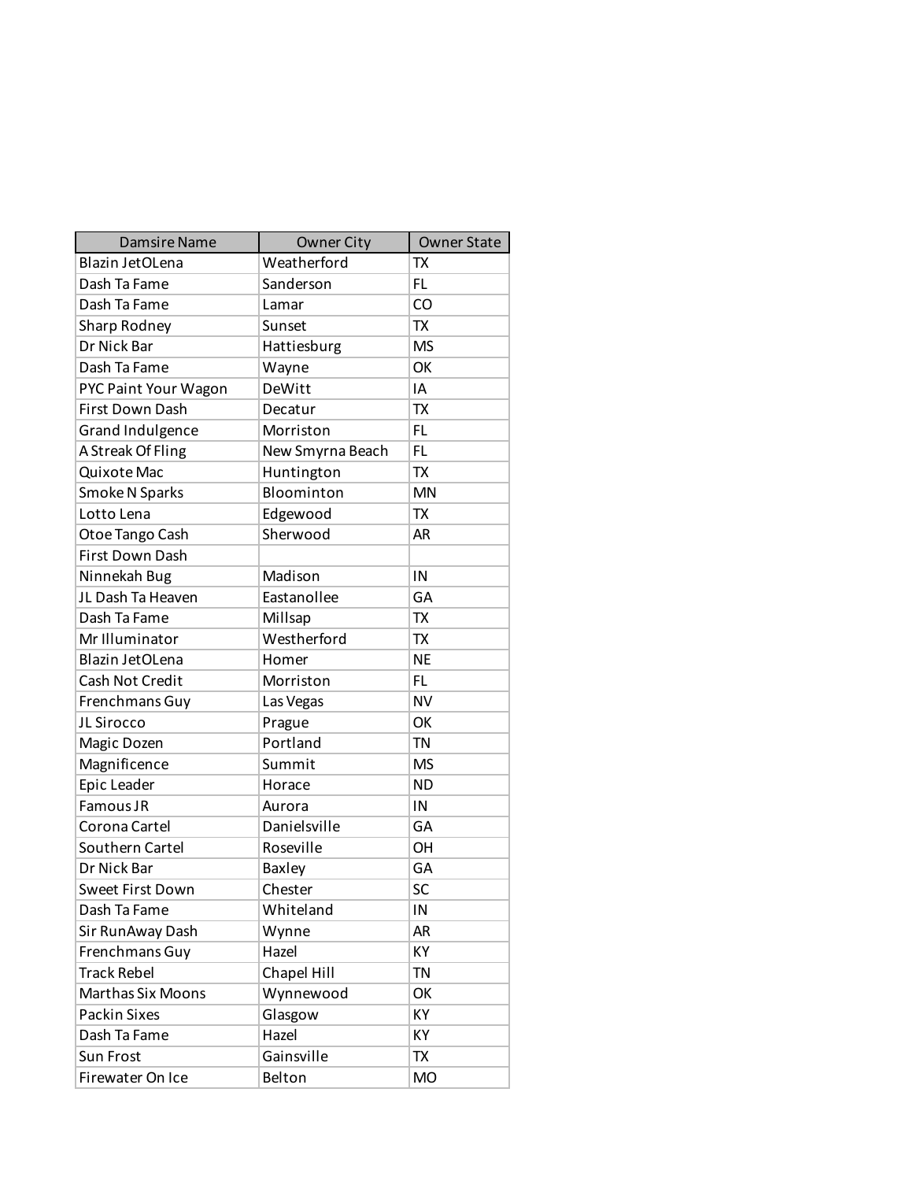| Damsire Name | Owner City | Owner State |
| --- | --- | --- |
| Blazin JetOLena | Weatherford | TX |
| Dash Ta Fame | Sanderson | FL |
| Dash Ta Fame | Lamar | CO |
| Sharp Rodney | Sunset | TX |
| Dr Nick Bar | Hattiesburg | MS |
| Dash Ta Fame | Wayne | OK |
| PYC Paint Your Wagon | DeWitt | IA |
| First Down Dash | Decatur | TX |
| Grand Indulgence | Morriston | FL |
| A Streak Of Fling | New Smyrna Beach | FL |
| Quixote Mac | Huntington | TX |
| Smoke N Sparks | Bloominton | MN |
| Lotto Lena | Edgewood | TX |
| Otoe Tango Cash | Sherwood | AR |
| First Down Dash | | |
| Ninnekah Bug | Madison | IN |
| JL Dash Ta Heaven | Eastanollee | GA |
| Dash Ta Fame | Millsap | TX |
| Mr Illuminator | Westherford | TX |
| Blazin JetOLena | Homer | NE |
| Cash Not Credit | Morriston | FL |
| Frenchmans Guy | Las Vegas | NV |
| JL Sirocco | Prague | OK |
| Magic Dozen | Portland | TN |
| Magnificence | Summit | MS |
| Epic Leader | Horace | ND |
| Famous JR | Aurora | IN |
| Corona Cartel | Danielsville | GA |
| Southern Cartel | Roseville | OH |
| Dr Nick Bar | Baxley | GA |
| Sweet First Down | Chester | SC |
| Dash Ta Fame | Whiteland | IN |
| Sir RunAway Dash | Wynne | AR |
| Frenchmans Guy | Hazel | KY |
| Track Rebel | Chapel Hill | TN |
| Marthas Six Moons | Wynnewood | OK |
| Packin Sixes | Glasgow | KY |
| Dash Ta Fame | Hazel | KY |
| Sun Frost | Gainsville | TX |
| Firewater On Ice | Belton | MO |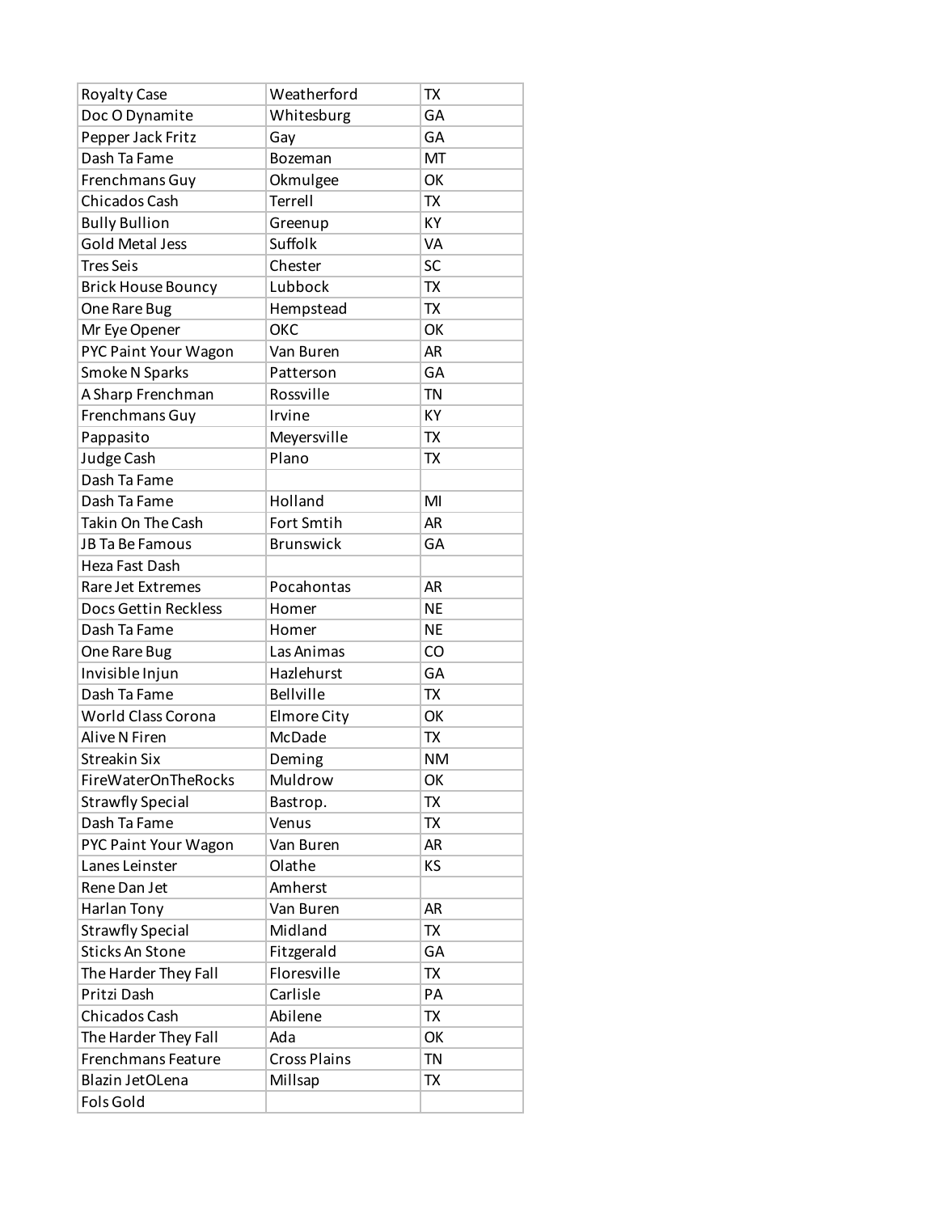| | | |
|---|---|---|
| Royalty Case | Weatherford | TX |
| Doc O Dynamite | Whitesburg | GA |
| Pepper Jack Fritz | Gay | GA |
| Dash Ta Fame | Bozeman | MT |
| Frenchmans Guy | Okmulgee | OK |
| Chicados Cash | Terrell | TX |
| Bully Bullion | Greenup | KY |
| Gold Metal Jess | Suffolk | VA |
| Tres Seis | Chester | SC |
| Brick House Bouncy | Lubbock | TX |
| One Rare Bug | Hempstead | TX |
| Mr Eye Opener | OKC | OK |
| PYC Paint Your Wagon | Van Buren | AR |
| Smoke N Sparks | Patterson | GA |
| A Sharp Frenchman | Rossville | TN |
| Frenchmans Guy | Irvine | KY |
| Pappasito | Meyersville | TX |
| Judge Cash | Plano | TX |
| Dash Ta Fame | | |
| Dash Ta Fame | Holland | MI |
| Takin On The Cash | Fort Smtih | AR |
| JB Ta Be Famous | Brunswick | GA |
| Heza Fast Dash | | |
| Rare Jet Extremes | Pocahontas | AR |
| Docs Gettin Reckless | Homer | NE |
| Dash Ta Fame | Homer | NE |
| One Rare Bug | Las Animas | CO |
| Invisible Injun | Hazlehurst | GA |
| Dash Ta Fame | Bellville | TX |
| World Class Corona | Elmore City | OK |
| Alive N Firen | McDade | TX |
| Streakin Six | Deming | NM |
| FireWaterOnTheRocks | Muldrow | OK |
| Strawfly Special | Bastrop. | TX |
| Dash Ta Fame | Venus | TX |
| PYC Paint Your Wagon | Van Buren | AR |
| Lanes Leinster | Olathe | KS |
| Rene Dan Jet | Amherst | |
| Harlan Tony | Van Buren | AR |
| Strawfly Special | Midland | TX |
| Sticks An Stone | Fitzgerald | GA |
| The Harder They Fall | Floresville | TX |
| Pritzi Dash | Carlisle | PA |
| Chicados Cash | Abilene | TX |
| The Harder They Fall | Ada | OK |
| Frenchmans Feature | Cross Plains | TN |
| Blazin JetOLena | Millsap | TX |
| Fols Gold | | |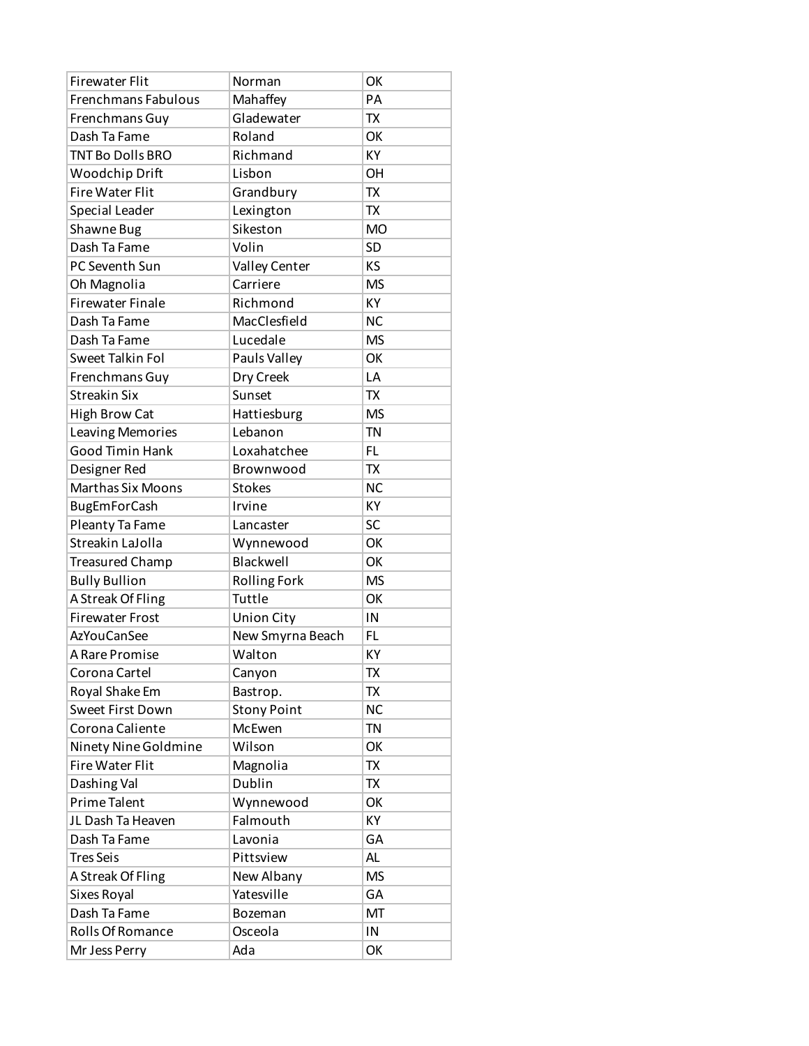| | | |
|---|---|---|
| Firewater Flit | Norman | OK |
| Frenchmans Fabulous | Mahaffey | PA |
| Frenchmans Guy | Gladewater | TX |
| Dash Ta Fame | Roland | OK |
| TNT Bo Dolls BRO | Richmand | KY |
| Woodchip Drift | Lisbon | OH |
| Fire Water Flit | Grandbury | TX |
| Special Leader | Lexington | TX |
| Shawne Bug | Sikeston | MO |
| Dash Ta Fame | Volin | SD |
| PC Seventh Sun | Valley Center | KS |
| Oh Magnolia | Carriere | MS |
| Firewater Finale | Richmond | KY |
| Dash Ta Fame | MacClesfield | NC |
| Dash Ta Fame | Lucedale | MS |
| Sweet Talkin Fol | Pauls Valley | OK |
| Frenchmans Guy | Dry Creek | LA |
| Streakin Six | Sunset | TX |
| High Brow Cat | Hattiesburg | MS |
| Leaving Memories | Lebanon | TN |
| Good Timin Hank | Loxahatchee | FL |
| Designer Red | Brownwood | TX |
| Marthas Six Moons | Stokes | NC |
| BugEmForCash | Irvine | KY |
| Pleanty Ta Fame | Lancaster | SC |
| Streakin LaJolla | Wynnewood | OK |
| Treasured Champ | Blackwell | OK |
| Bully Bullion | Rolling Fork | MS |
| A Streak Of Fling | Tuttle | OK |
| Firewater Frost | Union City | IN |
| AzYouCanSee | New Smyrna Beach | FL |
| A Rare Promise | Walton | KY |
| Corona Cartel | Canyon | TX |
| Royal Shake Em | Bastrop. | TX |
| Sweet First Down | Stony Point | NC |
| Corona Caliente | McEwen | TN |
| Ninety Nine Goldmine | Wilson | OK |
| Fire Water Flit | Magnolia | TX |
| Dashing Val | Dublin | TX |
| Prime Talent | Wynnewood | OK |
| JL Dash Ta Heaven | Falmouth | KY |
| Dash Ta Fame | Lavonia | GA |
| Tres Seis | Pittsview | AL |
| A Streak Of Fling | New Albany | MS |
| Sixes Royal | Yatesville | GA |
| Dash Ta Fame | Bozeman | MT |
| Rolls Of Romance | Osceola | IN |
| Mr Jess Perry | Ada | OK |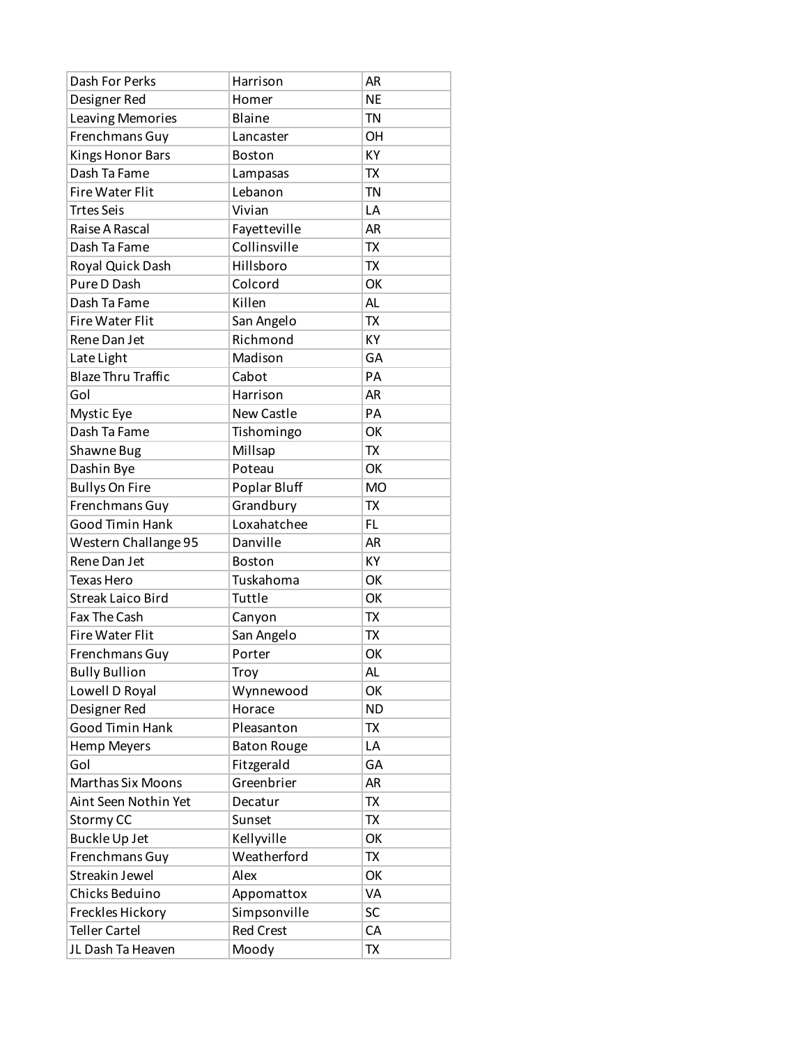| | | |
|---|---|---|
| Dash For Perks | Harrison | AR |
| Designer Red | Homer | NE |
| Leaving Memories | Blaine | TN |
| Frenchmans Guy | Lancaster | OH |
| Kings Honor Bars | Boston | KY |
| Dash Ta Fame | Lampasas | TX |
| Fire Water Flit | Lebanon | TN |
| Trtes Seis | Vivian | LA |
| Raise A Rascal | Fayetteville | AR |
| Dash Ta Fame | Collinsville | TX |
| Royal Quick Dash | Hillsboro | TX |
| Pure D Dash | Colcord | OK |
| Dash Ta Fame | Killen | AL |
| Fire Water Flit | San Angelo | TX |
| Rene Dan Jet | Richmond | KY |
| Late Light | Madison | GA |
| Blaze Thru Traffic | Cabot | PA |
| Gol | Harrison | AR |
| Mystic Eye | New Castle | PA |
| Dash Ta Fame | Tishomingo | OK |
| Shawne Bug | Millsap | TX |
| Dashin Bye | Poteau | OK |
| Bullys On Fire | Poplar Bluff | MO |
| Frenchmans Guy | Grandbury | TX |
| Good Timin Hank | Loxahatchee | FL |
| Western Challange 95 | Danville | AR |
| Rene Dan Jet | Boston | KY |
| Texas Hero | Tuskahoma | OK |
| Streak Laico Bird | Tuttle | OK |
| Fax The Cash | Canyon | TX |
| Fire Water Flit | San Angelo | TX |
| Frenchmans Guy | Porter | OK |
| Bully Bullion | Troy | AL |
| Lowell D Royal | Wynnewood | OK |
| Designer Red | Horace | ND |
| Good Timin Hank | Pleasanton | TX |
| Hemp Meyers | Baton Rouge | LA |
| Gol | Fitzgerald | GA |
| Marthas Six Moons | Greenbrier | AR |
| Aint Seen Nothin Yet | Decatur | TX |
| Stormy CC | Sunset | TX |
| Buckle Up Jet | Kellyville | OK |
| Frenchmans Guy | Weatherford | TX |
| Streakin Jewel | Alex | OK |
| Chicks Beduino | Appomattox | VA |
| Freckles Hickory | Simpsonville | SC |
| Teller Cartel | Red Crest | CA |
| JL Dash Ta Heaven | Moody | TX |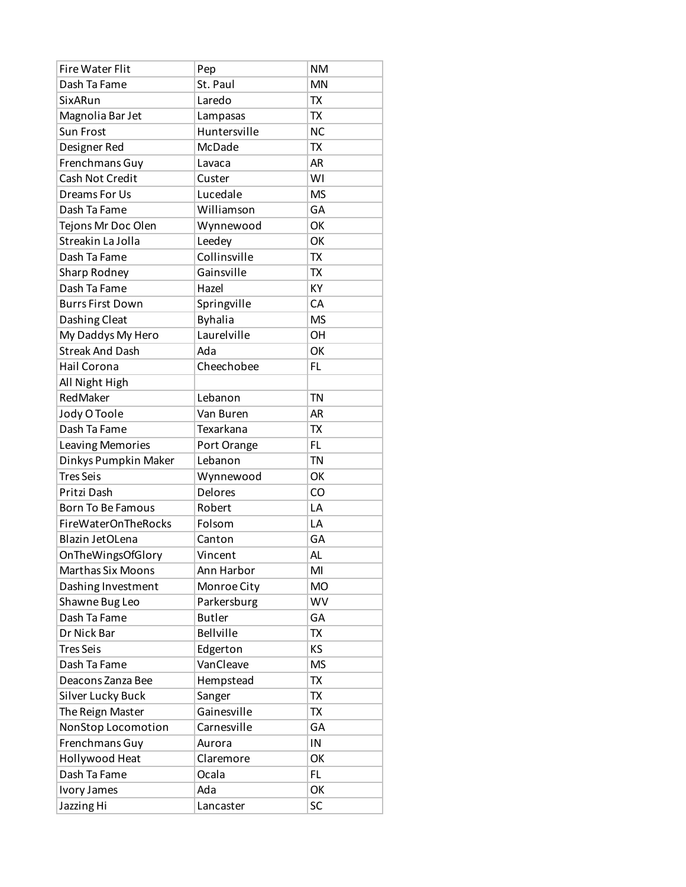| Fire Water Flit | Pep | NM |
|---|---|---|
| Dash Ta Fame | St. Paul | MN |
| SixARun | Laredo | TX |
| Magnolia Bar Jet | Lampasas | TX |
| Sun Frost | Huntersville | NC |
| Designer Red | McDade | TX |
| Frenchmans Guy | Lavaca | AR |
| Cash Not Credit | Custer | WI |
| Dreams For Us | Lucedale | MS |
| Dash Ta Fame | Williamson | GA |
| Tejons Mr Doc Olen | Wynnewood | OK |
| Streakin La Jolla | Leedey | OK |
| Dash Ta Fame | Collinsville | TX |
| Sharp Rodney | Gainsville | TX |
| Dash Ta Fame | Hazel | KY |
| Burrs First Down | Springville | CA |
| Dashing Cleat | Byhalia | MS |
| My Daddys My Hero | Laurelville | OH |
| Streak And Dash | Ada | OK |
| Hail Corona | Cheechobee | FL |
| All Night High | | |
| RedMaker | Lebanon | TN |
| Jody O Toole | Van Buren | AR |
| Dash Ta Fame | Texarkana | TX |
| Leaving Memories | Port Orange | FL |
| Dinkys Pumpkin Maker | Lebanon | TN |
| Tres Seis | Wynnewood | OK |
| Pritzi Dash | Delores | CO |
| Born To Be Famous | Robert | LA |
| FireWaterOnTheRocks | Folsom | LA |
| Blazin JetOLena | Canton | GA |
| OnTheWingsOfGlory | Vincent | AL |
| Marthas Six Moons | Ann Harbor | MI |
| Dashing Investment | Monroe City | MO |
| Shawne Bug Leo | Parkersburg | WV |
| Dash Ta Fame | Butler | GA |
| Dr Nick Bar | Bellville | TX |
| Tres Seis | Edgerton | KS |
| Dash Ta Fame | VanCleave | MS |
| Deacons Zanza Bee | Hempstead | TX |
| Silver Lucky Buck | Sanger | TX |
| The Reign Master | Gainesville | TX |
| NonStop Locomotion | Carnesville | GA |
| Frenchmans Guy | Aurora | IN |
| Hollywood Heat | Claremore | OK |
| Dash Ta Fame | Ocala | FL |
| Ivory James | Ada | OK |
| Jazzing Hi | Lancaster | SC |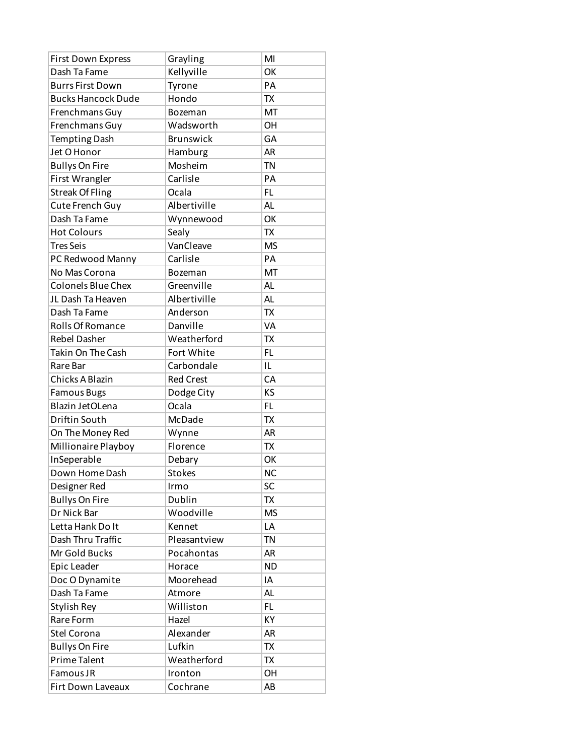| First Down Express | Grayling | MI |
|---|---|---|
| Dash Ta Fame | Kellyville | OK |
| Burrs First Down | Tyrone | PA |
| Bucks Hancock Dude | Hondo | TX |
| Frenchmans Guy | Bozeman | MT |
| Frenchmans Guy | Wadsworth | OH |
| Tempting Dash | Brunswick | GA |
| Jet O Honor | Hamburg | AR |
| Bullys On Fire | Mosheim | TN |
| First Wrangler | Carlisle | PA |
| Streak Of Fling | Ocala | FL |
| Cute French Guy | Albertiville | AL |
| Dash Ta Fame | Wynnewood | OK |
| Hot Colours | Sealy | TX |
| Tres Seis | VanCleave | MS |
| PC Redwood Manny | Carlisle | PA |
| No Mas Corona | Bozeman | MT |
| Colonels Blue Chex | Greenville | AL |
| JL Dash Ta Heaven | Albertiville | AL |
| Dash Ta Fame | Anderson | TX |
| Rolls Of Romance | Danville | VA |
| Rebel Dasher | Weatherford | TX |
| Takin On The Cash | Fort White | FL |
| Rare Bar | Carbondale | IL |
| Chicks A Blazin | Red Crest | CA |
| Famous Bugs | Dodge City | KS |
| Blazin JetOLena | Ocala | FL |
| Driftin South | McDade | TX |
| On The Money Red | Wynne | AR |
| Millionaire Playboy | Florence | TX |
| InSeperable | Debary | OK |
| Down Home Dash | Stokes | NC |
| Designer Red | Irmo | SC |
| Bullys On Fire | Dublin | TX |
| Dr Nick Bar | Woodville | MS |
| Letta Hank Do It | Kennet | LA |
| Dash Thru Traffic | Pleasantview | TN |
| Mr Gold Bucks | Pocahontas | AR |
| Epic Leader | Horace | ND |
| Doc O Dynamite | Moorehead | IA |
| Dash Ta Fame | Atmore | AL |
| Stylish Rey | Williston | FL |
| Rare Form | Hazel | KY |
| Stel Corona | Alexander | AR |
| Bullys On Fire | Lufkin | TX |
| Prime Talent | Weatherford | TX |
| Famous JR | Ironton | OH |
| Firt Down Laveaux | Cochrane | AB |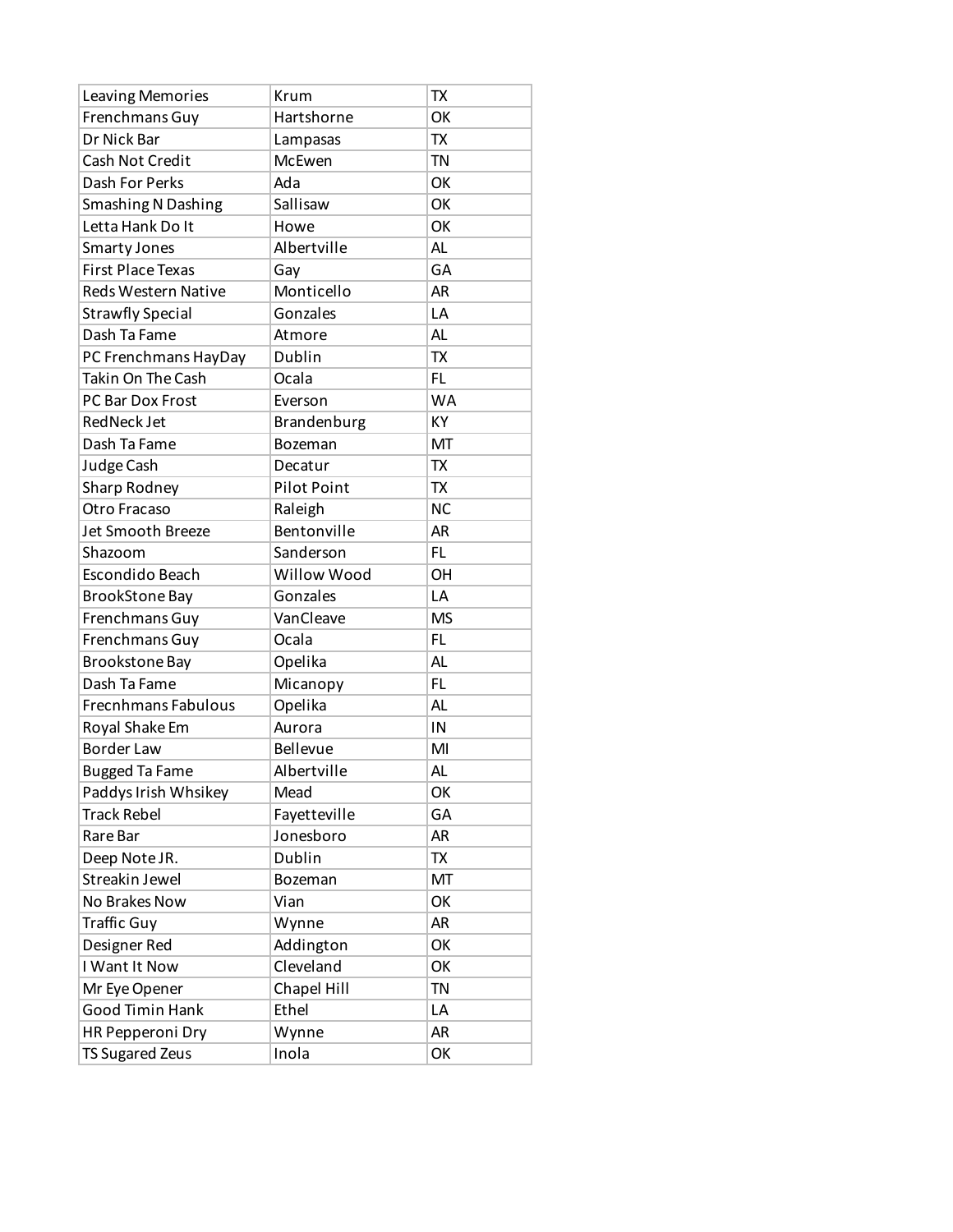| | | |
|---|---|---|
| Leaving Memories | Krum | TX |
| Frenchmans Guy | Hartshorne | OK |
| Dr Nick Bar | Lampasas | TX |
| Cash Not Credit | McEwen | TN |
| Dash For Perks | Ada | OK |
| Smashing N Dashing | Sallisaw | OK |
| Letta Hank Do It | Howe | OK |
| Smarty Jones | Albertville | AL |
| First Place Texas | Gay | GA |
| Reds Western Native | Monticello | AR |
| Strawfly Special | Gonzales | LA |
| Dash Ta Fame | Atmore | AL |
| PC Frenchmans HayDay | Dublin | TX |
| Takin On The Cash | Ocala | FL |
| PC Bar Dox Frost | Everson | WA |
| RedNeck Jet | Brandenburg | KY |
| Dash Ta Fame | Bozeman | MT |
| Judge Cash | Decatur | TX |
| Sharp Rodney | Pilot Point | TX |
| Otro Fracaso | Raleigh | NC |
| Jet Smooth Breeze | Bentonville | AR |
| Shazoom | Sanderson | FL |
| Escondido Beach | Willow Wood | OH |
| BrookStone Bay | Gonzales | LA |
| Frenchmans Guy | VanCleave | MS |
| Frenchmans Guy | Ocala | FL |
| Brookstone Bay | Opelika | AL |
| Dash Ta Fame | Micanopy | FL |
| Frecnhmans Fabulous | Opelika | AL |
| Royal Shake Em | Aurora | IN |
| Border Law | Bellevue | MI |
| Bugged Ta Fame | Albertville | AL |
| Paddys Irish Whsikey | Mead | OK |
| Track Rebel | Fayetteville | GA |
| Rare Bar | Jonesboro | AR |
| Deep Note JR. | Dublin | TX |
| Streakin Jewel | Bozeman | MT |
| No Brakes Now | Vian | OK |
| Traffic Guy | Wynne | AR |
| Designer Red | Addington | OK |
| I Want It Now | Cleveland | OK |
| Mr Eye Opener | Chapel Hill | TN |
| Good Timin Hank | Ethel | LA |
| HR Pepperoni Dry | Wynne | AR |
| TS Sugared Zeus | Inola | OK |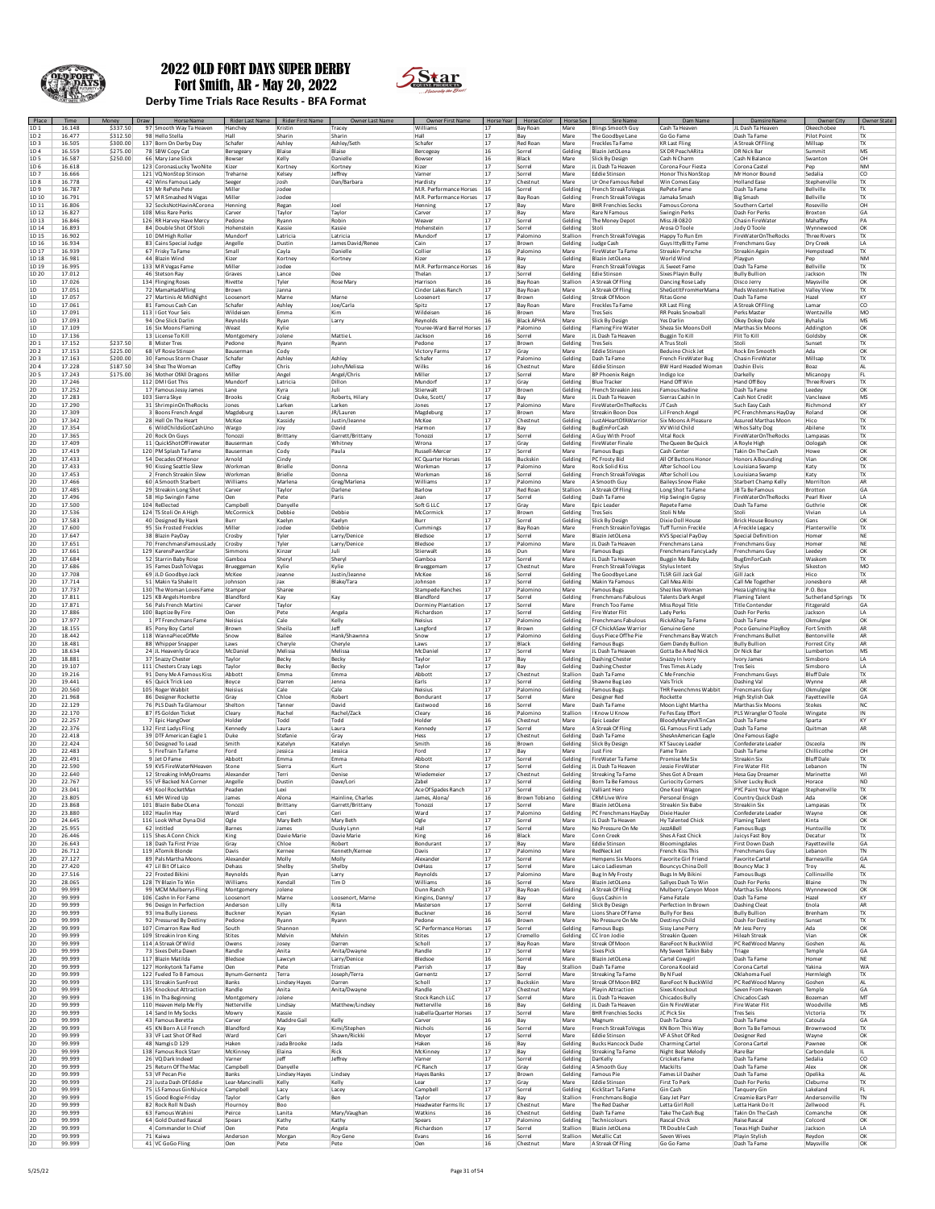# 2022 OLD FORT DAYS SUPER DERBY

## Fort Smith, AR - May 20, 2022

### Derby Time Trials Race Results - BFA Format

| Place | Time | Money | Draw | Horse Name | Rider Last Name | Rider First Name | Owner Last Name | Owner First Name | Horse Year | Horse Color | Horse Sex | Sire Name | Dam Name | Damsire Name | Owner City | Owner State |
|---|---|---|---|---|---|---|---|---|---|---|---|---|---|---|---|---|
| 1D 1 | 16.148 | $337.50 | 97 | Smooth Way Ta Heaven | Hanchey | Kristin | Tracey | Williams | 17 | Bay Roan | Mare | Blings Smooth Guy | Cash Ta Heaven | JL Dash Ta Heaven | Okeechobee | FL |
| 1D 2 | 16.477 | $312.50 | 98 | Hello Stella | Hall | Sharin | Sharin | Hall | 17 | Bay | Mare | The Goodbye Lane | Go Go Fame | Dash Ta Fame | Pilot Point | TX |
| 1D 3 | 16.505 | $300.00 | 137 | Born On Derby Day | Schafer | Ashley | Ashley/Seth | Schafer | 17 | Red Roan | Mare | Freckles Ta Fame | KR Last Fling | A Streak Of Fling | Millsap | TX |
| 1D 4 | 16.559 | $275.00 | 78 | SBW Copy Cat | Bersegeary | Blaise | Blaise | Bercegeay | 16 | Sorrel | Gelding | Blazin JetOLena | SX DR PeachARita | DR Nick Bar | Summit | MS |
| 1D 5 | 16.587 | $250.00 | 66 | Mary Jane Slick | Bowser | Kelly | Danielle | Bowser | 16 | Black | Mare | Slick By Design | Cash N Charm | Cash N Balance | Swanton | OH |
| 1D 6 | 16.618 | | 123 | CoronasLucky TwoNite | Kizer | Kortney | Kortney | Kizer | 17 | Bay | Mare | JL Dash Ta Heaven | Corona Four Fiesta | Corona Cartel | Pep | NM |
| 1D 7 | 16.666 | | 121 | VQ NonStop Stinson | Treharne | Kelsey | Jeffrey | Varner | 17 | Sorrel | Mare | Eddie Stinson | Honor This NonStop | Mr Honor Bound | Sedalia | CO |
| 1D 8 | 16.778 | | 42 | Wins Famous Lady | Seeger | Josh | Dan/Barbara | Hardisty | 17 | Chestnut | Mare | Ur One Famous Rebel | Win Comes Easy | Holland Ease | Stephenville | TX |
| 1D 9 | 16.787 | | 19 | Mr RePete Pete | Miller | Jodee | | M.R. Performance Horses | 16 | Sorrel | Gelding | French StreakToVegas | RePete Fame | Dash Ta Fame | Bellville | TX |
| 1D 10 | 16.791 | | 57 | M R Smashed N Vegas | Miller | Jodee | | M.R. Performance Horses | 17 | Bay Roan | Gelding | French StreakToVegas | Jamaka Smash | Big Smash | Bellville | TX |
| 1D 11 | 16.806 | | 32 | SocksNotHavinACorona | Henning | Regan | Joel | Henning | 17 | Bay | Mare | BHR Frenchies Socks | Famous Corona | Southern Cartel | Roseville | OH |
| 1D 12 | 16.827 | | 108 | Miss Rare Perks | Carver | Taylor | Taylor | Carver | 17 | Bay | Mare | Rare N Famous | Swingin Perks | Dash For Perks | Broxton | GA |
| 1D 13 | 16.846 | | 126 | RR Harvey Have Mercy | Pedone | Ryann | Robin | Weaver | 17 | Sorrel | Gelding | The Money Depot | Miss JB 0820 | Chasin FireWater | Mahaffey | PA |
| 1D 14 | 16.893 | | 84 | Double Shot Of Stoli | Hohenstein | Kassie | Kassie | Hohenstein | 17 | Sorrel | Gelding | Stoli | Arosa O Toole | Jody O Toole | Wynnewood | OK |
| 1D 15 | 16.902 | | 10 | DM High Roller | Mundorf | Latricia | Latricia | Mundorf | 17 | Palomino | Stallion | French StreakToVegas | Happy To Run Em | FireWaterOnTheRocks | Three Rivers | TX |
| 1D 16 | 16.934 | | 83 | Cains Special Judge | Angelle | Dustin | James David/Renee | Cain | 17 | Brown | Gelding | Judge Cash | Guys IttyBitty Fame | Frenchmans Guy | Dry Creek | LA |
| 1D 17 | 16.939 | | 67 | Frisky Ta Fame | Small | Cayla | Danielle | Collier | 16 | Palomino | Mare | FireWater Ta Fame | Streakin Porsche | Streakin Again | Hempstead | TX |
| 1D 18 | 16.981 | | 44 | Blazin Wind | Kizer | Kortney | Kortney | Kizer | 17 | Bay | Gelding | Blazin JetOLena | World Wind | Playgun | Pep | NM |
| 1D 19 | 16.995 | | 133 | M R Vegas Fame | Miller | Jodee | | M.R. Performance Horses | 16 | Bay | Mare | French StreakToVegas | JL Sweet Fame | Dash Ta Fame | Bellville | TX |
| 1D 20 | 17.012 | | 46 | Stetson Ray | Graves | Lance | Dee | Thelan | 17 | Sorrel | Gelding | Edie Stinson | Sixes Playin Bully | Bully Bullion | Jackson | TN |
| 1D | 17.026 | | 134 | Flinging Roses | Rivette | Tyler | Rose Mary | Harrison | 16 | Bay Roan | Stallion | A Streak Of Fling | Dancing Rose Lady | Disco Jerry | Maysville | OK |
| 1D | 17.051 | | 72 | MamaHadAFling | Brown | Janna | | Cinder Lakes Ranch | 17 | Bay Roan | Mare | A Streak Of Fling | SheGotItFromHerMama | Reds Western Native | Valley View | TX |
| 1D | 17.057 | | 27 | Martinis At MidNight | Loosenort | Marne | Marne | Loosenort | 17 | Brown | Gelding | Streak Of Moon | Ritas Gone | Dash Ta Fame | Hazel | KY |
| 1D | 17.061 | | 81 | Famous Cash Can | Schafer | Ashley | Joe/Carla | Spitz | 17 | Bay Roan | Mare | Freckles Ta Fame | KR Last Fling | A Streak Of Fling | Lamar | CO |
| 1D | 17.091 | | 113 | I Got Your Seis | Wildeisen | Emma | Kim | Wildeisen | 16 | Brown | Mare | Tres Seis | RR Peaks Snowball | Perks Master | Wentzville | MO |
| 1D | 17.093 | | 94 | One Slick Darlin | Reynolds | Ryan | Larry | Reynolds | 16 | Black APHA | Mare | Slick By Design | Yes Darlin | Okey Dokey Dale | Byhalia | MS |
| 1D | 17.109 | | 16 | Six Moons Flaming | Weast | Kylie | | Youree-Ward Barrel Horses | 17 | Palomino | Gelding | Flaming Fire Water | Sheza Six Moons Doll | Marthas Six Moons | Addington | OK |
| 1D | 17.136 | | 13 | License To Kill | Montgomery | Jolene | Mattie L | Jackson | 16 | Sorrel | Mare | JL Dash Ta Heaven | Buggin To Kill | Flit To Kill | Goldsby | OK |
| 2D 1 | 17.152 | $237.50 | 8 | Mister Tres | Pedone | Ryann | Ryann | Pedone | 17 | Brown | Gelding | Tres Seis | A Trus Stoli | Stoli | Sunset | TX |
| 2D 2 | 17.153 | $225.00 | 68 | VF Rosie Stinson | Bauserman | Cody | | Victory Farms | 17 | Gray | Mare | Eddie Stinson | Beduino Chick Jet | Rock Em Smooth | Ada | OK |
| 2D 3 | 17.163 | $200.00 | 30 | Famous Storm Chaser | Schafer | Ashley | Ashley | Schafer | 17 | Palomino | Gelding | Dash Ta Fame | French FireWater Bug | Chasin FireWater | Millsap | TX |
| 2D 4 | 17.228 | $187.50 | 34 | Shez The Woman | Coffey | Chris | John/Melissa | Wilks | 16 | Chestnut | Mare | Eddie Stinson | BW Hard Headed Woman | Dashin Elvis | Boaz | AL |
| 2D 5 | 17.243 | $175.00 | 36 | Mother OfAll Dragons | Miller | Angel | Angel/Chris | Miller | 17 | Sorrel | Mare | BP Phoenix Reign | Indigo Ice | Darkelly | Micanopy | FL |
| 2D | 17.246 | | 112 | DM I Got This | Mundorf | Latricia | Dillon | Mundorf | 17 | Gray | Gelding | Blue Tracker | Hand Off Me | Hand Off Boy | Three Rivers | TX |
| 2D | 17.252 | | 17 | Famous Jessy James | Lane | Kyra | Juli | Stierwalt | 17 | Brown | Gelding | French Streakin Jess | Famous Nadine | Dash Ta Fame | Leedey | OK |
| 2D | 17.283 | | 103 | Sierra Skye | Brooks | Craig | Roberts, Hilary | Duke, Scott/ | 17 | Bay | Mare | JL Dash Ta Heaven | Sierras Cashin In | Cash Not Credit | Vancleave | MS |
| 2D | 17.290 | | 31 | ShrimpinOnTheRocks | Jones | Larken | Larken | Jones | 17 | Palomino | Mare | FireWaterOnTheRocks | JT Cash | Such Easy Cash | Richmond | KY |
| 2D | 17.309 | | 3 | Boons French Angel | Magdeburg | Lauren | JR/Lauren | Magdeburg | 17 | Brown | Mare | Streakin Boon Dox | Lil French Angel | PC Frenchmans HayDay | Roland | OK |
| 2D | 17.342 | | 28 | Hell On The Heart | McKee | Kassidy | Justin/Jeanne | McKee | 17 | Chestnut | Gelding | JustAHeartOfAWarrior | Six Moons A Pleasure | Assured Marthas Moon | Hico | TX |
| 2D | 17.354 | | 6 | WildChildsGotCashUno | Wargo | Joy | David | Harmon | 17 | Bay | Gelding | BugEmForCash | XV Wild Child | Whos Salty Dog | Abilene | TX |
| 2D | 17.365 | | 20 | Rock On Guys | Tonozzi | Brittany | Garrett/Brittany | Tonozzi | 17 | Sorrel | Gelding | A Guy With Proof | Vital Rock | FireWaterOnTheRocks | Lampasas | TX |
| 2D | 17.409 | | 11 | QuickShotOfFirewater | Bauserman | Cody | Whitney | Wrona | 17 | Gray | Gelding | FireWater Finale | The Queen Be Quick | A Royle High | Oologah | OK |
| 2D | 17.419 | | 120 | PM Splash Ta Fame | Bauserman | Cody | Paula | Russell-Mercer | 17 | Sorrel | Mare | Famous Bugs | Cash Center | Takin On The Cash | Howe | OK |
| 2D | 17.433 | | 54 | Decades Of Honor | Arnold | Cindy | | KC Quarter Horses | 16 | Buckskin | Gelding | PC Frosty Bid | All Of Buttons Honor | Honors A Bounding | Vian | OK |
| 2D | 17.433 | | 90 | Kissing Seattle Slew | Workman | Brielle | Donna | Workman | 17 | Palomino | Mare | Rock Solid Kiss | After School Lou | Louisiana Swamp | Katy | TX |
| 2D | 17.453 | | 2 | French Streakin Slew | Workman | Brielle | Donna | Workman | 16 | Sorrel | Gelding | French StreakToVegas | After Scholl Lou | Louisiana Swamp | Katy | TX |
| 2D | 17.466 | | 60 | A Smooth Starbert | Williams | Marlena | Greg/Marlena | Williams | 17 | Palomino | Mare | A Smooth Guy | Baileys Snow Flake | Starbert Champ Kelly | Morrilton | AR |
| 2D | 17.485 | | 29 | Streakin Long Shot | Carver | Taylor | Darlene | Barlow | 17 | Red Roan | Stallion | A Streak Of Fling | Long Shot Ta Fame | JB Ta Be Famous | Brotton | GA |
| 2D | 17.496 | | 58 | Hip Swingin Fame | Oen | Pete | Paris | Jean | 17 | Sorrel | Gelding | Dash Ta Fame | Hip Swingin Gypsy | FireWaterOnTheRocks | Pearl River | LA |
| 2D | 17.500 | | 104 | ReElected | Campbell | Danyelle | | Soft G LLC | 17 | Gray | Mare | Epic Leader | Repete Fame | Dash Ta Fame | Guthrie | OK |
| 2D | 17.536 | | 124 | TS Stoli On A High | McCormick | Debbie | Debbie | McCormick | 17 | Brown | Gelding | Tres Seis | Stoli N Me | Stoli | Vivian | LA |
| 2D | 17.583 | | 40 | Designed By Hank | Burr | Kaelyn | Kaelyn | Burr | 17 | Sorrel | Gelding | Slick By Design | Dixie Doll House | Brick House Bouncy | Gans | OK |
| 2D | 17.600 | | 95 | Six Frosted Freckles | Miller | Jodee | Debbie | Cummings | 17 | Bay Roan | Mare | French StreakinToVegas | Tuff Turnin Freckle | A Freckle Legacy | Plantersville | TX |
| 2D | 17.647 | | 38 | Blazin PayDay | Crosby | Tyler | Larry/Denice | Bledsoe | 17 | Sorrel | Mare | Blazin JetOLena | KVS Special PayDay | Special Definition | Homer | NE |
| 2D | 17.651 | | 70 | FrenchmansFamousLady | Crosby | Tyler | Larry/Denice | Bledsoe | 17 | Palomino | Mare | JL Dash Ta Heaven | Frenchmans Lana | Frenchmans Guy | Homer | NE |
| 2D | 17.661 | | 129 | KarensPawnStar | Simmons | Kinzer | Juli | Stierwalt | 16 | Dun | Mare | Famous Bugs | Frenchmans FancyLady | Frenchmans Guy | Leedey | OK |
| 2D | 17.684 | | 52 | Starrin Baby Rose | Gamboa | Sheryl | Sheryl | Gamboa | 17 | Sorrel | Mare | JL Dash Ta Heaven | Buggin Me Baby | BugEmForCash | Waskom | TX |
| 2D | 17.686 | | 35 | Fames DashToVegas | Brueggeman | Kylie | Kylie | Brueggeman | 17 | Chestnut | Mare | French StreakToVegas | Stylus Intent | Stylus | Sikeston | MO |
| 2D | 17.708 | | 69 | JLD Goodbye Jack | McKee | Jeanne | Justin/Jeanne | McKee | 16 | Sorrel | Gelding | The Goodbye Lane | TLSR Gill Jack Gal | Gill Jack | Hico | TX |
| 2D | 17.714 | | 51 | Makin Ya Shake It | Johnson | Jax | Blake/Tara | Johnson | 17 | Sorrel | Gelding | Makin Ya Famous | Call Mea Alibi | Call Me Together | Jonesboro | AR |
| 2D | 17.737 | | 130 | The Woman Loves Fame | Stamper | Sharee | | Stampede Ranches | 17 | Palomino | Mare | Famous Bugs | Shez Ikes Woman | Heza Lighting Ike | P.O. Box | |
| 2D | 17.811 | | 125 | KB Angels Hombre | Blandford | Kay | Kay | Blandford | 17 | Sorrel | Gelding | Frenchmans Fabulous | Talents Dark Angel | Flaming Talent | Sutherland Springs | TX |
| 2D | 17.871 | | 56 | Pals French Martini | Carver | Taylor | | Dorminy Plantation | 17 | Sorrel | Mare | French Too Fame | Miss Royal Title | Title Contender | Fitzgerald | GA |
| 2D | 17.886 | | 100 | Baptize By Fire | Oen | Pete | Angela | Richardson | 17 | Sorrel | Gelding | Fire Water Flit | Lady Perks | Dash For Perks | Jackson | LA |
| 2D | 17.977 | | 1 | PT Frenchmans Fame | Neisius | Cale | Kelly | Neisius | 17 | Palomino | Gelding | Frenchmans Fabulous | RickAShay Ta Fame | Dash Ta Fame | Okmulgee | OK |
| 2D | 18.155 | | 85 | Pony Boy Cartel | Brown | Sheila | Jeff | Langford | 17 | Brown | Gelding | CF ChickASaw Warrior | Genuine Gene | Poco Genuine PlayBoy | Fort Smith | AR |
| 2D | 18.442 | | 118 | WannaPieceOfMe | Snow | Bailee | Hank/Shawnna | Snow | 17 | Palomino | Gelding | Guys Piece Of The Pie | Frenchmans Bay Watch | Frenchmans Bullet | Bentonville | AR |
| 2D | 18.481 | | 88 | Whipper Snapper | Laws | Cheryle | Cheryle | Laws | 17 | Black | Gelding | Famous Bugs | Gem Dandy Bullion | Bully Bullion | Forrest City | AR |
| 2D | 18.634 | | 24 | JL Heavenly Grace | McDaniel | Melissa | Melissa | McDaniel | 17 | Sorrel | Mare | JL Dash Ta Heaven | Gotta Be A Red Nick | Dr Nick Bar | Lumberton | MS |
| 2D | 18.881 | | 37 | Snazzy Chester | Taylor | Becky | Becky | Taylor | 17 | Bay | Gelding | Dashing Chester | Snazzy In Ivory | Ivory James | Simsboro | LA |
| 2D | 19.107 | | 111 | Chesters Crazy Legs | Taylor | Becky | Becky | Taylor | 17 | Bay | Gelding | Dashing Chester | Tres Times A Lady | Tres Seis | Simsboro | LA |
| 2D | 19.216 | | 91 | Deny Me A Famous Kiss | Abbott | Emma | Emma | Abbott | 17 | Chestnut | Stallion | Dash Ta Fame | C Me Frenchie | Frenchmans Guys | Bluff Dale | TX |
| 2D | 19.441 | | 65 | Quick Trick Leo | Boyce | Darren | Jenna | Earls | 17 | Sorrel | Gelding | Shawne Bug Leo | Vals Trick | Dashing Val | Wynne | AR |
| 2D | 20.560 | | 105 | Roger Wabbit | Neisius | Cale | Cale | Neisius | 17 | Palomino | Gelding | Famous Bugs | THR Fwenchmns Wabbit | Frencmans Guy | Okmulgee | OK |
| 2D | 21.968 | | 86 | Designer Rockette | Gray | Chloe | Robert | Bondurant | 17 | Sorrel | Mare | Designer Red | Rockette | High Stylish Oak | Fayetteville | GA |
| 2D | 22.129 | | 76 | PLS Dash Ta Glamour | Shelton | Tanner | David | Eastwood | 16 | Sorrel | Mare | Dash Ta Fame | Moon Light Martha | Marthas Six Moons | Stokes | NC |
| 2D | 22.170 | | 87 | FS Golden Ticket | Cleary | Rachel | Rachel/Zack | Cleary | 16 | Palomino | Stallion | I Know U Know | Fe Fes Easy Effort | PLS Wrangler O Toole | Wingate | IN |
| 2D | 22.257 | | 7 | Epic HangOver | Holder | Todd | Todd | Holder | 16 | Chestnut | Mare | Epic Leader | BloodyMaryInATinCan | Dash Ta Fame | Sparta | KY |
| 2D | 22.376 | | 132 | First Ladys Fling | Kennedy | Laura | Laura | Kennedy | 17 | Sorrel | Mare | A Streak Of Fling | GL Famous First Lady | Dash Ta Fame | Quitman | AR |
| 2D | 22.418 | | 39 | DTF American Eagle 1 | Duke | Stefanie | Gray | Hess | 17 | Chestnut | Gelding | Dash Ta Fame | ShesAnAmerican Eagle | One Famous Eagle | | |
| 2D | 22.424 | | 50 | Designed To Lead | Smith | Katelyn | Katelyn | Smith | 16 | Brown | Gelding | Slick By Design | KT Saucey Leader | Confederate Leader | Osceola | IN |
| 2D | 22.483 | | 5 | FireTrain Ta Fame | Ford | Jessica | Jessica | Ford | 17 | Bay | Mare | Just Fire | Fame Train | Dash Ta Fame | Chillicothe | OH |
| 2D | 22.491 | | 9 | Jet O Fame | Abbott | Emma | Emma | Abbott | 17 | Sorrel | Gelding | FireWater Ta Fame | Promise Me Six | Streakin Six | Bluff Dale | TX |
| 2D | 22.590 | | 59 | KVS FireWaterNHeaven | Stone | Sierra | Kurt | Stone | 17 | Sorrel | Gelding | JL Dash Ta Heaven | Jessie FireWater | Fire Water Flit | Lebanon | TN |
| 2D | 22.640 | | 12 | Streaking InMyDreams | Alexander | Terri | Denise | Wiedemeier | 17 | Chestnut | Gelding | Streaking Ta Fame | Shes Got A Dream | Hesa Gay Dreamer | Marinette | WI |
| 2D | 22.767 | | 55 | VF Backed N A Corner | Angelle | Dustin | Dave/Lori | Zabel | 17 | Sorrel | Gelding | Born Ta Be Famous | Curiocity Corners | Silver Lucky Buck | Horace | ND |
| 2D | 23.041 | | 49 | Kool RocketMan | Paaden | Lexi | | Ace Of Spades Ranch | 17 | Sorrel | Gelding | Valliant Hero | One Kool Wagon | PYC Paint Your Wagon | Stephenville | TX |
| 2D | 23.805 | | 61 | MH Wired Up | James | Alona | Hainline, Charles | James, Alona/ | 16 | Brown Tobiano | Gelding | CRM Live Wire | Personal Ensign | Country Quick Dash | Ada | OK |
| 2D | 23.868 | | 101 | Blazin Babe OLena | Tonozzi | Brittany | Garrett/Brittany | Tonozzi | 17 | Sorrel | Mare | Blazin JetOLena | Streakin Six Babe | Streakin Six | Lampasas | TX |
| 2D | 23.880 | | 102 | Haulin Hay | Ward | Ceri | Ceri | Ward | 17 | Palomino | Gelding | PC Frenchmans HayDay | Dixie Hauler | Confederate Leader | Wayne | OK |
| 2D | 24.645 | | 116 | Look What Dyna Did | Ogle | Mary Beth | Mary Beth | Ogle | 17 | Sorrel | Mare | JL Dash Ta Heaven | Hy Talented Chick | Flaming Talent | Kirvin | TX |
| 2D | 25.955 | | 62 | Intitled | Barnes | James | Dusky Lynn | Hall | 17 | Sorrel | Mare | No Pressure On Me | JezzABell | Famous Bugs | Huntsville | TX |
| 2D | 26.446 | | 115 | Shes A Conn Chick | King | Davie Marie | Davie Marie | King | 16 | Black | Mare | Conn Creek | Shes A Fast Chick | Juicys Fast Boy | Decatur | TX |
| 2D | 26.643 | | 18 | Dash Ta First Prize | Gray | Chloe | Robert | Bondurant | 17 | Bay | Mare | Eddie Stinson | Bloomingdales | First Down Dash | Fayetteville | GA |
| 2D | 26.712 | | 119 | ATomik Blonde | Davis | Kernee | Kenneth/Kernee | Davis | 17 | Palomino | Mare | RedNeck Jet | French Kiss This | Frenchmans Guy | Lebanon | TN |
| 2D | 27.127 | | 89 | Pals Martha Moons | Alexander | Molly | Molly | Alexander | 17 | Sorrel | Mare | Hempens Six Moons | Favorite Girl Friend | Favorite Cartel | Barnesville | GA |
| 2D | 27.420 | | 47 | Lil Bit Of Laico | Dehass | Shelby | Shelby | DeHass | 17 | Sorrel | Mare | Laico Ladiesman | Bouncys China Doll | Bouncy Mac 3 | Troy | AL |
| 2D | 27.516 | | 22 | Frosted Bikini | Reynolds | Ryan | Larry | Reynolds | 17 | Palomino | Mare | Bug In My Frosty | Bugs In My Bikini | Famous Bugs | Collinsville | TX |
| 2D | 28.065 | | 128 | TY Blazin To Win | Williams | Kendall | Tim D | Williams | 16 | Sorrel | Mare | Blazin JetOLena | Sallyes Dash To Win | Dash For Perks | Blaine | TN |
| 2D | 99.999 | | 99 | MCM Mulberrys Fling | Montgomery | Jolene | | Dunn Ranch | 17 | Bay Roan | Gelding | A Streak Of Fling | Mulberry Canyon Moon | Marthas Six Moons | Wynnewood | OK |
| 2D | 99.999 | | 106 | Cashn In For Fame | Loosenort | Marne | Loosenort, Marne | Kingins, Danny/ | 17 | Bay | Mare | Guys Cashin In | Fame Fatale | Dash Ta Fame | Hazel | KY |
| 2D | 99.999 | | 96 | Design In Perfection | Anderson | Lilly | Rita | Masterson | 17 | Sorrel | Gelding | Slick By Design | Perfection In Brown | Dashing Cleat | Enola | AR |
| 2D | 99.999 | | 93 | Ima Bully Lioness | Buckner | Kysan | Kysan | Buckner | 16 | Sorrel | Mare | Lions Share Of Fame | Bully For Bess | Bully Bullion | Brenham | TX |
| 2D | 99.999 | | 92 | Pressured By Destiny | Pedone | Ryann | Ryann | Pedone | 16 | Brown | Mare | No Pressure On Me | Destinys Child | Dash For Destiny | Sunset | TX |
| 2D | 99.999 | | 107 | Cimarron Raw Red | South | Shannon | | SC Performance Horses | 17 | Sorrel | Gelding | Famous Bugs | Sissy Lane Perry | Mr Jess Perry | Ada | OK |
| 2D | 99.999 | | 109 | Streakin Iron King | Stites | Melvin | Melvin | Stites | 17 | Cremello | Gelding | CC Iron Jodie | Streakin Queen | Hilesh Streak | Vian | OK |
| 2D | 99.999 | | 114 | A Streak Of Wild | Owens | Josey | Darren | Scholl | 17 | Bay Roan | Mare | Streak Of Moon | BareFoot N BuckWild | PC Red Wood Manny | Goshen | AL |
| 2D | 99.999 | | 73 | Sixes Delta Dawn | Randle | Anita | Anita/Dwayne | Randle | 17 | Sorrel | Mare | Sixes Pick | My Sweet Talkin Baby | Triage | Temple | GA |
| 2D | 99.999 | | 117 | Blazin Matilda | Bledsoe | Lawcyn | Larry/Denice | Bledsoe | 16 | Sorrel | Mare | Blazin JetOLena | Cartel Cowgirl | Dash Ta Fame | Homer | NE |
| 2D | 99.999 | | 127 | Honkytonk Ta Fame | Oen | Pete | Tristian | Parrish | 17 | Bay | Stallion | Dash Ta Fame | Corona Koolaid | Corona Cartel | Yakina | WA |
| 2D | 99.999 | | 122 | Fueled To B Famous | Bynum-Gernentz | Terra | Joseph/Terra | Gernentz | 17 | Sorrel | Mare | Streaking Ta Fame | By N Fuel | Oklahoma Fuel | Hermleigh | TX |
| 2D | 99.999 | | 131 | Streakin SunFrost | Banks | Lindsey Hayes | Darren | Scholl | 17 | Buckskin | Mare | Streak Of Moon BRZ | BareFoot N BuckWild | PC Red Wood Manny | Goshen | AL |
| 2D | 99.999 | | 135 | Knockout Attraction | Randle | Anita | Anita/Dwayne | Randle | 17 | Chestnut | Mare | Playin Attraction | Sixes Knockout | Seven From Heaven | Temple | GA |
| 2D | 99.999 | | 136 | In Tha Beginning | Montgomery | Jolene | | Stock Ranch LLC | 17 | Sorrel | Mare | JL Dash Ta Heaven | Chicados Bully | Chicados Cash | Bozeman | MT |
| 2D | 99.999 | | 110 | Heaven Help Me Fly | Netterville | Lindsay | Matthew/Lindsey | Netterville | 16 | Bay | Gelding | JL Dash Ta Heaven | Gin N FireWater | Fire Water Flit | Woodville | MS |
| 2D | 99.999 | | 14 | Sand In My Socks | Mowry | Kassie | | Isabella Quarter Horses | 17 | Sorrel | Mare | BHR Frenchies Socks | JC Pick Six | Tres Seis | Victoria | TX |
| 2D | 99.999 | | 43 | Famous Beretta | Carver | Maddire Gail | Kelly | Carver | 16 | Bay | Mare | Magnum | Dash Ta Ozna | Dash Ta Fame | Catoula | GA |
| 2D | 99.999 | | 45 | KN Born A Lil French | Blandford | Kay | Kimi/Stephen | Nichols | 16 | Sorrel | Mare | French StreakToVegas | KN Born This Way | Born Ta Be Famous | Brownwood | TX |
| 2D | 99.999 | | 33 | VF Last Shot Of Red | Ward | Ceri | Shawn/Rickki | Moyer | 17 | Sorrel | Mare | Eddie Stinson | VF A Shot Of Red | Designer Red | Wayne | OK |
| 2D | 99.999 | | 48 | NamgIs D 129 | Haken | Jada Brooke | Jada | Haken | 16 | Bay | Gelding | Bucks Hancock Dude | Charming Cartel | Corona Cartel | Pawnee | OK |
| 2D | 99.999 | | 138 | Famous Rock Starr | McKinney | Elaina | Rick | McKinney | 17 | Bay | Gelding | Streaking Ta Fame | Night Beat Melody | Rare Bar | Carbondale | IL |
| 2D | 99.999 | | 26 | VQ Dark Indeed | Varner | Jeff | Jeffrey | Varner | 17 | Sorrel | Gelding | DarKelly | Crickets Fame | Dash Ta Fame | Sedalia | CO |
| 2D | 99.999 | | 25 | Return Of The Mac | Campbell | Danyelle | | FC Ranch | 17 | Gray | Gelding | A Smooth Guy | Mackilts | Dash Ta Fame | Alex | OK |
| 2D | 99.999 | | 53 | VF Pecan Pie | Banks | Lindsey Hayes | Lindsey | Hayes Banks | 17 | Brown | Gelding | Famous Pie | Fames Lil Dasher | Dash Ta Fame | Opelika | AL |
| 2D | 99.999 | | 23 | Justa Dash Of Eddie | Lear-Mancinelli | Kelly | Kelly | Lear | 17 | Gray | Mare | Eddie Stinson | First To Perk | Dash For Perks | Cleburne | TX |
| 2D | 99.999 | | 75 | LS Famous GinNJuice | Campbell | Lacy | Lacey | Campbell | 17 | Sorrel | Gelding | KickStart Ta Fame | Gin Cash | Tanquery Gin | Lakeland | FL |
| 2D | 99.999 | | 15 | Good Bogie Friday | Taylor | Carly | Ben | Taylor | 17 | Bay | Stallion | Frenchmans Bogie | Easy Jet Parr | Creamie Bars Parr | Andersonville | TN |
| 2D | 99.999 | | 82 | Rock Roll N Dash | Flournoy | Boo | | Headwater Farms llc | 17 | Chestnut | Mare | The Red Dasher | Letta Girl Roll | Letta Hank Do It | Zellwood | FL |
| 2D | 99.999 | | 63 | Famous Wahini | Peirce | Lanita | Mary/Vaughan | Watkins | 16 | Chestnut | Mare | Dash Ta Fame | Take The Cash Bug | Takin On The Cash | Comanche | OK |
| 2D | 99.999 | | 64 | Gold Dusted Rascal | Spears | Kathy | Kathy | Spears | 17 | Palomino | Gelding | Technicolours | Rascal Chick | Raise Rascal | Colcord | OK |
| 2D | 99.999 | | 4 | Commander In Chief | Oen | Pete | Angela | Richardson | 17 | Sorrel | Stallion | Blazin JetOLena | TR Double Cash | Texas High Dasher | Jackson | LA |
| 2D | 99.999 | | 71 | Kaiwa | Anderson | Morgan | Roy Gene | Evans | 16 | Sorrel | Stallion | Metallic Cat | Seven Wives | Playin Stylish | Reydon | OK |
| 2D | 99.999 | | 41 | VC GoGo Fling | Oen | Pete | Pete | Oen | 16 | Chestnut | Mare | A Streak Of Fling | Go Go Fame | Dash Ta Fame | Maysville | OK |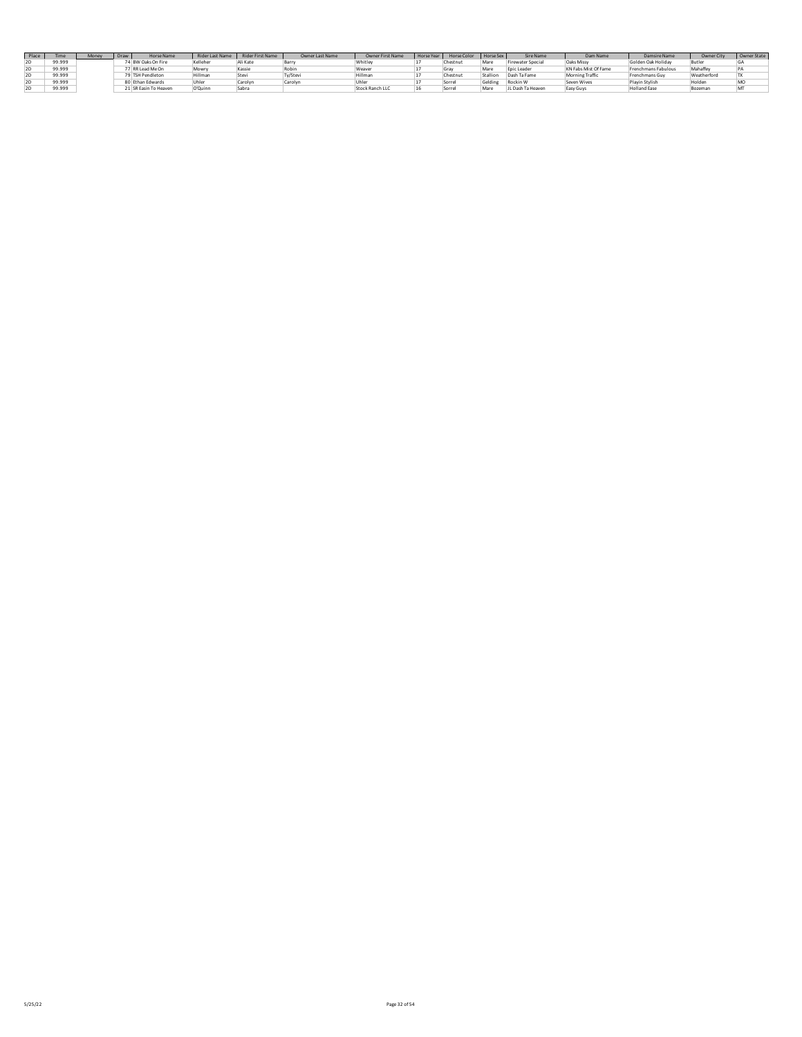| Place | Time | Money | Draw | Horse Name | Rider Last Name | Rider First Name | Owner Last Name | Owner First Name | Horse Year | Horse Color | Horse Sex | Sire Name | Dam Name | Damsire Name | Owner City | Owner State |
|---|---|---|---|---|---|---|---|---|---|---|---|---|---|---|---|---|
| 2D | 99.999 | | 74 | BW Oaks On Fire | Kelleher | Ali Kate | Barry | Whitley | 17 | Chestnut | Mare | Firewater Special | Oaks Missy | Golden Oak Holiday | Butler | GA |
| 2D | 99.999 | | 77 | RR Lead Me On | Mowry | Kassie | Robin | Weaver | 17 | Gray | Mare | Epic Leader | KN Fabs Mist Of Fame | Frenchmans Fabulous | Mahaffey | PA |
| 2D | 99.999 | | 79 | TSH Pendleton | Hillman | Stevi | Ty/Stevi | Hillman | 17 | Chestnut | Stallion | Dash Ta Fame | Morning Traffic | Frenchmans Guy | Weatherford | TX |
| 2D | 99.999 | | 80 | Ethan Edwards | Uhler | Carolyn | Carolyn | Uhler | 17 | Sorrel | Gelding | Rockin W | Seven Wives | Playin Stylish | Holden | MO |
| 2D | 99.999 | | 21 | SR Easin To Heaven | O'Quinn | Sabra | | Stock Ranch LLC | 16 | Sorrel | Mare | JL Dash Ta Heaven | Easy Guys | Holland Ease | Bozeman | MT |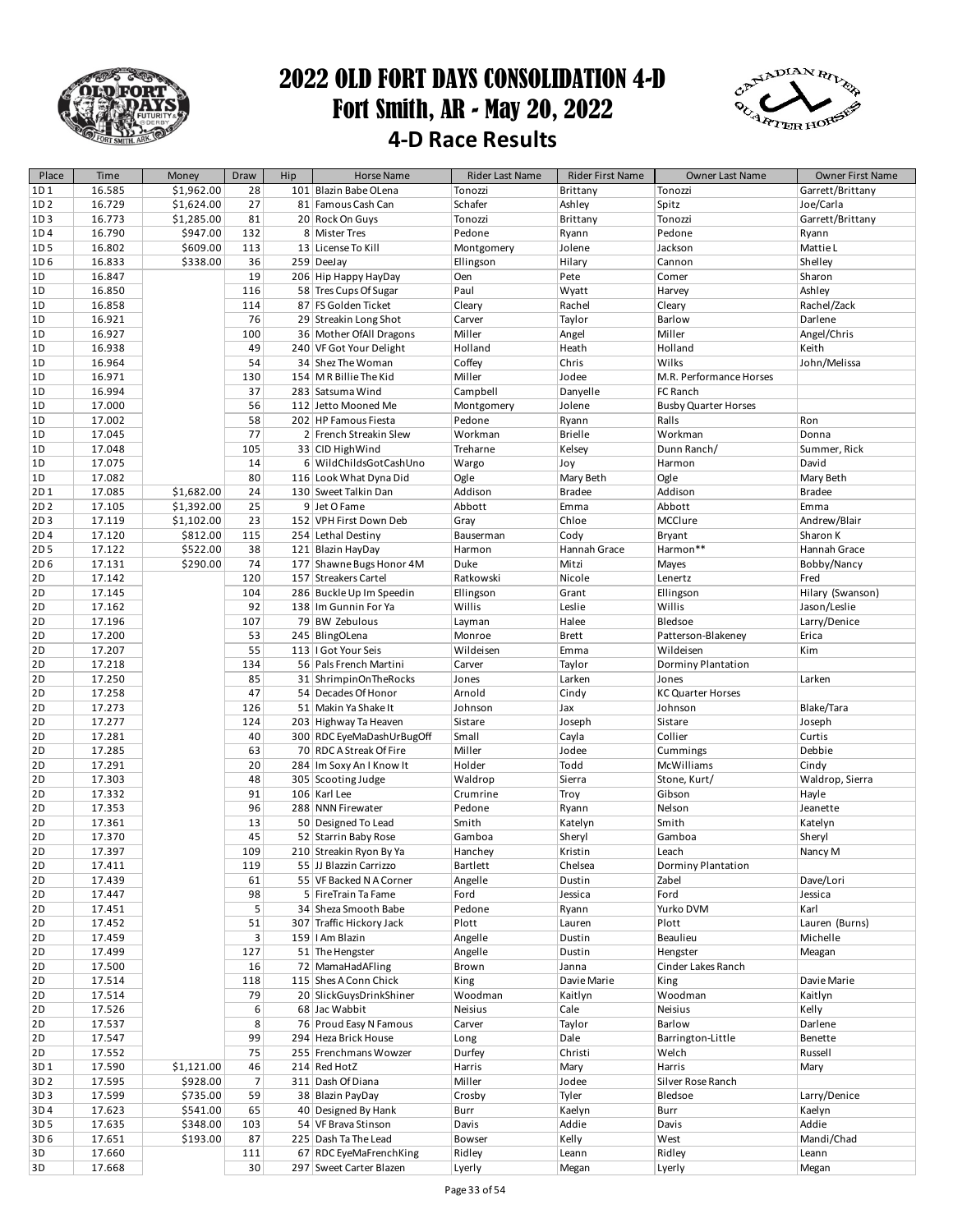# 2022 OLD FORT DAYS CONSOLIDATION 4-D
## Fort Smith, AR - May 20, 2022
## 4-D Race Results

| Place | Time | Money | Draw | Hip | Horse Name | Rider Last Name | Rider First Name | Owner Last Name | Owner First Name |
|---|---|---|---|---|---|---|---|---|---|
| 1D 1 | 16.585 | $1,962.00 | 28 | 101 | Blazin Babe OLena | Tonozzi | Brittany | Tonozzi | Garrett/Brittany |
| 1D 2 | 16.729 | $1,624.00 | 27 | 81 | Famous Cash Can | Schafer | Ashley | Spitz | Joe/Carla |
| 1D 3 | 16.773 | $1,285.00 | 81 | 20 | Rock On Guys | Tonozzi | Brittany | Tonozzi | Garrett/Brittany |
| 1D 4 | 16.790 | $947.00 | 132 | 8 | Mister Tres | Pedone | Ryann | Pedone | Ryann |
| 1D 5 | 16.802 | $609.00 | 113 | 13 | License To Kill | Montgomery | Jolene | Jackson | Mattie L |
| 1D 6 | 16.833 | $338.00 | 36 | 259 | DeeJay | Ellingson | Hilary | Cannon | Shelley |
| 1D | 16.847 | | 19 | 206 | Hip Happy HayDay | Oen | Pete | Comer | Sharon |
| 1D | 16.850 | | 116 | 58 | Tres Cups Of Sugar | Paul | Wyatt | Harvey | Ashley |
| 1D | 16.858 | | 114 | 87 | FS Golden Ticket | Cleary | Rachel | Cleary | Rachel/Zack |
| 1D | 16.921 | | 76 | 29 | Streakin Long Shot | Carver | Taylor | Barlow | Darlene |
| 1D | 16.927 | | 100 | 36 | Mother OfAll Dragons | Miller | Angel | Miller | Angel/Chris |
| 1D | 16.938 | | 49 | 240 | VF Got Your Delight | Holland | Heath | Holland | Keith |
| 1D | 16.964 | | 54 | 34 | Shez The Woman | Coffey | Chris | Wilks | John/Melissa |
| 1D | 16.971 | | 130 | 154 | M R Billie The Kid | Miller | Jodee | M.R. Performance Horses | |
| 1D | 16.994 | | 37 | 283 | Satsuma Wind | Campbell | Danyelle | FC Ranch | |
| 1D | 17.000 | | 56 | 112 | Jetto Mooned Me | Montgomery | Jolene | Busby Quarter Horses | |
| 1D | 17.002 | | 58 | 202 | HP Famous Fiesta | Pedone | Ryann | Ralls | Ron |
| 1D | 17.045 | | 77 | 2 | French Streakin Slew | Workman | Brielle | Workman | Donna |
| 1D | 17.048 | | 105 | 33 | CID HighWind | Treharne | Kelsey | Dunn Ranch/ | Summer, Rick |
| 1D | 17.075 | | 14 | 6 | WildChildsGotCashUno | Wargo | Joy | Harmon | David |
| 1D | 17.082 | | 80 | 116 | Look What Dyna Did | Ogle | Mary Beth | Ogle | Mary Beth |
| 2D 1 | 17.085 | $1,682.00 | 24 | 130 | Sweet Talkin Dan | Addison | Bradee | Addison | Bradee |
| 2D 2 | 17.105 | $1,392.00 | 25 | 9 | Jet O Fame | Abbott | Emma | Abbott | Emma |
| 2D 3 | 17.119 | $1,102.00 | 23 | 152 | VPH First Down Deb | Gray | Chloe | MCClure | Andrew/Blair |
| 2D 4 | 17.120 | $812.00 | 115 | 254 | Lethal Destiny | Bauserman | Cody | Bryant | Sharon K |
| 2D 5 | 17.122 | $522.00 | 38 | 121 | Blazin HayDay | Harmon | Hannah Grace | Harmon** | Hannah Grace |
| 2D 6 | 17.131 | $290.00 | 74 | 177 | Shawne Bugs Honor 4M | Duke | Mitzi | Mayes | Bobby/Nancy |
| 2D | 17.142 | | 120 | 157 | Streakers Cartel | Ratkowski | Nicole | Lenertz | Fred |
| 2D | 17.145 | | 104 | 286 | Buckle Up Im Speedin | Ellingson | Grant | Ellingson | Hilary (Swanson) |
| 2D | 17.162 | | 92 | 138 | Im Gunnin For Ya | Willis | Leslie | Willis | Jason/Leslie |
| 2D | 17.196 | | 107 | 79 | BW Zebulous | Layman | Halee | Bledsoe | Larry/Denice |
| 2D | 17.200 | | 53 | 245 | BlingOLena | Monroe | Brett | Patterson-Blakeney | Erica |
| 2D | 17.207 | | 55 | 113 | I Got Your Seis | Wildeisen | Emma | Wildeisen | Kim |
| 2D | 17.218 | | 134 | 56 | Pals French Martini | Carver | Taylor | Dorminy Plantation | |
| 2D | 17.250 | | 85 | 31 | ShrimpinOnTheRocks | Jones | Larken | Jones | Larken |
| 2D | 17.258 | | 47 | 54 | Decades Of Honor | Arnold | Cindy | KC Quarter Horses | |
| 2D | 17.273 | | 126 | 51 | Makin Ya Shake It | Johnson | Jax | Johnson | Blake/Tara |
| 2D | 17.277 | | 124 | 203 | Highway Ta Heaven | Sistare | Joseph | Sistare | Joseph |
| 2D | 17.281 | | 40 | 300 | RDC EyeMaDashUrBugOff | Small | Cayla | Collier | Curtis |
| 2D | 17.285 | | 63 | 70 | RDC A Streak Of Fire | Miller | Jodee | Cummings | Debbie |
| 2D | 17.291 | | 20 | 284 | Im Soxy An I Know It | Holder | Todd | McWilliams | Cindy |
| 2D | 17.303 | | 48 | 305 | Scooting Judge | Waldrop | Sierra | Stone, Kurt/ | Waldrop, Sierra |
| 2D | 17.332 | | 91 | 106 | Karl Lee | Crumrine | Troy | Gibson | Hayle |
| 2D | 17.353 | | 96 | 288 | NNN Firewater | Pedone | Ryann | Nelson | Jeanette |
| 2D | 17.361 | | 13 | 50 | Designed To Lead | Smith | Katelyn | Smith | Katelyn |
| 2D | 17.370 | | 45 | 52 | Starrin Baby Rose | Gamboa | Sheryl | Gamboa | Sheryl |
| 2D | 17.397 | | 109 | 210 | Streakin Ryon By Ya | Hanchey | Kristin | Leach | Nancy M |
| 2D | 17.411 | | 119 | 55 | JJ Blazzin Carrizzo | Bartlett | Chelsea | Dorminy Plantation | |
| 2D | 17.439 | | 61 | 55 | VF Backed N A Corner | Angelle | Dustin | Zabel | Dave/Lori |
| 2D | 17.447 | | 98 | 5 | FireTrain Ta Fame | Ford | Jessica | Ford | Jessica |
| 2D | 17.451 | | 5 | 34 | Sheza Smooth Babe | Pedone | Ryann | Yurko DVM | Karl |
| 2D | 17.452 | | 51 | 307 | Traffic Hickory Jack | Plott | Lauren | Plott | Lauren (Burns) |
| 2D | 17.459 | | 3 | 159 | I Am Blazin | Angelle | Dustin | Beaulieu | Michelle |
| 2D | 17.499 | | 127 | 51 | The Hengster | Angelle | Dustin | Hengster | Meagan |
| 2D | 17.500 | | 16 | 72 | MamaHadAFling | Brown | Janna | Cinder Lakes Ranch | |
| 2D | 17.514 | | 118 | 115 | Shes A Conn Chick | King | Davie Marie | King | Davie Marie |
| 2D | 17.514 | | 79 | 20 | SlickGuysDrinkShiner | Woodman | Kaitlyn | Woodman | Kaitlyn |
| 2D | 17.526 | | 6 | 68 | Jac Wabbit | Neisius | Cale | Neisius | Kelly |
| 2D | 17.537 | | 8 | 76 | Proud Easy N Famous | Carver | Taylor | Barlow | Darlene |
| 2D | 17.547 | | 99 | 294 | Heza Brick House | Long | Dale | Barrington-Little | Benette |
| 2D | 17.552 | | 75 | 255 | Frenchmans Wowzer | Durfey | Christi | Welch | Russell |
| 3D 1 | 17.590 | $1,121.00 | 46 | 214 | Red HotZ | Harris | Mary | Harris | Mary |
| 3D 2 | 17.595 | $928.00 | 7 | 311 | Dash Of Diana | Miller | Jodee | Silver Rose Ranch | |
| 3D 3 | 17.599 | $735.00 | 59 | 38 | Blazin PayDay | Crosby | Tyler | Bledsoe | Larry/Denice |
| 3D 4 | 17.623 | $541.00 | 65 | 40 | Designed By Hank | Burr | Kaelyn | Burr | Kaelyn |
| 3D 5 | 17.635 | $348.00 | 103 | 54 | VF Brava Stinson | Davis | Addie | Davis | Addie |
| 3D 6 | 17.651 | $193.00 | 87 | 225 | Dash Ta The Lead | Bowser | Kelly | West | Mandi/Chad |
| 3D | 17.660 | | 111 | 67 | RDC EyeMaFrenchKing | Ridley | Leann | Ridley | Leann |
| 3D | 17.668 | | 30 | 297 | Sweet Carter Blazen | Lyerly | Megan | Lyerly | Megan |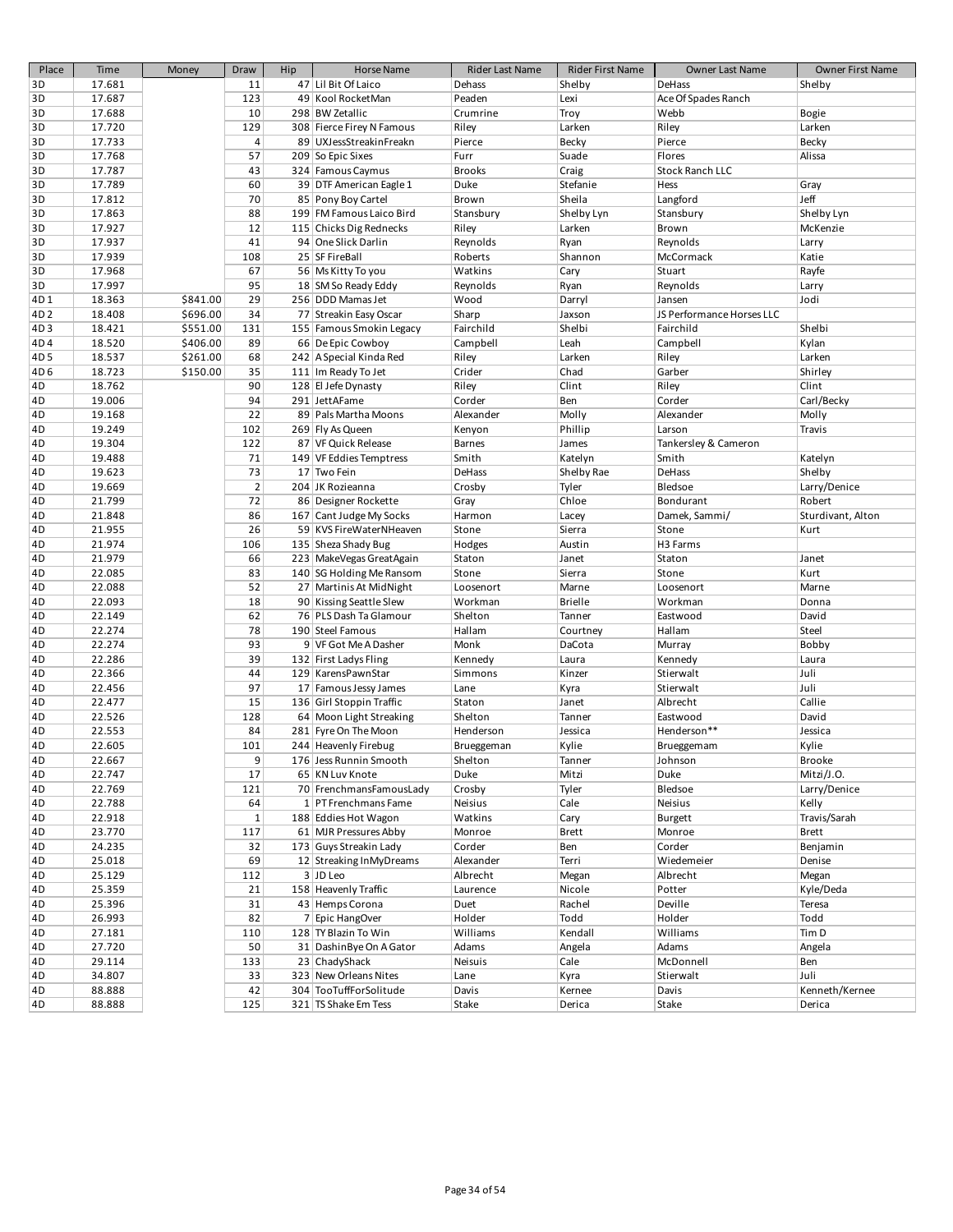| Place | Time | Money | Draw | Hip | Horse Name | Rider Last Name | Rider First Name | Owner Last Name | Owner First Name |
|---|---|---|---|---|---|---|---|---|---|
| 3D | 17.681 | | 11 | 47 | Lil Bit Of Laico | Dehass | Shelby | DeHass | Shelby |
| 3D | 17.687 | | 123 | 49 | Kool RocketMan | Peaden | Lexi | Ace Of Spades Ranch | |
| 3D | 17.688 | | 10 | 298 | BW Zetallic | Crumrine | Troy | Webb | Bogie |
| 3D | 17.720 | | 129 | 308 | Fierce Firey N Famous | Riley | Larken | Riley | Larken |
| 3D | 17.733 | | 4 | 89 | UXJessStreakinFreakn | Pierce | Becky | Pierce | Becky |
| 3D | 17.768 | | 57 | 209 | So Epic Sixes | Furr | Suade | Flores | Alissa |
| 3D | 17.787 | | 43 | 324 | Famous Caymus | Brooks | Craig | Stock Ranch LLC | |
| 3D | 17.789 | | 60 | 39 | DTF American Eagle 1 | Duke | Stefanie | Hess | Gray |
| 3D | 17.812 | | 70 | 85 | Pony Boy Cartel | Brown | Sheila | Langford | Jeff |
| 3D | 17.863 | | 88 | 199 | FM Famous Laico Bird | Stansbury | Shelby Lyn | Stansbury | Shelby Lyn |
| 3D | 17.927 | | 12 | 115 | Chicks Dig Rednecks | Riley | Larken | Brown | McKenzie |
| 3D | 17.937 | | 41 | 94 | One Slick Darlin | Reynolds | Ryan | Reynolds | Larry |
| 3D | 17.939 | | 108 | 25 | SF FireBall | Roberts | Shannon | McCormack | Katie |
| 3D | 17.968 | | 67 | 56 | Ms Kitty To you | Watkins | Cary | Stuart | Rayfe |
| 3D | 17.997 | | 95 | 18 | SM So Ready Eddy | Reynolds | Ryan | Reynolds | Larry |
| 4D 1 | 18.363 | $841.00 | 29 | 256 | DDD Mamas Jet | Wood | Darryl | Jansen | Jodi |
| 4D 2 | 18.408 | $696.00 | 34 | 77 | Streakin Easy Oscar | Sharp | Jaxson | JS Performance Horses LLC | |
| 4D 3 | 18.421 | $551.00 | 131 | 155 | Famous Smokin Legacy | Fairchild | Shelbi | Fairchild | Shelbi |
| 4D 4 | 18.520 | $406.00 | 89 | 66 | De Epic Cowboy | Campbell | Leah | Campbell | Kylan |
| 4D 5 | 18.537 | $261.00 | 68 | 242 | A Special Kinda Red | Riley | Larken | Riley | Larken |
| 4D 6 | 18.723 | $150.00 | 35 | 111 | Im Ready To Jet | Crider | Chad | Garber | Shirley |
| 4D | 18.762 | | 90 | 128 | El Jefe Dynasty | Riley | Clint | Riley | Clint |
| 4D | 19.006 | | 94 | 291 | JettAFame | Corder | Ben | Corder | Carl/Becky |
| 4D | 19.168 | | 22 | 89 | Pals Martha Moons | Alexander | Molly | Alexander | Molly |
| 4D | 19.249 | | 102 | 269 | Fly As Queen | Kenyon | Phillip | Larson | Travis |
| 4D | 19.304 | | 122 | 87 | VF Quick Release | Barnes | James | Tankersley & Cameron | |
| 4D | 19.488 | | 71 | 149 | VF Eddies Temptress | Smith | Katelyn | Smith | Katelyn |
| 4D | 19.623 | | 73 | 17 | Two Fein | DeHass | Shelby Rae | DeHass | Shelby |
| 4D | 19.669 | | 2 | 204 | JK Rozieanna | Crosby | Tyler | Bledsoe | Larry/Denice |
| 4D | 21.799 | | 72 | 86 | Designer Rockette | Gray | Chloe | Bondurant | Robert |
| 4D | 21.848 | | 86 | 167 | Cant Judge My Socks | Harmon | Lacey | Damek, Sammi/ | Sturdivant, Alton |
| 4D | 21.955 | | 26 | 59 | KVS FireWaterNHeaven | Stone | Sierra | Stone | Kurt |
| 4D | 21.974 | | 106 | 135 | Sheza Shady Bug | Hodges | Austin | H3 Farms | |
| 4D | 21.979 | | 66 | 223 | MakeVegas GreatAgain | Staton | Janet | Staton | Janet |
| 4D | 22.085 | | 83 | 140 | SG Holding Me Ransom | Stone | Sierra | Stone | Kurt |
| 4D | 22.088 | | 52 | 27 | Martinis At MidNight | Loosenort | Marne | Loosenort | Marne |
| 4D | 22.093 | | 18 | 90 | Kissing Seattle Slew | Workman | Brielle | Workman | Donna |
| 4D | 22.149 | | 62 | 76 | PLS Dash Ta Glamour | Shelton | Tanner | Eastwood | David |
| 4D | 22.274 | | 78 | 190 | Steel Famous | Hallam | Courtney | Hallam | Steel |
| 4D | 22.274 | | 93 | 9 | VF Got Me A Dasher | Monk | DaCota | Murray | Bobby |
| 4D | 22.286 | | 39 | 132 | First Ladys Fling | Kennedy | Laura | Kennedy | Laura |
| 4D | 22.366 | | 44 | 129 | KarensPawnStar | Simmons | Kinzer | Stierwalt | Juli |
| 4D | 22.456 | | 97 | 17 | Famous Jessy James | Lane | Kyra | Stierwalt | Juli |
| 4D | 22.477 | | 15 | 136 | Girl Stoppin Traffic | Staton | Janet | Albrecht | Callie |
| 4D | 22.526 | | 128 | 64 | Moon Light Streaking | Shelton | Tanner | Eastwood | David |
| 4D | 22.553 | | 84 | 281 | Fyre On The Moon | Henderson | Jessica | Henderson** | Jessica |
| 4D | 22.605 | | 101 | 244 | Heavenly Firebug | Brueggeman | Kylie | Brueggemam | Kylie |
| 4D | 22.667 | | 9 | 176 | Jess Runnin Smooth | Shelton | Tanner | Johnson | Brooke |
| 4D | 22.747 | | 17 | 65 | KN Luv Knote | Duke | Mitzi | Duke | Mitzi/J.O. |
| 4D | 22.769 | | 121 | 70 | FrenchmansFamousLady | Crosby | Tyler | Bledsoe | Larry/Denice |
| 4D | 22.788 | | 64 | 1 | PT Frenchmans Fame | Neisius | Cale | Neisius | Kelly |
| 4D | 22.918 | | 1 | 188 | Eddies Hot Wagon | Watkins | Cary | Burgett | Travis/Sarah |
| 4D | 23.770 | | 117 | 61 | MJR Pressures Abby | Monroe | Brett | Monroe | Brett |
| 4D | 24.235 | | 32 | 173 | Guys Streakin Lady | Corder | Ben | Corder | Benjamin |
| 4D | 25.018 | | 69 | 12 | Streaking InMyDreams | Alexander | Terri | Wiedemeier | Denise |
| 4D | 25.129 | | 112 | 3 | JD Leo | Albrecht | Megan | Albrecht | Megan |
| 4D | 25.359 | | 21 | 158 | Heavenly Traffic | Laurence | Nicole | Potter | Kyle/Deda |
| 4D | 25.396 | | 31 | 43 | Hemps Corona | Duet | Rachel | Deville | Teresa |
| 4D | 26.993 | | 82 | 7 | Epic HangOver | Holder | Todd | Holder | Todd |
| 4D | 27.181 | | 110 | 128 | TY Blazin To Win | Williams | Kendall | Williams | Tim D |
| 4D | 27.720 | | 50 | 31 | DashinBye On A Gator | Adams | Angela | Adams | Angela |
| 4D | 29.114 | | 133 | 23 | ChadyShack | Neisuis | Cale | McDonnell | Ben |
| 4D | 34.807 | | 33 | 323 | New Orleans Nites | Lane | Kyra | Stierwalt | Juli |
| 4D | 88.888 | | 42 | 304 | TooTuffForSolitude | Davis | Kernee | Davis | Kenneth/Kernee |
| 4D | 88.888 | | 125 | 321 | TS Shake Em Tess | Stake | Derica | Stake | Derica |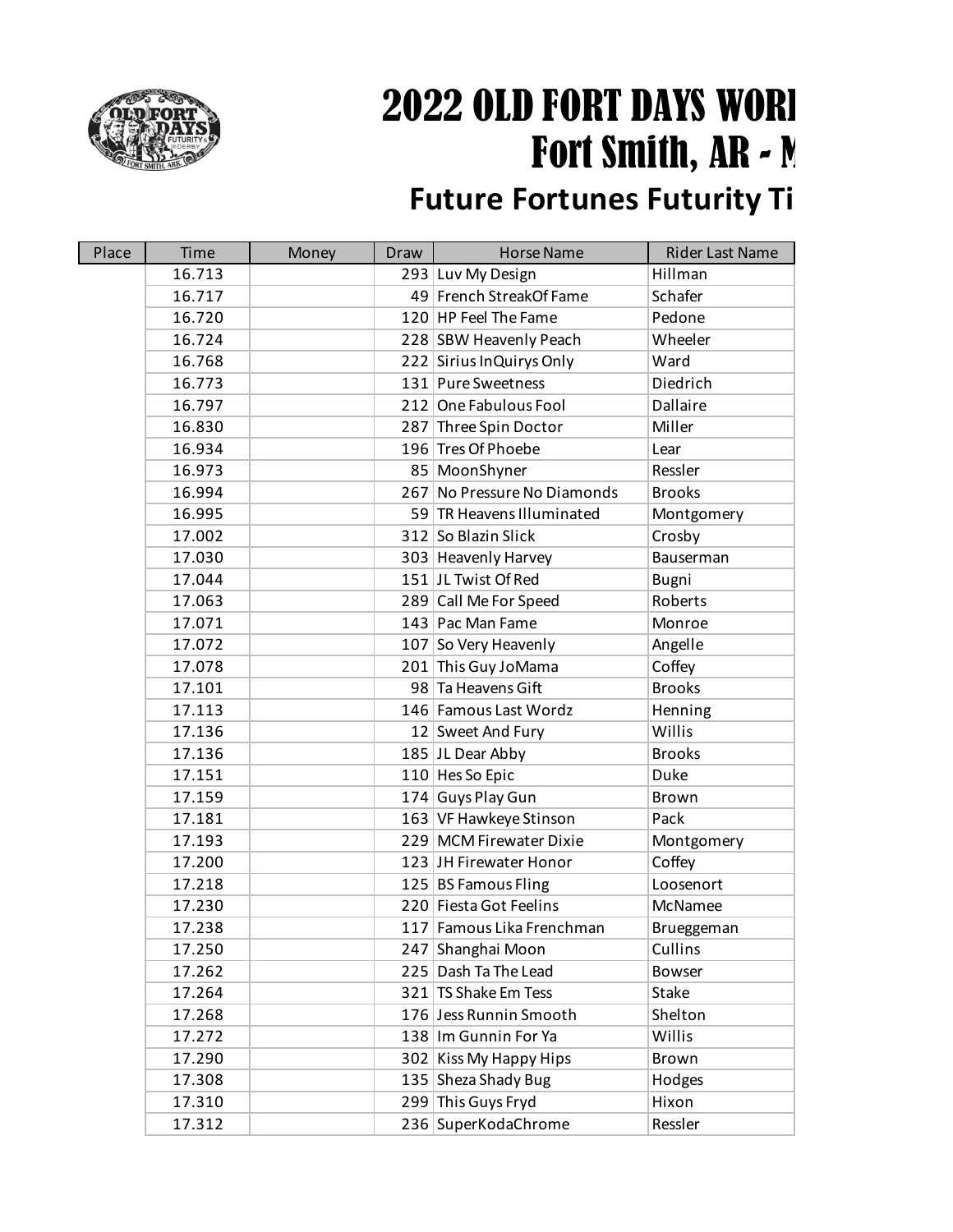# 2022 OLD FORT DAYS WORI
# Fort Smith, AR - M
## Future Fortunes Futurity Ti

| Place | Time | Money | Draw | Horse Name | Rider Last Name |
|---|---|---|---|---|---|
| | 16.713 | | 293 | Luv My Design | Hillman |
| | 16.717 | | 49 | French StreakOf Fame | Schafer |
| | 16.720 | | 120 | HP Feel The Fame | Pedone |
| | 16.724 | | 228 | SBW Heavenly Peach | Wheeler |
| | 16.768 | | 222 | Sirius InQuirys Only | Ward |
| | 16.773 | | 131 | Pure Sweetness | Diedrich |
| | 16.797 | | 212 | One Fabulous Fool | Dallaire |
| | 16.830 | | 287 | Three Spin Doctor | Miller |
| | 16.934 | | 196 | Tres Of Phoebe | Lear |
| | 16.973 | | 85 | MoonShyner | Ressler |
| | 16.994 | | 267 | No Pressure No Diamonds | Brooks |
| | 16.995 | | 59 | TR Heavens Illuminated | Montgomery |
| | 17.002 | | 312 | So Blazin Slick | Crosby |
| | 17.030 | | 303 | Heavenly Harvey | Bauserman |
| | 17.044 | | 151 | JL Twist Of Red | Bugni |
| | 17.063 | | 289 | Call Me For Speed | Roberts |
| | 17.071 | | 143 | Pac Man Fame | Monroe |
| | 17.072 | | 107 | So Very Heavenly | Angelle |
| | 17.078 | | 201 | This Guy JoMama | Coffey |
| | 17.101 | | 98 | Ta Heavens Gift | Brooks |
| | 17.113 | | 146 | Famous Last Wordz | Henning |
| | 17.136 | | 12 | Sweet And Fury | Willis |
| | 17.136 | | 185 | JL Dear Abby | Brooks |
| | 17.151 | | 110 | Hes So Epic | Duke |
| | 17.159 | | 174 | Guys Play Gun | Brown |
| | 17.181 | | 163 | VF Hawkeye Stinson | Pack |
| | 17.193 | | 229 | MCM Firewater Dixie | Montgomery |
| | 17.200 | | 123 | JH Firewater Honor | Coffey |
| | 17.218 | | 125 | BS Famous Fling | Loosenort |
| | 17.230 | | 220 | Fiesta Got Feelins | McNamee |
| | 17.238 | | 117 | Famous Lika Frenchman | Brueggeman |
| | 17.250 | | 247 | Shanghai Moon | Cullins |
| | 17.262 | | 225 | Dash Ta The Lead | Bowser |
| | 17.264 | | 321 | TS Shake Em Tess | Stake |
| | 17.268 | | 176 | Jess Runnin Smooth | Shelton |
| | 17.272 | | 138 | Im Gunnin For Ya | Willis |
| | 17.290 | | 302 | Kiss My Happy Hips | Brown |
| | 17.308 | | 135 | Sheza Shady Bug | Hodges |
| | 17.310 | | 299 | This Guys Fryd | Hixon |
| | 17.312 | | 236 | SuperKodaChrome | Ressler |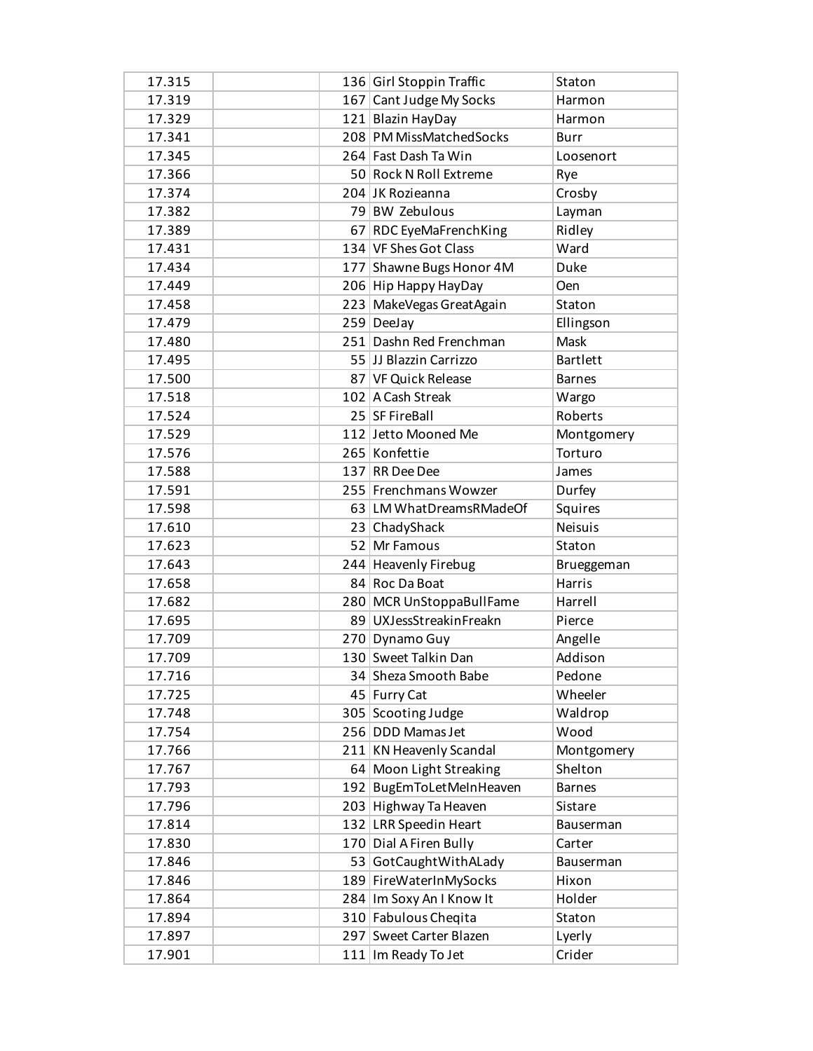| | | | | |
|---|---|---|---|---|
| 17.315 | | 136 | Girl Stoppin Traffic | Staton |
| 17.319 | | 167 | Cant Judge My Socks | Harmon |
| 17.329 | | 121 | Blazin HayDay | Harmon |
| 17.341 | | 208 | PM MissMatchedSocks | Burr |
| 17.345 | | 264 | Fast Dash Ta Win | Loosenort |
| 17.366 | | 50 | Rock N Roll Extreme | Rye |
| 17.374 | | 204 | JK Rozieanna | Crosby |
| 17.382 | | 79 | BW Zebulous | Layman |
| 17.389 | | 67 | RDC EyeMaFrenchKing | Ridley |
| 17.431 | | 134 | VF Shes Got Class | Ward |
| 17.434 | | 177 | Shawne Bugs Honor 4M | Duke |
| 17.449 | | 206 | Hip Happy HayDay | Oen |
| 17.458 | | 223 | MakeVegas GreatAgain | Staton |
| 17.479 | | 259 | DeeJay | Ellingson |
| 17.480 | | 251 | Dashn Red Frenchman | Mask |
| 17.495 | | 55 | JJ Blazzin Carrizzo | Bartlett |
| 17.500 | | 87 | VF Quick Release | Barnes |
| 17.518 | | 102 | A Cash Streak | Wargo |
| 17.524 | | 25 | SF FireBall | Roberts |
| 17.529 | | 112 | Jetto Mooned Me | Montgomery |
| 17.576 | | 265 | Konfettie | Torturo |
| 17.588 | | 137 | RR Dee Dee | James |
| 17.591 | | 255 | Frenchmans Wowzer | Durfey |
| 17.598 | | 63 | LM WhatDreamsRMadeOf | Squires |
| 17.610 | | 23 | ChadyShack | Neisuis |
| 17.623 | | 52 | Mr Famous | Staton |
| 17.643 | | 244 | Heavenly Firebug | Brueggeman |
| 17.658 | | 84 | Roc Da Boat | Harris |
| 17.682 | | 280 | MCR UnStoppaBullFame | Harrell |
| 17.695 | | 89 | UXJessStreakinFreakn | Pierce |
| 17.709 | | 270 | Dynamo Guy | Angelle |
| 17.709 | | 130 | Sweet Talkin Dan | Addison |
| 17.716 | | 34 | Sheza Smooth Babe | Pedone |
| 17.725 | | 45 | Furry Cat | Wheeler |
| 17.748 | | 305 | Scooting Judge | Waldrop |
| 17.754 | | 256 | DDD Mamas Jet | Wood |
| 17.766 | | 211 | KN Heavenly Scandal | Montgomery |
| 17.767 | | 64 | Moon Light Streaking | Shelton |
| 17.793 | | 192 | BugEmToLetMeInHeaven | Barnes |
| 17.796 | | 203 | Highway Ta Heaven | Sistare |
| 17.814 | | 132 | LRR Speedin Heart | Bauserman |
| 17.830 | | 170 | Dial A Firen Bully | Carter |
| 17.846 | | 53 | GotCaughtWithALady | Bauserman |
| 17.846 | | 189 | FireWaterInMySocks | Hixon |
| 17.864 | | 284 | Im Soxy An I Know It | Holder |
| 17.894 | | 310 | Fabulous Cheqita | Staton |
| 17.897 | | 297 | Sweet Carter Blazen | Lyerly |
| 17.901 | | 111 | Im Ready To Jet | Crider |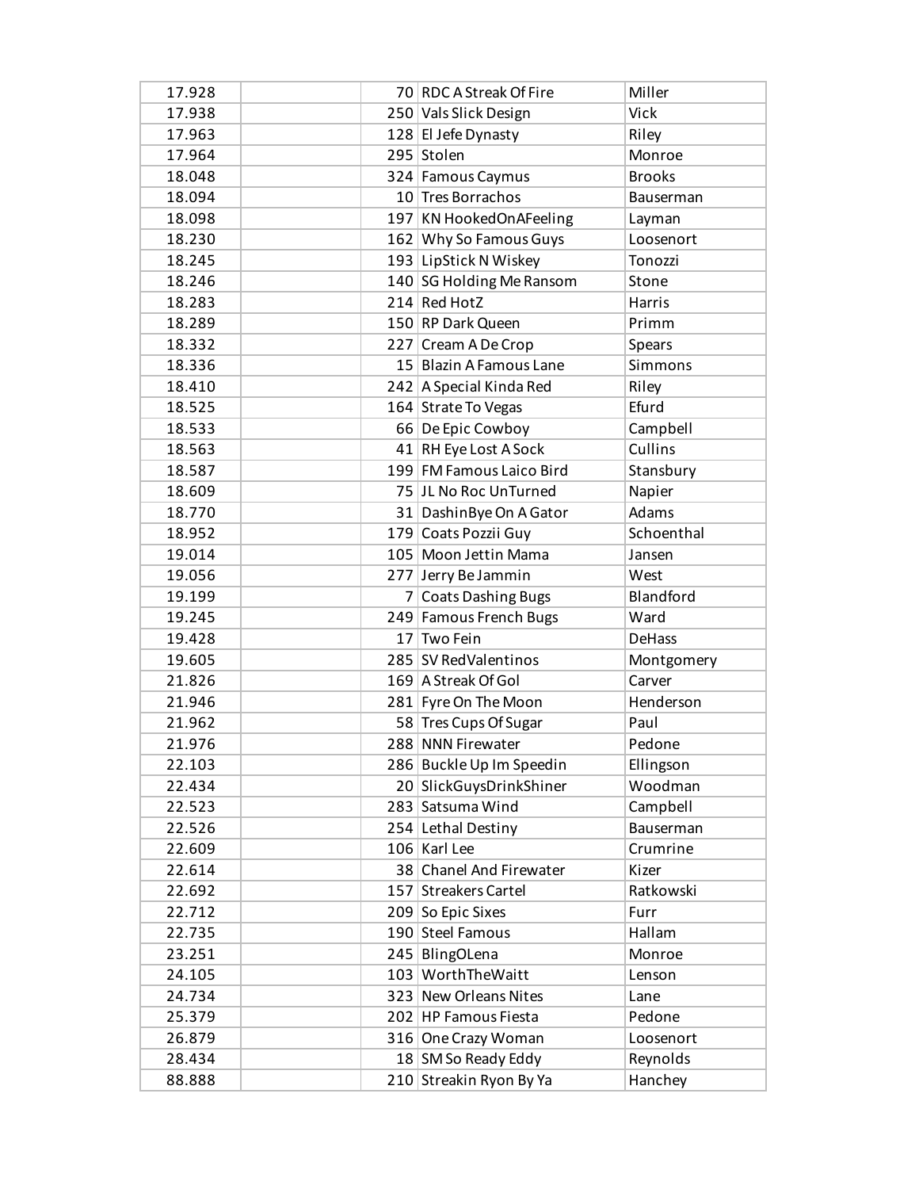| | | | | |
|---|---|---|---|---|
| 17.928 | | 70 | RDC A Streak Of Fire | Miller |
| 17.938 | | 250 | Vals Slick Design | Vick |
| 17.963 | | 128 | El Jefe Dynasty | Riley |
| 17.964 | | 295 | Stolen | Monroe |
| 18.048 | | 324 | Famous Caymus | Brooks |
| 18.094 | | 10 | Tres Borrachos | Bauserman |
| 18.098 | | 197 | KN HookedOnAFeeling | Layman |
| 18.230 | | 162 | Why So Famous Guys | Loosenort |
| 18.245 | | 193 | LipStick N Wiskey | Tonozzi |
| 18.246 | | 140 | SG Holding Me Ransom | Stone |
| 18.283 | | 214 | Red HotZ | Harris |
| 18.289 | | 150 | RP Dark Queen | Primm |
| 18.332 | | 227 | Cream A De Crop | Spears |
| 18.336 | | 15 | Blazin A Famous Lane | Simmons |
| 18.410 | | 242 | A Special Kinda Red | Riley |
| 18.525 | | 164 | Strate To Vegas | Efurd |
| 18.533 | | 66 | De Epic Cowboy | Campbell |
| 18.563 | | 41 | RH Eye Lost A Sock | Cullins |
| 18.587 | | 199 | FM Famous Laico Bird | Stansbury |
| 18.609 | | 75 | JL No Roc UnTurned | Napier |
| 18.770 | | 31 | DashinBye On A Gator | Adams |
| 18.952 | | 179 | Coats Pozzii Guy | Schoenthal |
| 19.014 | | 105 | Moon Jettin Mama | Jansen |
| 19.056 | | 277 | Jerry Be Jammin | West |
| 19.199 | | 7 | Coats Dashing Bugs | Blandford |
| 19.245 | | 249 | Famous French Bugs | Ward |
| 19.428 | | 17 | Two Fein | DeHass |
| 19.605 | | 285 | SV RedValentinos | Montgomery |
| 21.826 | | 169 | A Streak Of Gol | Carver |
| 21.946 | | 281 | Fyre On The Moon | Henderson |
| 21.962 | | 58 | Tres Cups Of Sugar | Paul |
| 21.976 | | 288 | NNN Firewater | Pedone |
| 22.103 | | 286 | Buckle Up Im Speedin | Ellingson |
| 22.434 | | 20 | SlickGuysDrinkShiner | Woodman |
| 22.523 | | 283 | Satsuma Wind | Campbell |
| 22.526 | | 254 | Lethal Destiny | Bauserman |
| 22.609 | | 106 | Karl Lee | Crumrine |
| 22.614 | | 38 | Chanel And Firewater | Kizer |
| 22.692 | | 157 | Streakers Cartel | Ratkowski |
| 22.712 | | 209 | So Epic Sixes | Furr |
| 22.735 | | 190 | Steel Famous | Hallam |
| 23.251 | | 245 | BlingOLena | Monroe |
| 24.105 | | 103 | WorthTheWaitt | Lenson |
| 24.734 | | 323 | New Orleans Nites | Lane |
| 25.379 | | 202 | HP Famous Fiesta | Pedone |
| 26.879 | | 316 | One Crazy Woman | Loosenort |
| 28.434 | | 18 | SM So Ready Eddy | Reynolds |
| 88.888 | | 210 | Streakin Ryon By Ya | Hanchey |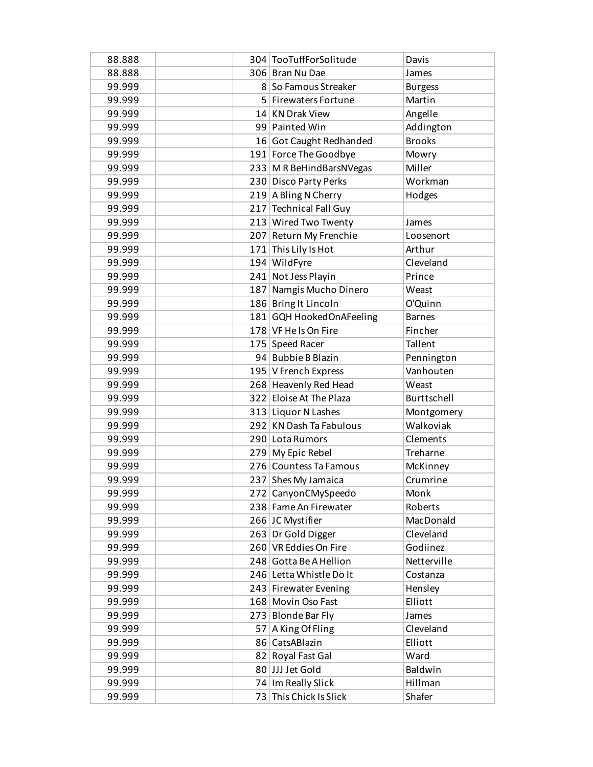| | | | | |
|---|---|---|---|---|
| 88.888 | | 304 | TooTuffForSolitude | Davis |
| 88.888 | | 306 | Bran Nu Dae | James |
| 99.999 | | 8 | So Famous Streaker | Burgess |
| 99.999 | | 5 | Firewaters Fortune | Martin |
| 99.999 | | 14 | KN Drak View | Angelle |
| 99.999 | | 99 | Painted Win | Addington |
| 99.999 | | 16 | Got Caught Redhanded | Brooks |
| 99.999 | | 191 | Force The Goodbye | Mowry |
| 99.999 | | 233 | M R BeHindBarsNVegas | Miller |
| 99.999 | | 230 | Disco Party Perks | Workman |
| 99.999 | | 219 | A Bling N Cherry | Hodges |
| 99.999 | | 217 | Technical Fall Guy | |
| 99.999 | | 213 | Wired Two Twenty | James |
| 99.999 | | 207 | Return My Frenchie | Loosenort |
| 99.999 | | 171 | This Lily Is Hot | Arthur |
| 99.999 | | 194 | WildFyre | Cleveland |
| 99.999 | | 241 | Not Jess Playin | Prince |
| 99.999 | | 187 | Namgis Mucho Dinero | Weast |
| 99.999 | | 186 | Bring It Lincoln | O'Quinn |
| 99.999 | | 181 | GQH HookedOnAFeeling | Barnes |
| 99.999 | | 178 | VF He Is On Fire | Fincher |
| 99.999 | | 175 | Speed Racer | Tallent |
| 99.999 | | 94 | Bubbie B Blazin | Pennington |
| 99.999 | | 195 | V French Express | Vanhouten |
| 99.999 | | 268 | Heavenly Red Head | Weast |
| 99.999 | | 322 | Eloise At The Plaza | Burttschell |
| 99.999 | | 313 | Liquor N Lashes | Montgomery |
| 99.999 | | 292 | KN Dash Ta Fabulous | Walkoviak |
| 99.999 | | 290 | Lota Rumors | Clements |
| 99.999 | | 279 | My Epic Rebel | Treharne |
| 99.999 | | 276 | Countess Ta Famous | McKinney |
| 99.999 | | 237 | Shes My Jamaica | Crumrine |
| 99.999 | | 272 | CanyonCMySpeedo | Monk |
| 99.999 | | 238 | Fame An Firewater | Roberts |
| 99.999 | | 266 | JC Mystifier | MacDonald |
| 99.999 | | 263 | Dr Gold Digger | Cleveland |
| 99.999 | | 260 | VR Eddies On Fire | Godiinez |
| 99.999 | | 248 | Gotta Be A Hellion | Netterville |
| 99.999 | | 246 | Letta Whistle Do It | Costanza |
| 99.999 | | 243 | Firewater Evening | Hensley |
| 99.999 | | 168 | Movin Oso Fast | Elliott |
| 99.999 | | 273 | Blonde Bar Fly | James |
| 99.999 | | 57 | A King Of Fling | Cleveland |
| 99.999 | | 86 | CatsABlazin | Elliott |
| 99.999 | | 82 | Royal Fast Gal | Ward |
| 99.999 | | 80 | JJJ Jet Gold | Baldwin |
| 99.999 | | 74 | Im Really Slick | Hillman |
| 99.999 | | 73 | This Chick Is Slick | Shafer |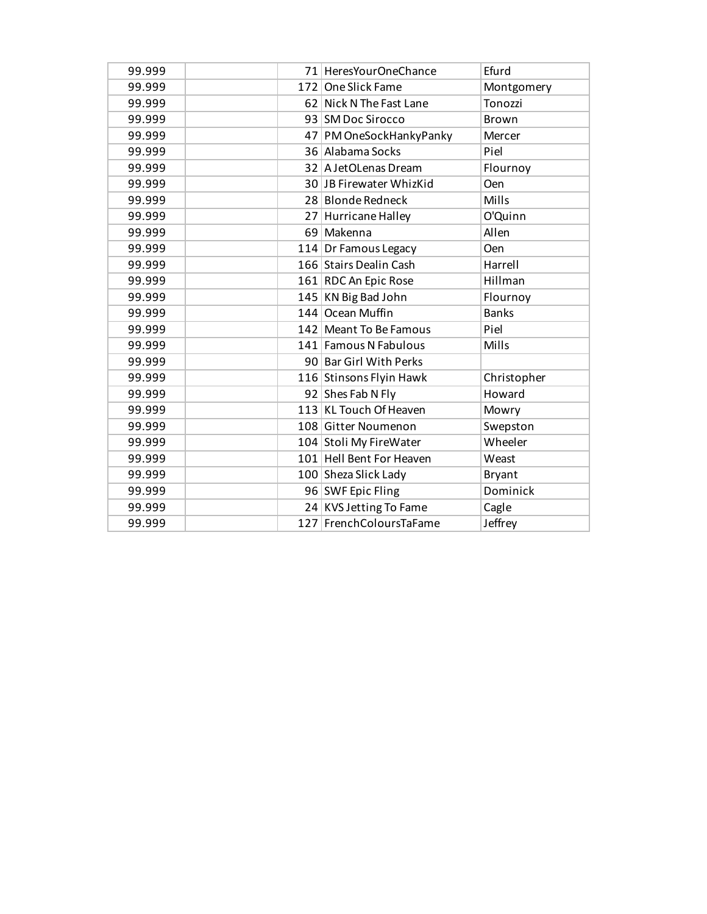| | | | | |
|---|---|---|---|---|
| 99.999 | | 71 | HeresYourOneChance | Efurd |
| 99.999 | | 172 | One Slick Fame | Montgomery |
| 99.999 | | 62 | Nick N The Fast Lane | Tonozzi |
| 99.999 | | 93 | SM Doc Sirocco | Brown |
| 99.999 | | 47 | PM OneSockHankyPanky | Mercer |
| 99.999 | | 36 | Alabama Socks | Piel |
| 99.999 | | 32 | A JetOLenas Dream | Flournoy |
| 99.999 | | 30 | JB Firewater WhizKid | Oen |
| 99.999 | | 28 | Blonde Redneck | Mills |
| 99.999 | | 27 | Hurricane Halley | O'Quinn |
| 99.999 | | 69 | Makenna | Allen |
| 99.999 | | 114 | Dr Famous Legacy | Oen |
| 99.999 | | 166 | Stairs Dealin Cash | Harrell |
| 99.999 | | 161 | RDC An Epic Rose | Hillman |
| 99.999 | | 145 | KN Big Bad John | Flournoy |
| 99.999 | | 144 | Ocean Muffin | Banks |
| 99.999 | | 142 | Meant To Be Famous | Piel |
| 99.999 | | 141 | Famous N Fabulous | Mills |
| 99.999 | | 90 | Bar Girl With Perks | |
| 99.999 | | 116 | Stinsons Flyin Hawk | Christopher |
| 99.999 | | 92 | Shes Fab N Fly | Howard |
| 99.999 | | 113 | KL Touch Of Heaven | Mowry |
| 99.999 | | 108 | Gitter Noumenon | Swepston |
| 99.999 | | 104 | Stoli My FireWater | Wheeler |
| 99.999 | | 101 | Hell Bent For Heaven | Weast |
| 99.999 | | 100 | Sheza Slick Lady | Bryant |
| 99.999 | | 96 | SWF Epic Fling | Dominick |
| 99.999 | | 24 | KVS Jetting To Fame | Cagle |
| 99.999 | | 127 | FrenchColoursTaFame | Jeffrey |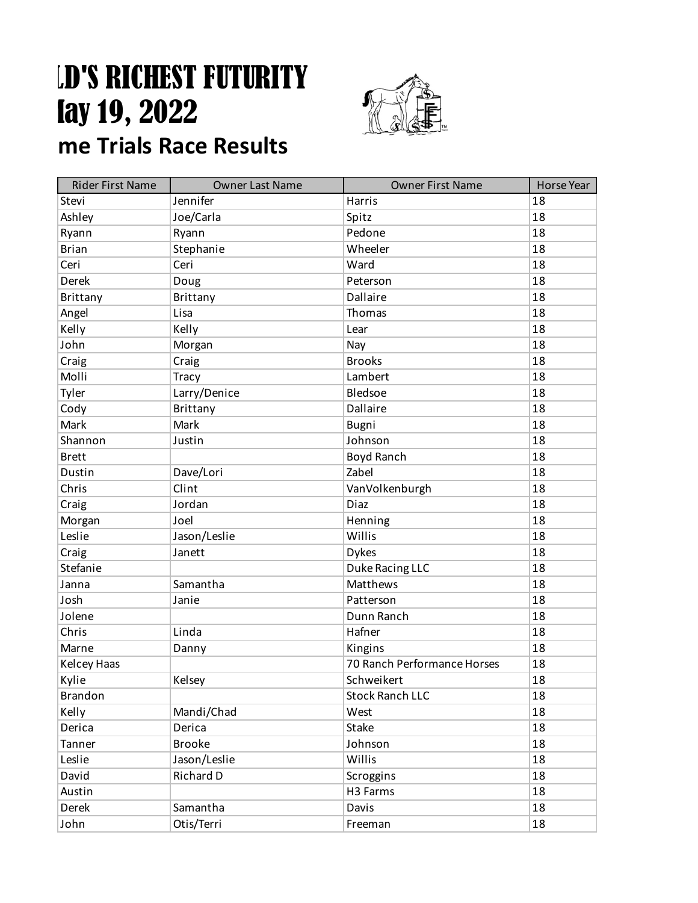# LD'S RICHEST FUTURITY
# lay 19, 2022
## me Trials Race Results

| Rider First Name | Owner Last Name | Owner First Name | Horse Year |
|---|---|---|---|
| Stevi | Jennifer | Harris | 18 |
| Ashley | Joe/Carla | Spitz | 18 |
| Ryann | Ryann | Pedone | 18 |
| Brian | Stephanie | Wheeler | 18 |
| Ceri | Ceri | Ward | 18 |
| Derek | Doug | Peterson | 18 |
| Brittany | Brittany | Dallaire | 18 |
| Angel | Lisa | Thomas | 18 |
| Kelly | Kelly | Lear | 18 |
| John | Morgan | Nay | 18 |
| Craig | Craig | Brooks | 18 |
| Molli | Tracy | Lambert | 18 |
| Tyler | Larry/Denice | Bledsoe | 18 |
| Cody | Brittany | Dallaire | 18 |
| Mark | Mark | Bugni | 18 |
| Shannon | Justin | Johnson | 18 |
| Brett | | Boyd Ranch | 18 |
| Dustin | Dave/Lori | Zabel | 18 |
| Chris | Clint | VanVolkenburgh | 18 |
| Craig | Jordan | Diaz | 18 |
| Morgan | Joel | Henning | 18 |
| Leslie | Jason/Leslie | Willis | 18 |
| Craig | Janett | Dykes | 18 |
| Stefanie | | Duke Racing LLC | 18 |
| Janna | Samantha | Matthews | 18 |
| Josh | Janie | Patterson | 18 |
| Jolene | | Dunn Ranch | 18 |
| Chris | Linda | Hafner | 18 |
| Marne | Danny | Kingins | 18 |
| Kelcey Haas | | 70 Ranch Performance Horses | 18 |
| Kylie | Kelsey | Schweikert | 18 |
| Brandon | | Stock Ranch LLC | 18 |
| Kelly | Mandi/Chad | West | 18 |
| Derica | Derica | Stake | 18 |
| Tanner | Brooke | Johnson | 18 |
| Leslie | Jason/Leslie | Willis | 18 |
| David | Richard D | Scroggins | 18 |
| Austin | | H3 Farms | 18 |
| Derek | Samantha | Davis | 18 |
| John | Otis/Terri | Freeman | 18 |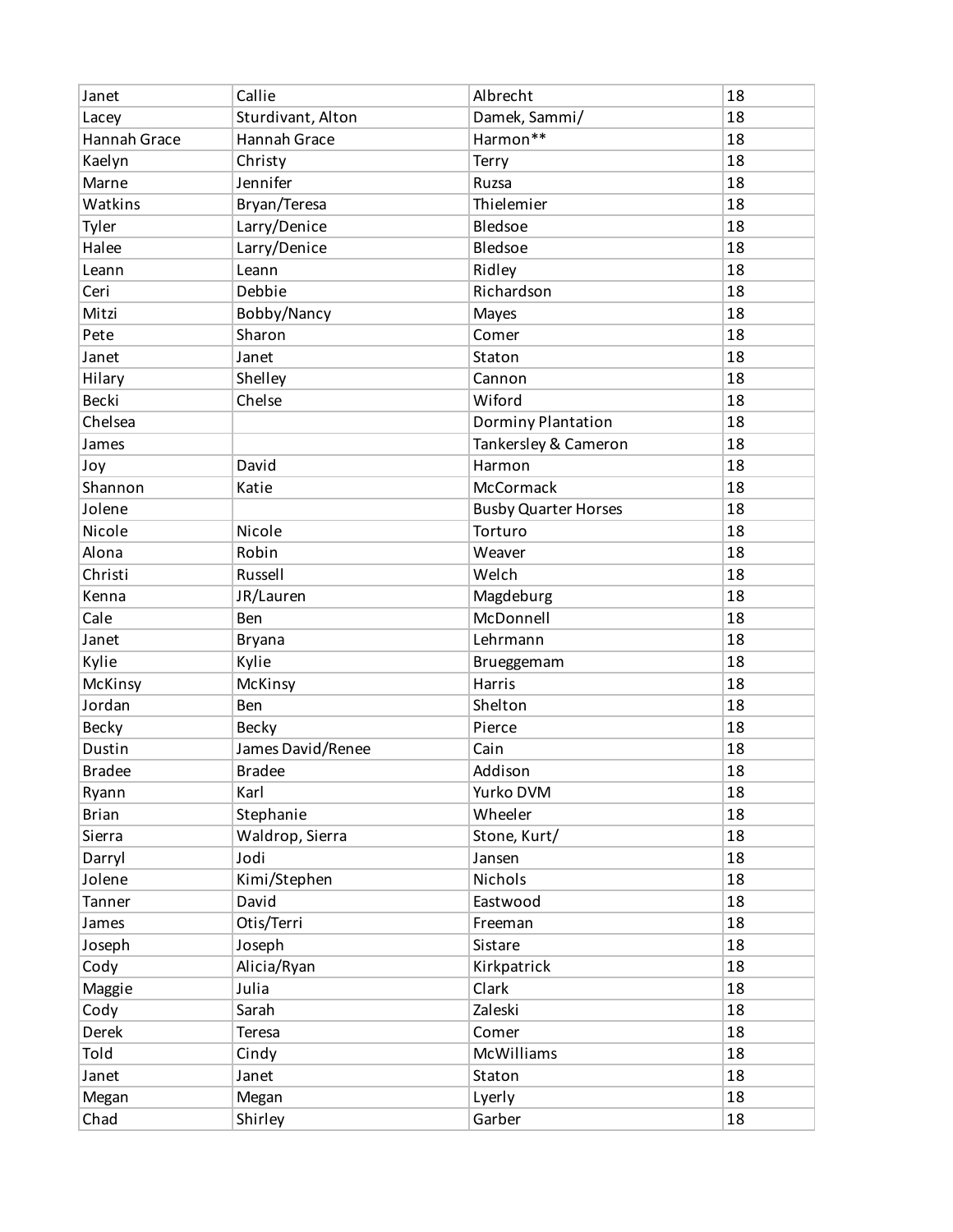| Janet | Callie | Albrecht | 18 |
|---|---|---|---|
| Lacey | Sturdivant, Alton | Damek, Sammi/ | 18 |
| Hannah Grace | Hannah Grace | Harmon** | 18 |
| Kaelyn | Christy | Terry | 18 |
| Marne | Jennifer | Ruzsa | 18 |
| Watkins | Bryan/Teresa | Thielemier | 18 |
| Tyler | Larry/Denice | Bledsoe | 18 |
| Halee | Larry/Denice | Bledsoe | 18 |
| Leann | Leann | Ridley | 18 |
| Ceri | Debbie | Richardson | 18 |
| Mitzi | Bobby/Nancy | Mayes | 18 |
| Pete | Sharon | Comer | 18 |
| Janet | Janet | Staton | 18 |
| Hilary | Shelley | Cannon | 18 |
| Becki | Chelse | Wiford | 18 |
| Chelsea | | Dorminy Plantation | 18 |
| James | | Tankersley & Cameron | 18 |
| Joy | David | Harmon | 18 |
| Shannon | Katie | McCormack | 18 |
| Jolene | | Busby Quarter Horses | 18 |
| Nicole | Nicole | Torturo | 18 |
| Alona | Robin | Weaver | 18 |
| Christi | Russell | Welch | 18 |
| Kenna | JR/Lauren | Magdeburg | 18 |
| Cale | Ben | McDonnell | 18 |
| Janet | Bryana | Lehrmann | 18 |
| Kylie | Kylie | Brueggemam | 18 |
| McKinsy | McKinsy | Harris | 18 |
| Jordan | Ben | Shelton | 18 |
| Becky | Becky | Pierce | 18 |
| Dustin | James David/Renee | Cain | 18 |
| Bradee | Bradee | Addison | 18 |
| Ryann | Karl | Yurko DVM | 18 |
| Brian | Stephanie | Wheeler | 18 |
| Sierra | Waldrop, Sierra | Stone, Kurt/ | 18 |
| Darryl | Jodi | Jansen | 18 |
| Jolene | Kimi/Stephen | Nichols | 18 |
| Tanner | David | Eastwood | 18 |
| James | Otis/Terri | Freeman | 18 |
| Joseph | Joseph | Sistare | 18 |
| Cody | Alicia/Ryan | Kirkpatrick | 18 |
| Maggie | Julia | Clark | 18 |
| Cody | Sarah | Zaleski | 18 |
| Derek | Teresa | Comer | 18 |
| Told | Cindy | McWilliams | 18 |
| Janet | Janet | Staton | 18 |
| Megan | Megan | Lyerly | 18 |
| Chad | Shirley | Garber | 18 |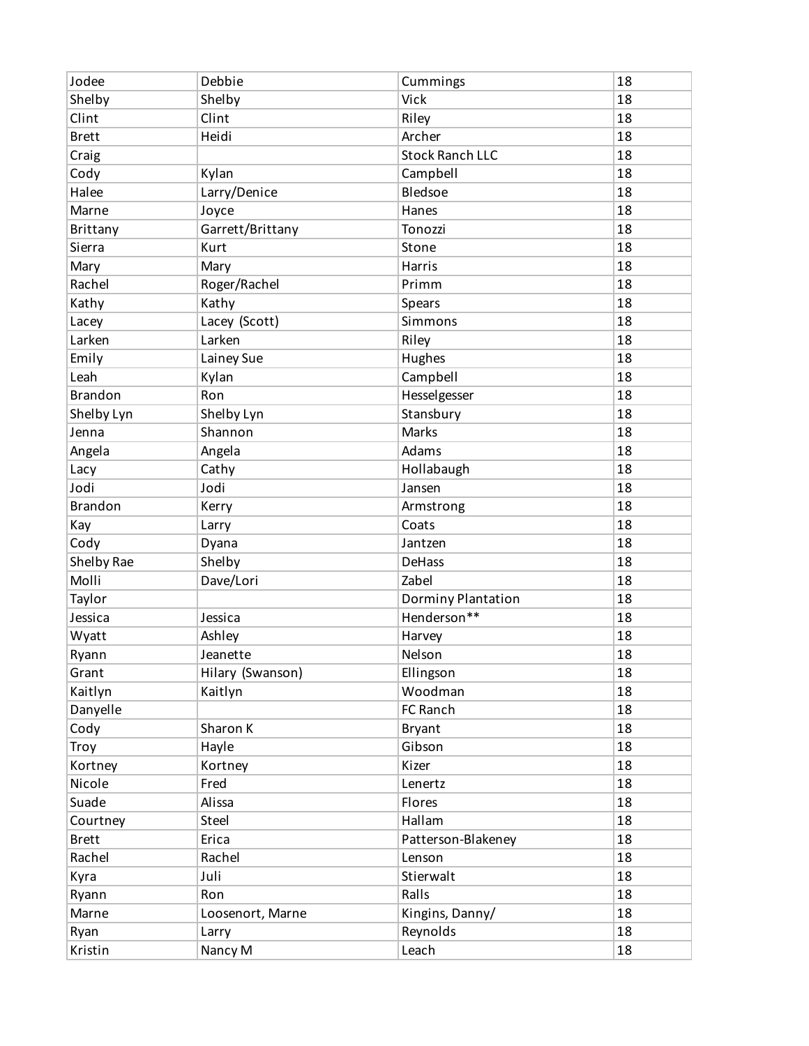| | | | |
|---|---|---|---|
| Jodee | Debbie | Cummings | 18 |
| Shelby | Shelby | Vick | 18 |
| Clint | Clint | Riley | 18 |
| Brett | Heidi | Archer | 18 |
| Craig | | Stock Ranch LLC | 18 |
| Cody | Kylan | Campbell | 18 |
| Halee | Larry/Denice | Bledsoe | 18 |
| Marne | Joyce | Hanes | 18 |
| Brittany | Garrett/Brittany | Tonozzi | 18 |
| Sierra | Kurt | Stone | 18 |
| Mary | Mary | Harris | 18 |
| Rachel | Roger/Rachel | Primm | 18 |
| Kathy | Kathy | Spears | 18 |
| Lacey | Lacey (Scott) | Simmons | 18 |
| Larken | Larken | Riley | 18 |
| Emily | Lainey Sue | Hughes | 18 |
| Leah | Kylan | Campbell | 18 |
| Brandon | Ron | Hesselgesser | 18 |
| Shelby Lyn | Shelby Lyn | Stansbury | 18 |
| Jenna | Shannon | Marks | 18 |
| Angela | Angela | Adams | 18 |
| Lacy | Cathy | Hollabaugh | 18 |
| Jodi | Jodi | Jansen | 18 |
| Brandon | Kerry | Armstrong | 18 |
| Kay | Larry | Coats | 18 |
| Cody | Dyana | Jantzen | 18 |
| Shelby Rae | Shelby | DeHass | 18 |
| Molli | Dave/Lori | Zabel | 18 |
| Taylor | | Dorminy Plantation | 18 |
| Jessica | Jessica | Henderson** | 18 |
| Wyatt | Ashley | Harvey | 18 |
| Ryann | Jeanette | Nelson | 18 |
| Grant | Hilary (Swanson) | Ellingson | 18 |
| Kaitlyn | Kaitlyn | Woodman | 18 |
| Danyelle | | FC Ranch | 18 |
| Cody | Sharon K | Bryant | 18 |
| Troy | Hayle | Gibson | 18 |
| Kortney | Kortney | Kizer | 18 |
| Nicole | Fred | Lenertz | 18 |
| Suade | Alissa | Flores | 18 |
| Courtney | Steel | Hallam | 18 |
| Brett | Erica | Patterson-Blakeney | 18 |
| Rachel | Rachel | Lenson | 18 |
| Kyra | Juli | Stierwalt | 18 |
| Ryann | Ron | Ralls | 18 |
| Marne | Loosenort, Marne | Kingins, Danny/ | 18 |
| Ryan | Larry | Reynolds | 18 |
| Kristin | Nancy M | Leach | 18 |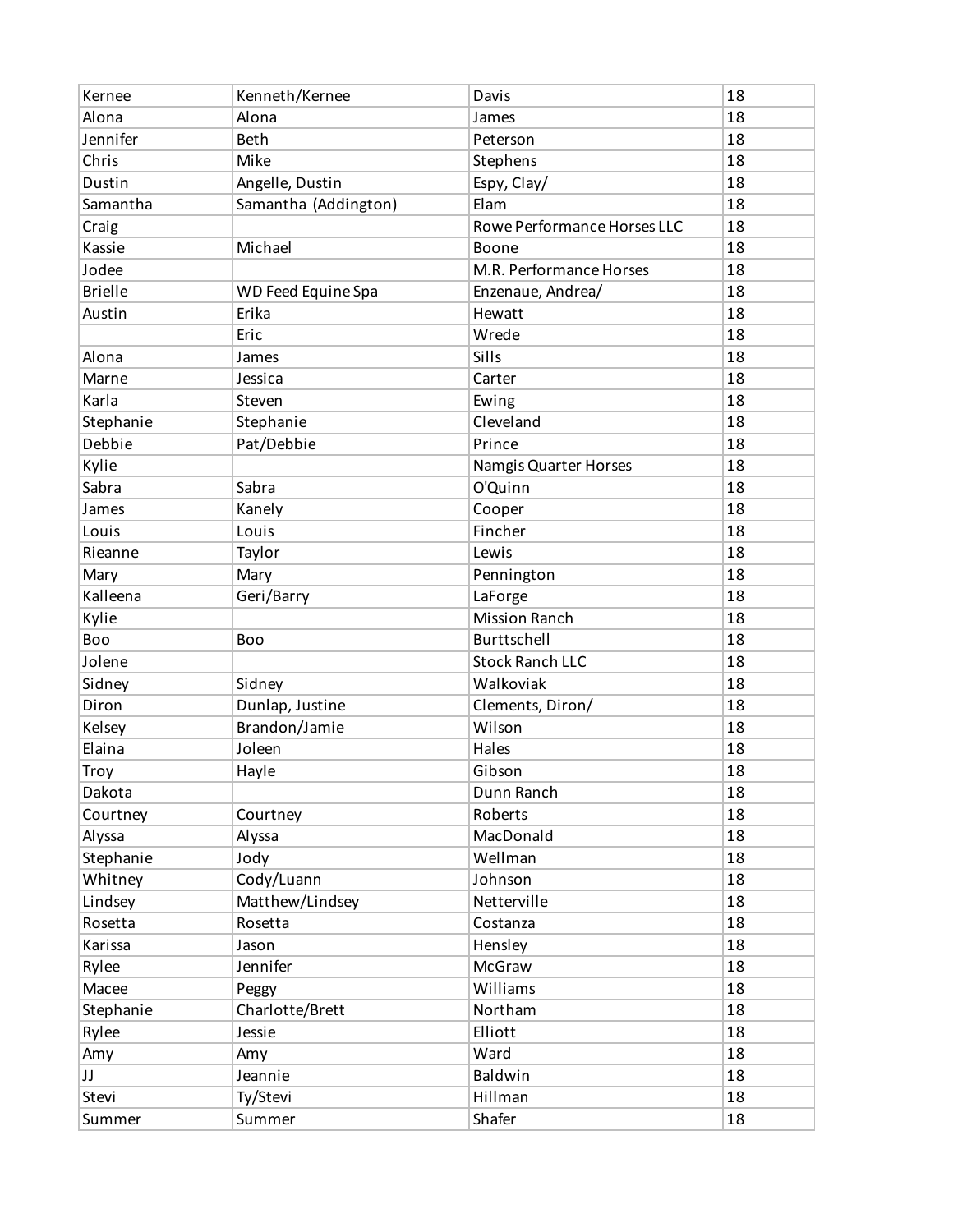| | | | |
|---|---|---|---|
| Kernee | Kenneth/Kernee | Davis | 18 |
| Alona | Alona | James | 18 |
| Jennifer | Beth | Peterson | 18 |
| Chris | Mike | Stephens | 18 |
| Dustin | Angelle, Dustin | Espy, Clay/ | 18 |
| Samantha | Samantha (Addington) | Elam | 18 |
| Craig | | Rowe Performance Horses LLC | 18 |
| Kassie | Michael | Boone | 18 |
| Jodee | | M.R. Performance Horses | 18 |
| Brielle | WD Feed Equine Spa | Enzenaue, Andrea/ | 18 |
| Austin | Erika | Hewatt | 18 |
| | Eric | Wrede | 18 |
| Alona | James | Sills | 18 |
| Marne | Jessica | Carter | 18 |
| Karla | Steven | Ewing | 18 |
| Stephanie | Stephanie | Cleveland | 18 |
| Debbie | Pat/Debbie | Prince | 18 |
| Kylie | | Namgis Quarter Horses | 18 |
| Sabra | Sabra | O'Quinn | 18 |
| James | Kanely | Cooper | 18 |
| Louis | Louis | Fincher | 18 |
| Rieanne | Taylor | Lewis | 18 |
| Mary | Mary | Pennington | 18 |
| Kalleena | Geri/Barry | LaForge | 18 |
| Kylie | | Mission Ranch | 18 |
| Boo | Boo | Burttschell | 18 |
| Jolene | | Stock Ranch LLC | 18 |
| Sidney | Sidney | Walkoviak | 18 |
| Diron | Dunlap, Justine | Clements, Diron/ | 18 |
| Kelsey | Brandon/Jamie | Wilson | 18 |
| Elaina | Joleen | Hales | 18 |
| Troy | Hayle | Gibson | 18 |
| Dakota | | Dunn Ranch | 18 |
| Courtney | Courtney | Roberts | 18 |
| Alyssa | Alyssa | MacDonald | 18 |
| Stephanie | Jody | Wellman | 18 |
| Whitney | Cody/Luann | Johnson | 18 |
| Lindsey | Matthew/Lindsey | Netterville | 18 |
| Rosetta | Rosetta | Costanza | 18 |
| Karissa | Jason | Hensley | 18 |
| Rylee | Jennifer | McGraw | 18 |
| Macee | Peggy | Williams | 18 |
| Stephanie | Charlotte/Brett | Northam | 18 |
| Rylee | Jessie | Elliott | 18 |
| Amy | Amy | Ward | 18 |
| JJ | Jeannie | Baldwin | 18 |
| Stevi | Ty/Stevi | Hillman | 18 |
| Summer | Summer | Shafer | 18 |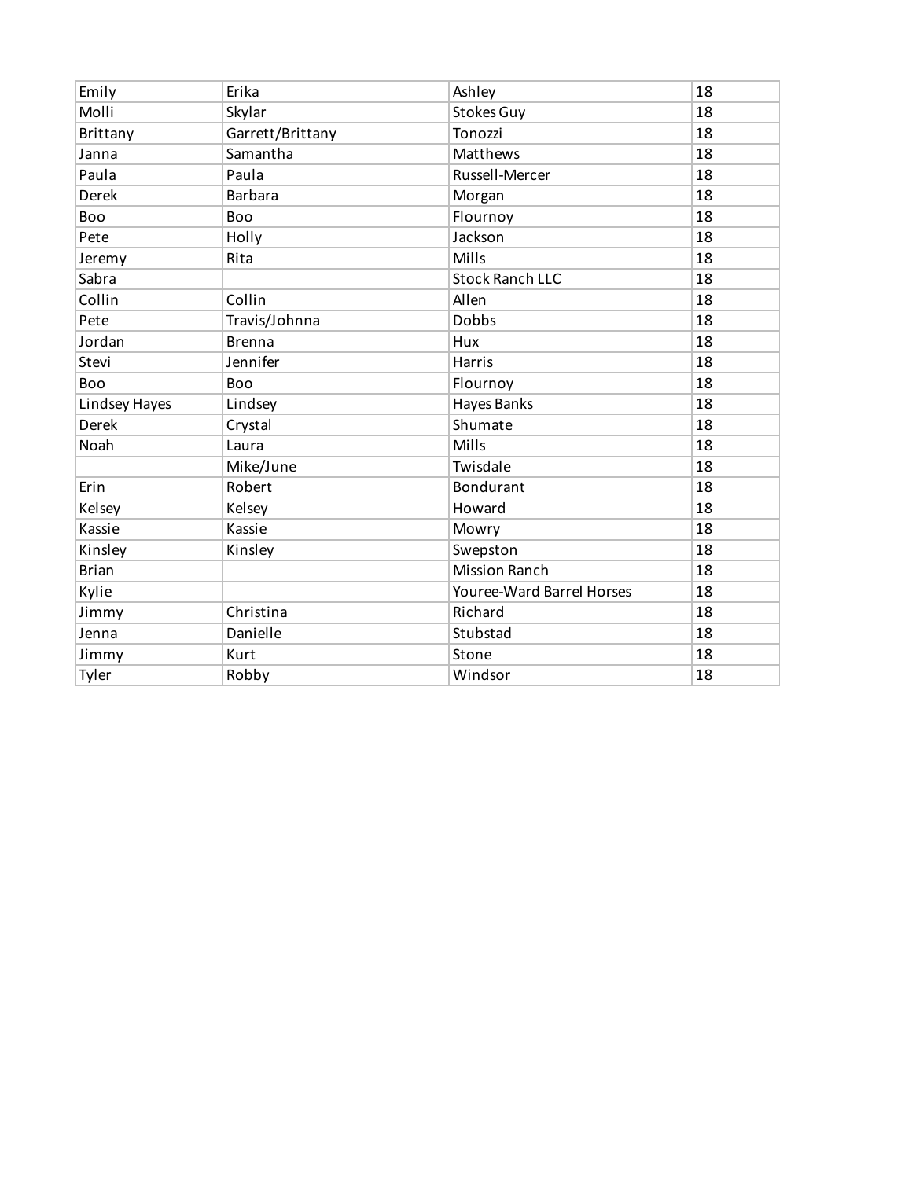| | | | |
|---|---|---|---|
| Emily | Erika | Ashley | 18 |
| Molli | Skylar | Stokes Guy | 18 |
| Brittany | Garrett/Brittany | Tonozzi | 18 |
| Janna | Samantha | Matthews | 18 |
| Paula | Paula | Russell-Mercer | 18 |
| Derek | Barbara | Morgan | 18 |
| Boo | Boo | Flournoy | 18 |
| Pete | Holly | Jackson | 18 |
| Jeremy | Rita | Mills | 18 |
| Sabra | | Stock Ranch LLC | 18 |
| Collin | Collin | Allen | 18 |
| Pete | Travis/Johnna | Dobbs | 18 |
| Jordan | Brenna | Hux | 18 |
| Stevi | Jennifer | Harris | 18 |
| Boo | Boo | Flournoy | 18 |
| Lindsey Hayes | Lindsey | Hayes Banks | 18 |
| Derek | Crystal | Shumate | 18 |
| Noah | Laura | Mills | 18 |
| | Mike/June | Twisdale | 18 |
| Erin | Robert | Bondurant | 18 |
| Kelsey | Kelsey | Howard | 18 |
| Kassie | Kassie | Mowry | 18 |
| Kinsley | Kinsley | Swepston | 18 |
| Brian | | Mission Ranch | 18 |
| Kylie | | Youree-Ward Barrel Horses | 18 |
| Jimmy | Christina | Richard | 18 |
| Jenna | Danielle | Stubstad | 18 |
| Jimmy | Kurt | Stone | 18 |
| Tyler | Robby | Windsor | 18 |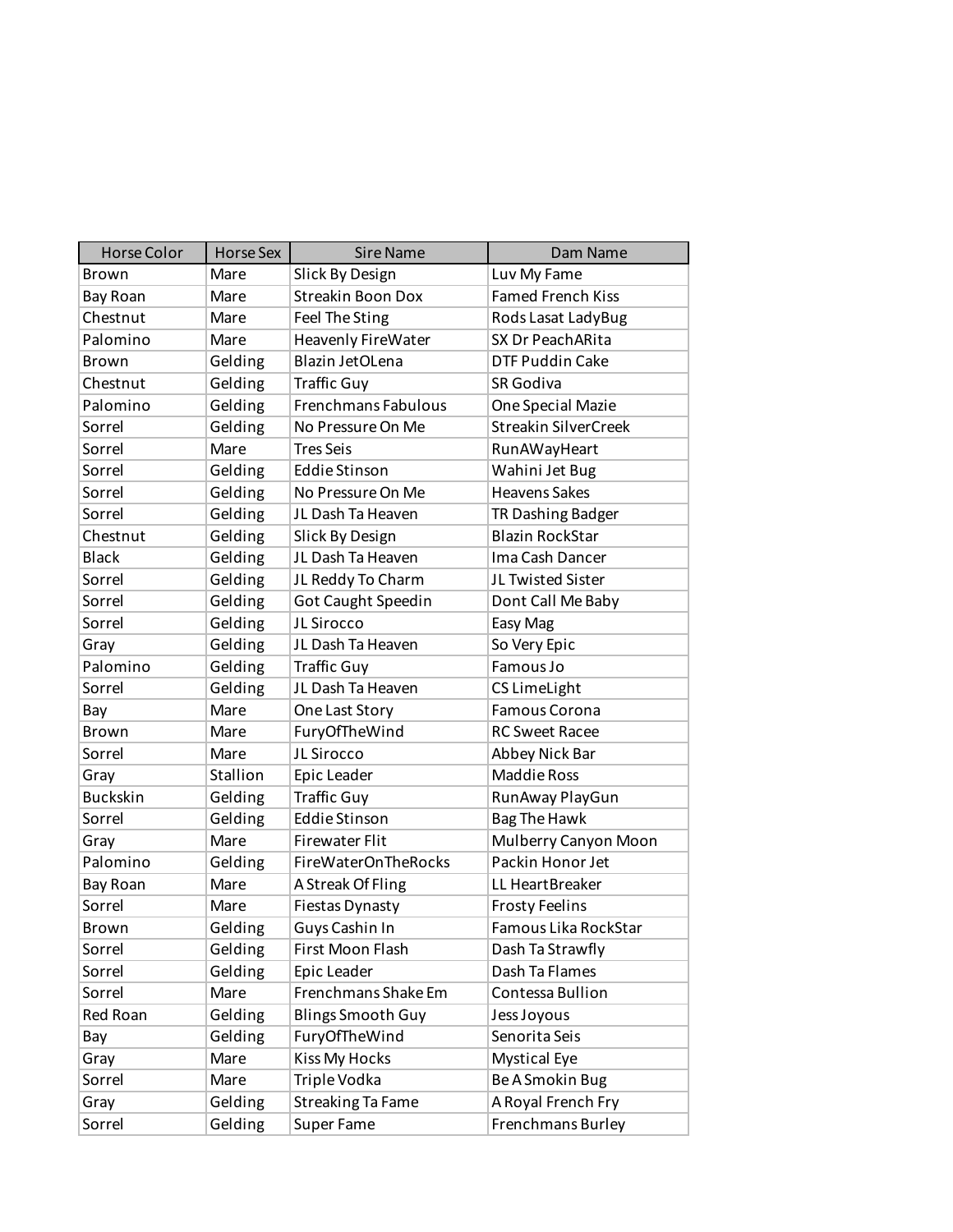| Horse Color | Horse Sex | Sire Name | Dam Name |
|---|---|---|---|
| Brown | Mare | Slick By Design | Luv My Fame |
| Bay Roan | Mare | Streakin Boon Dox | Famed French Kiss |
| Chestnut | Mare | Feel The Sting | Rods Lasat LadyBug |
| Palomino | Mare | Heavenly FireWater | SX Dr PeachARita |
| Brown | Gelding | Blazin JetOLena | DTF Puddin Cake |
| Chestnut | Gelding | Traffic Guy | SR Godiva |
| Palomino | Gelding | Frenchmans Fabulous | One Special Mazie |
| Sorrel | Gelding | No Pressure On Me | Streakin SilverCreek |
| Sorrel | Mare | Tres Seis | RunAWayHeart |
| Sorrel | Gelding | Eddie Stinson | Wahini Jet Bug |
| Sorrel | Gelding | No Pressure On Me | Heavens Sakes |
| Sorrel | Gelding | JL Dash Ta Heaven | TR Dashing Badger |
| Chestnut | Gelding | Slick By Design | Blazin RockStar |
| Black | Gelding | JL Dash Ta Heaven | Ima Cash Dancer |
| Sorrel | Gelding | JL Reddy To Charm | JL Twisted Sister |
| Sorrel | Gelding | Got Caught Speedin | Dont Call Me Baby |
| Sorrel | Gelding | JL Sirocco | Easy Mag |
| Gray | Gelding | JL Dash Ta Heaven | So Very Epic |
| Palomino | Gelding | Traffic Guy | Famous Jo |
| Sorrel | Gelding | JL Dash Ta Heaven | CS LimeLight |
| Bay | Mare | One Last Story | Famous Corona |
| Brown | Mare | FuryOfTheWind | RC Sweet Racee |
| Sorrel | Mare | JL Sirocco | Abbey Nick Bar |
| Gray | Stallion | Epic Leader | Maddie Ross |
| Buckskin | Gelding | Traffic Guy | RunAway PlayGun |
| Sorrel | Gelding | Eddie Stinson | Bag The Hawk |
| Gray | Mare | Firewater Flit | Mulberry Canyon Moon |
| Palomino | Gelding | FireWaterOnTheRocks | Packin Honor Jet |
| Bay Roan | Mare | A Streak Of Fling | LL HeartBreaker |
| Sorrel | Mare | Fiestas Dynasty | Frosty Feelins |
| Brown | Gelding | Guys Cashin In | Famous Lika RockStar |
| Sorrel | Gelding | First Moon Flash | Dash Ta Strawfly |
| Sorrel | Gelding | Epic Leader | Dash Ta Flames |
| Sorrel | Mare | Frenchmans Shake Em | Contessa Bullion |
| Red Roan | Gelding | Blings Smooth Guy | Jess Joyous |
| Bay | Gelding | FuryOfTheWind | Senorita Seis |
| Gray | Mare | Kiss My Hocks | Mystical Eye |
| Sorrel | Mare | Triple Vodka | Be A Smokin Bug |
| Gray | Gelding | Streaking Ta Fame | A Royal French Fry |
| Sorrel | Gelding | Super Fame | Frenchmans Burley |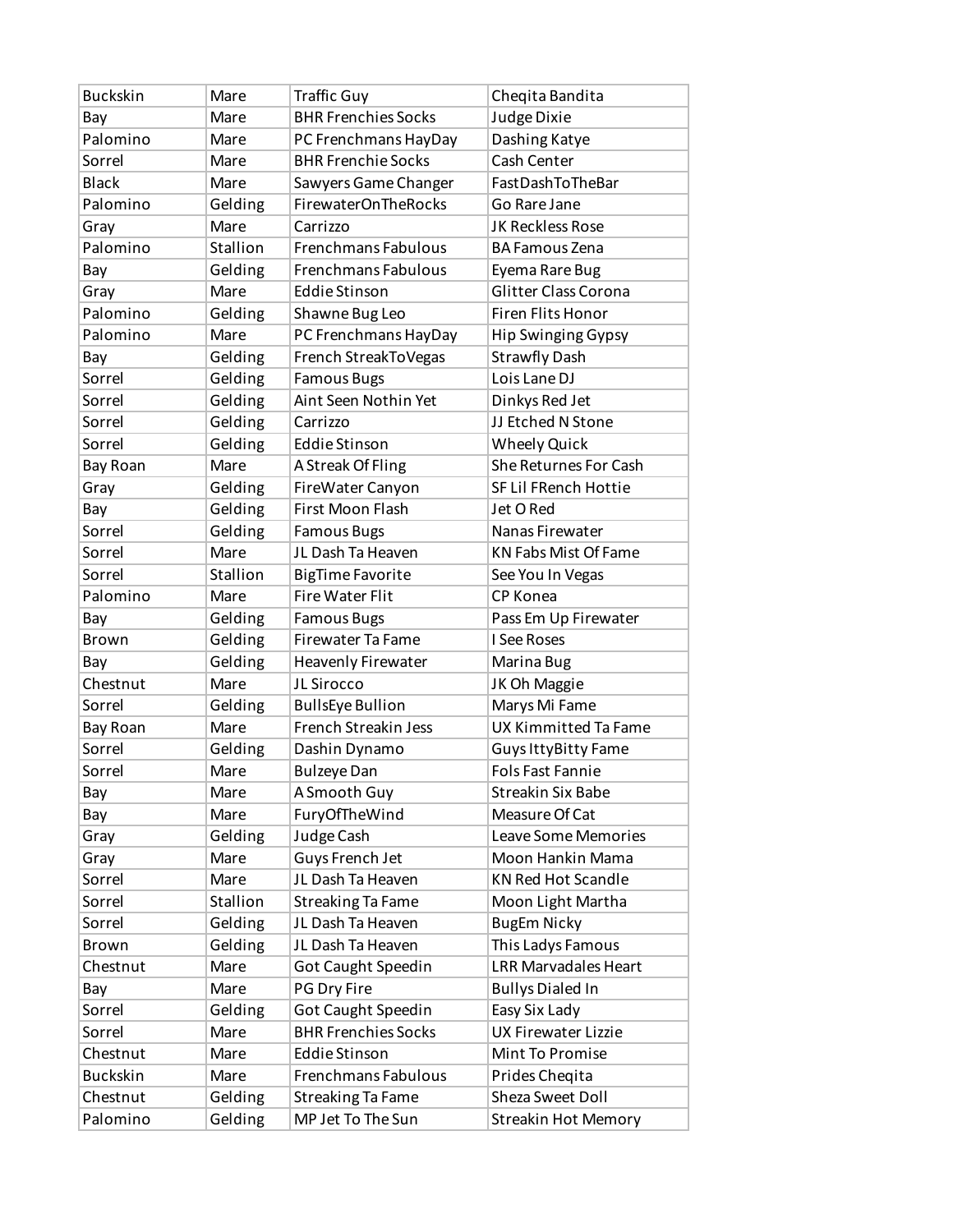| Buckskin | Mare | Traffic Guy | Cheqita Bandita |
|---|---|---|---|
| Bay | Mare | BHR Frenchies Socks | Judge Dixie |
| Palomino | Mare | PC Frenchmans HayDay | Dashing Katye |
| Sorrel | Mare | BHR Frenchie Socks | Cash Center |
| Black | Mare | Sawyers Game Changer | FastDashToTheBar |
| Palomino | Gelding | FirewaterOnTheRocks | Go Rare Jane |
| Gray | Mare | Carrizzo | JK Reckless Rose |
| Palomino | Stallion | Frenchmans Fabulous | BA Famous Zena |
| Bay | Gelding | Frenchmans Fabulous | Eyema Rare Bug |
| Gray | Mare | Eddie Stinson | Glitter Class Corona |
| Palomino | Gelding | Shawne Bug Leo | Firen Flits Honor |
| Palomino | Mare | PC Frenchmans HayDay | Hip Swinging Gypsy |
| Bay | Gelding | French StreakToVegas | Strawfly Dash |
| Sorrel | Gelding | Famous Bugs | Lois Lane DJ |
| Sorrel | Gelding | Aint Seen Nothin Yet | Dinkys Red Jet |
| Sorrel | Gelding | Carrizzo | JJ Etched N Stone |
| Sorrel | Gelding | Eddie Stinson | Wheely Quick |
| Bay Roan | Mare | A Streak Of Fling | She Returnes For Cash |
| Gray | Gelding | FireWater Canyon | SF Lil FRench Hottie |
| Bay | Gelding | First Moon Flash | Jet O Red |
| Sorrel | Gelding | Famous Bugs | Nanas Firewater |
| Sorrel | Mare | JL Dash Ta Heaven | KN Fabs Mist Of Fame |
| Sorrel | Stallion | BigTime Favorite | See You In Vegas |
| Palomino | Mare | Fire Water Flit | CP Konea |
| Bay | Gelding | Famous Bugs | Pass Em Up Firewater |
| Brown | Gelding | Firewater Ta Fame | I See Roses |
| Bay | Gelding | Heavenly Firewater | Marina Bug |
| Chestnut | Mare | JL Sirocco | JK Oh Maggie |
| Sorrel | Gelding | BullsEye Bullion | Marys Mi Fame |
| Bay Roan | Mare | French Streakin Jess | UX Kimmitted Ta Fame |
| Sorrel | Gelding | Dashin Dynamo | Guys IttyBitty Fame |
| Sorrel | Mare | Bulzeye Dan | Fols Fast Fannie |
| Bay | Mare | A Smooth Guy | Streakin Six Babe |
| Bay | Mare | FuryOfTheWind | Measure Of Cat |
| Gray | Gelding | Judge Cash | Leave Some Memories |
| Gray | Mare | Guys French Jet | Moon Hankin Mama |
| Sorrel | Mare | JL Dash Ta Heaven | KN Red Hot Scandle |
| Sorrel | Stallion | Streaking Ta Fame | Moon Light Martha |
| Sorrel | Gelding | JL Dash Ta Heaven | BugEm Nicky |
| Brown | Gelding | JL Dash Ta Heaven | This Ladys Famous |
| Chestnut | Mare | Got Caught Speedin | LRR Marvadales Heart |
| Bay | Mare | PG Dry Fire | Bullys Dialed In |
| Sorrel | Gelding | Got Caught Speedin | Easy Six Lady |
| Sorrel | Mare | BHR Frenchies Socks | UX Firewater Lizzie |
| Chestnut | Mare | Eddie Stinson | Mint To Promise |
| Buckskin | Mare | Frenchmans Fabulous | Prides Cheqita |
| Chestnut | Gelding | Streaking Ta Fame | Sheza Sweet Doll |
| Palomino | Gelding | MP Jet To The Sun | Streakin Hot Memory |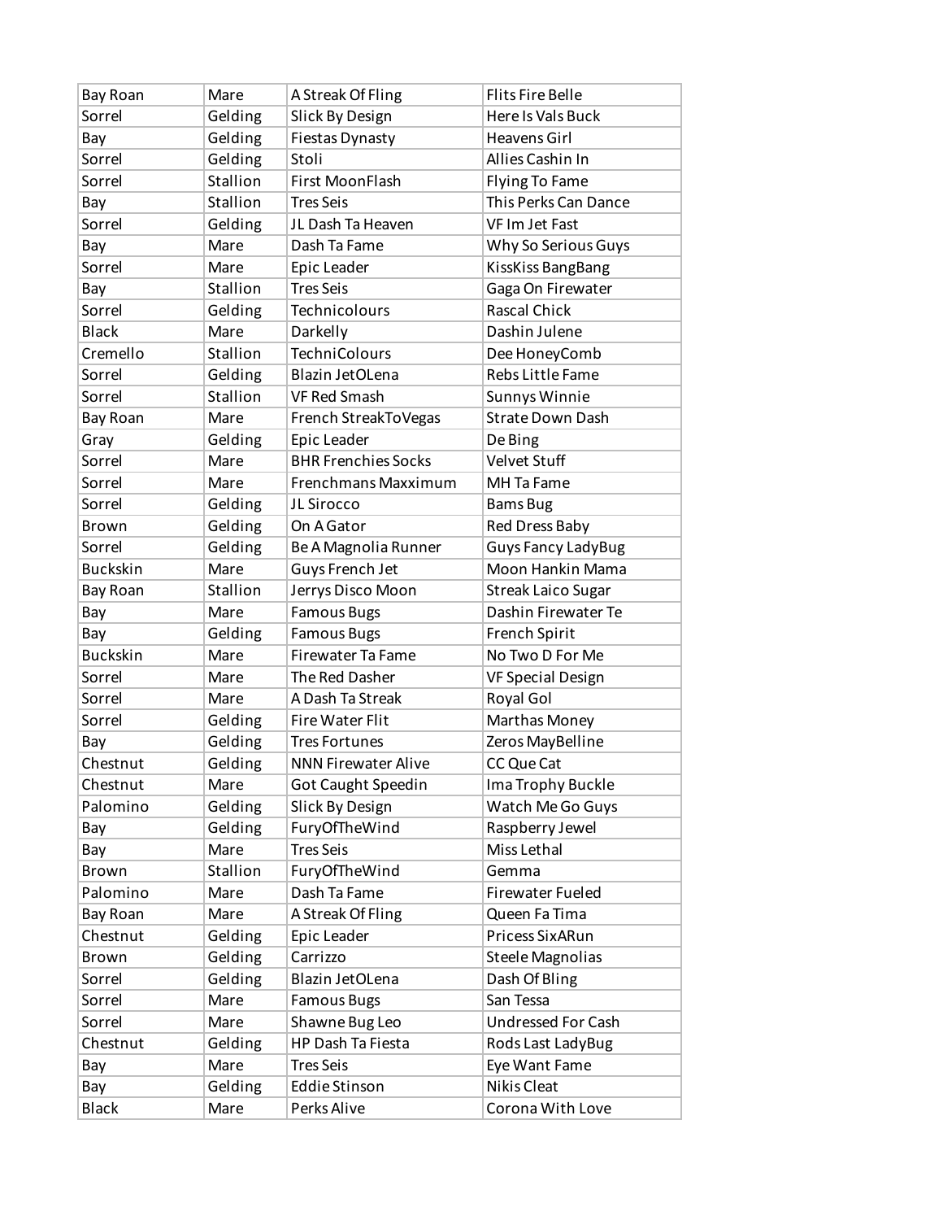| Bay Roan | Mare | A Streak Of Fling | Flits Fire Belle |
|---|---|---|---|
| Sorrel | Gelding | Slick By Design | Here Is Vals Buck |
| Bay | Gelding | Fiestas Dynasty | Heavens Girl |
| Sorrel | Gelding | Stoli | Allies Cashin In |
| Sorrel | Stallion | First MoonFlash | Flying To Fame |
| Bay | Stallion | Tres Seis | This Perks Can Dance |
| Sorrel | Gelding | JL Dash Ta Heaven | VF Im Jet Fast |
| Bay | Mare | Dash Ta Fame | Why So Serious Guys |
| Sorrel | Mare | Epic Leader | KissKiss BangBang |
| Bay | Stallion | Tres Seis | Gaga On Firewater |
| Sorrel | Gelding | Technicolours | Rascal Chick |
| Black | Mare | Darkelly | Dashin Julene |
| Cremello | Stallion | TechniColours | Dee HoneyComb |
| Sorrel | Gelding | Blazin JetOLena | Rebs Little Fame |
| Sorrel | Stallion | VF Red Smash | Sunnys Winnie |
| Bay Roan | Mare | French StreakToVegas | Strate Down Dash |
| Gray | Gelding | Epic Leader | De Bing |
| Sorrel | Mare | BHR Frenchies Socks | Velvet Stuff |
| Sorrel | Mare | Frenchmans Maxximum | MH Ta Fame |
| Sorrel | Gelding | JL Sirocco | Bams Bug |
| Brown | Gelding | On A Gator | Red Dress Baby |
| Sorrel | Gelding | Be A Magnolia Runner | Guys Fancy LadyBug |
| Buckskin | Mare | Guys French Jet | Moon Hankin Mama |
| Bay Roan | Stallion | Jerrys Disco Moon | Streak Laico Sugar |
| Bay | Mare | Famous Bugs | Dashin Firewater Te |
| Bay | Gelding | Famous Bugs | French Spirit |
| Buckskin | Mare | Firewater Ta Fame | No Two D For Me |
| Sorrel | Mare | The Red Dasher | VF Special Design |
| Sorrel | Mare | A Dash Ta Streak | Royal Gol |
| Sorrel | Gelding | Fire Water Flit | Marthas Money |
| Bay | Gelding | Tres Fortunes | Zeros MayBelline |
| Chestnut | Gelding | NNN Firewater Alive | CC Que Cat |
| Chestnut | Mare | Got Caught Speedin | Ima Trophy Buckle |
| Palomino | Gelding | Slick By Design | Watch Me Go Guys |
| Bay | Gelding | FuryOfTheWind | Raspberry Jewel |
| Bay | Mare | Tres Seis | Miss Lethal |
| Brown | Stallion | FuryOfTheWind | Gemma |
| Palomino | Mare | Dash Ta Fame | Firewater Fueled |
| Bay Roan | Mare | A Streak Of Fling | Queen Fa Tima |
| Chestnut | Gelding | Epic Leader | Pricess SixARun |
| Brown | Gelding | Carrizzo | Steele Magnolias |
| Sorrel | Gelding | Blazin JetOLena | Dash Of Bling |
| Sorrel | Mare | Famous Bugs | San Tessa |
| Sorrel | Mare | Shawne Bug Leo | Undressed For Cash |
| Chestnut | Gelding | HP Dash Ta Fiesta | Rods Last LadyBug |
| Bay | Mare | Tres Seis | Eye Want Fame |
| Bay | Gelding | Eddie Stinson | Nikis Cleat |
| Black | Mare | Perks Alive | Corona With Love |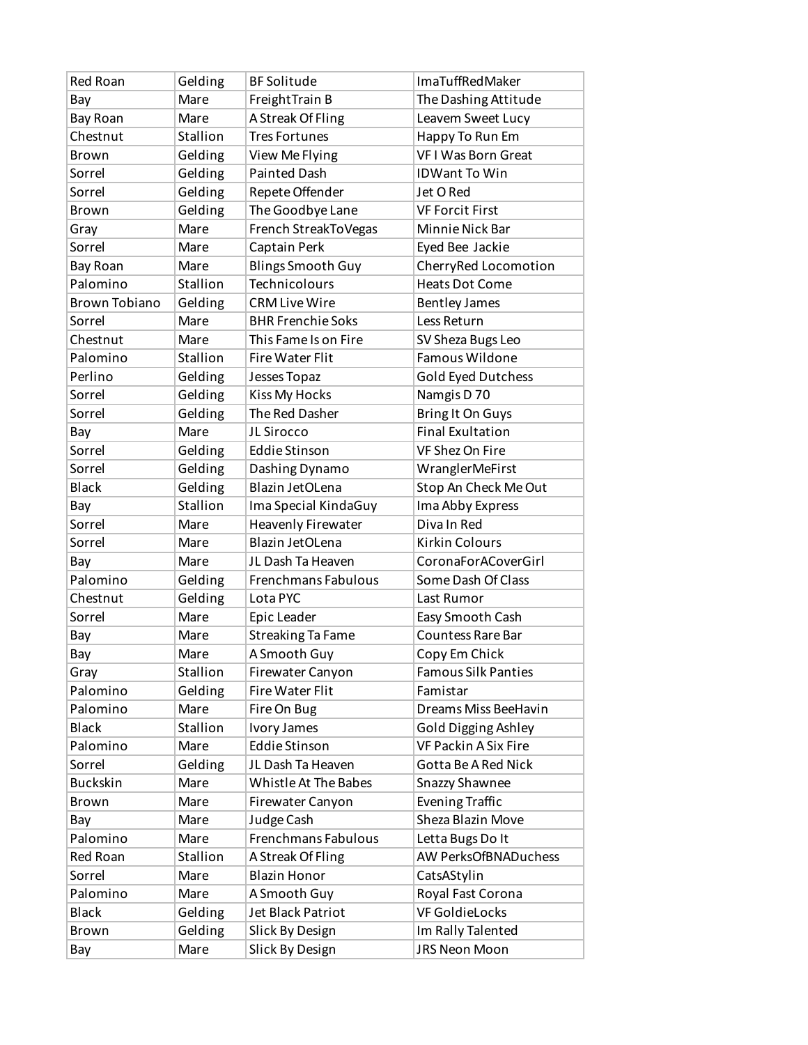| Red Roan | Gelding | BF Solitude | ImaTuffRedMaker |
|---|---|---|---|
| Bay | Mare | FreightTrain B | The Dashing Attitude |
| Bay Roan | Mare | A Streak Of Fling | Leavem Sweet Lucy |
| Chestnut | Stallion | Tres Fortunes | Happy To Run Em |
| Brown | Gelding | View Me Flying | VF I Was Born Great |
| Sorrel | Gelding | Painted Dash | IDWant To Win |
| Sorrel | Gelding | Repete Offender | Jet O Red |
| Brown | Gelding | The Goodbye Lane | VF Forcit First |
| Gray | Mare | French StreakToVegas | Minnie Nick Bar |
| Sorrel | Mare | Captain Perk | Eyed Bee Jackie |
| Bay Roan | Mare | Blings Smooth Guy | CherryRed Locomotion |
| Palomino | Stallion | Technicolours | Heats Dot Come |
| Brown Tobiano | Gelding | CRM Live Wire | Bentley James |
| Sorrel | Mare | BHR Frenchie Soks | Less Return |
| Chestnut | Mare | This Fame Is on Fire | SV Sheza Bugs Leo |
| Palomino | Stallion | Fire Water Flit | Famous Wildone |
| Perlino | Gelding | Jesses Topaz | Gold Eyed Dutchess |
| Sorrel | Gelding | Kiss My Hocks | Namgis D 70 |
| Sorrel | Gelding | The Red Dasher | Bring It On Guys |
| Bay | Mare | JL Sirocco | Final Exultation |
| Sorrel | Gelding | Eddie Stinson | VF Shez On Fire |
| Sorrel | Gelding | Dashing Dynamo | WranglerMeFirst |
| Black | Gelding | Blazin JetOLena | Stop An Check Me Out |
| Bay | Stallion | Ima Special KindaGuy | Ima Abby Express |
| Sorrel | Mare | Heavenly Firewater | Diva In Red |
| Sorrel | Mare | Blazin JetOLena | Kirkin Colours |
| Bay | Mare | JL Dash Ta Heaven | CoronaForACoverGirl |
| Palomino | Gelding | Frenchmans Fabulous | Some Dash Of Class |
| Chestnut | Gelding | Lota PYC | Last Rumor |
| Sorrel | Mare | Epic Leader | Easy Smooth Cash |
| Bay | Mare | Streaking Ta Fame | Countess Rare Bar |
| Bay | Mare | A Smooth Guy | Copy Em Chick |
| Gray | Stallion | Firewater Canyon | Famous Silk Panties |
| Palomino | Gelding | Fire Water Flit | Famistar |
| Palomino | Mare | Fire On Bug | Dreams Miss BeeHavin |
| Black | Stallion | Ivory James | Gold Digging Ashley |
| Palomino | Mare | Eddie Stinson | VF Packin A Six Fire |
| Sorrel | Gelding | JL Dash Ta Heaven | Gotta Be A Red Nick |
| Buckskin | Mare | Whistle At The Babes | Snazzy Shawnee |
| Brown | Mare | Firewater Canyon | Evening Traffic |
| Bay | Mare | Judge Cash | Sheza Blazin Move |
| Palomino | Mare | Frenchmans Fabulous | Letta Bugs Do It |
| Red Roan | Stallion | A Streak Of Fling | AW PerksOfBNADuchess |
| Sorrel | Mare | Blazin Honor | CatsAStylin |
| Palomino | Mare | A Smooth Guy | Royal Fast Corona |
| Black | Gelding | Jet Black Patriot | VF GoldieLocks |
| Brown | Gelding | Slick By Design | Im Rally Talented |
| Bay | Mare | Slick By Design | JRS Neon Moon |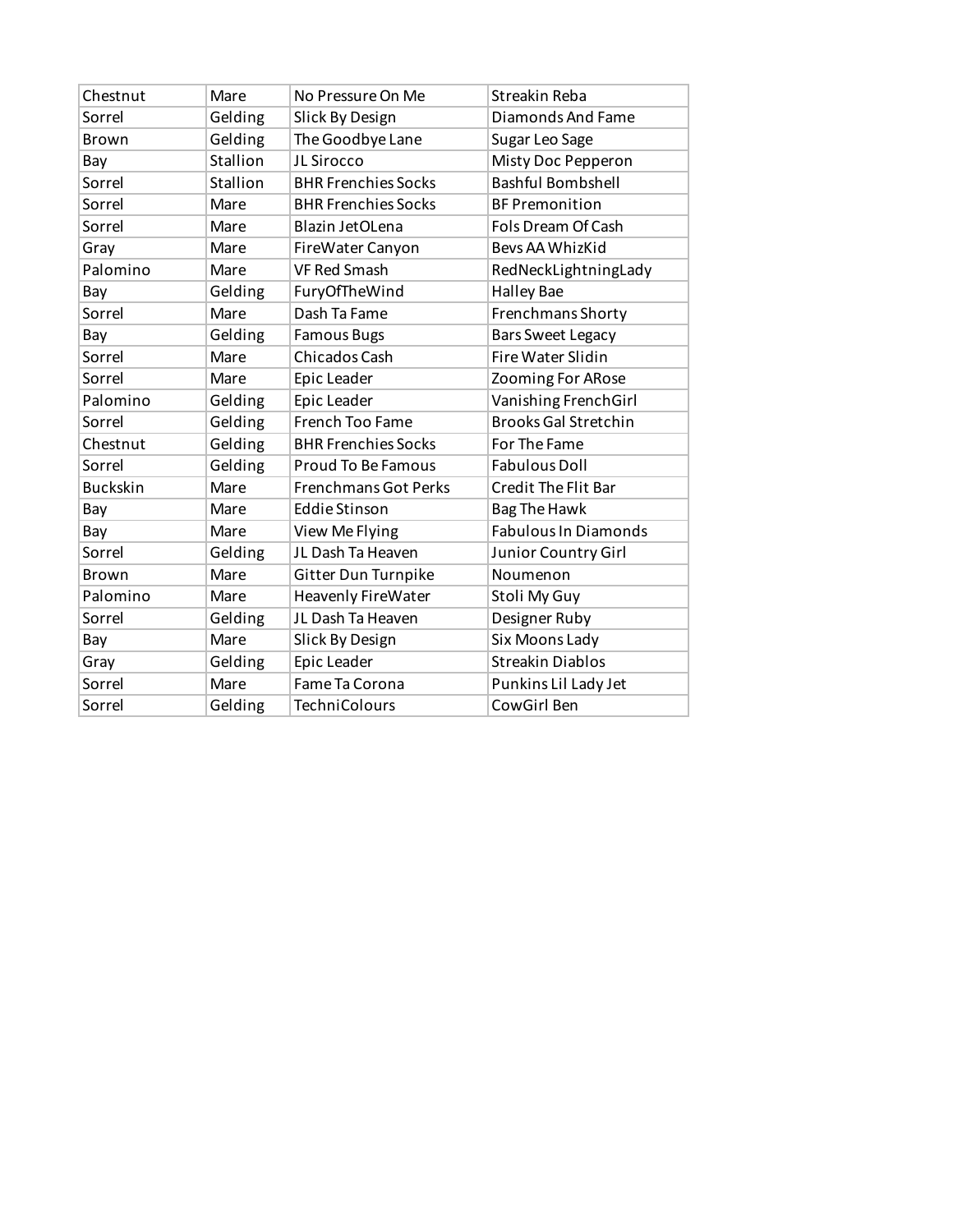| | | | |
|---|---|---|---|
| Chestnut | Mare | No Pressure On Me | Streakin Reba |
| Sorrel | Gelding | Slick By Design | Diamonds And Fame |
| Brown | Gelding | The Goodbye Lane | Sugar Leo Sage |
| Bay | Stallion | JL Sirocco | Misty Doc Pepperon |
| Sorrel | Stallion | BHR Frenchies Socks | Bashful Bombshell |
| Sorrel | Mare | BHR Frenchies Socks | BF Premonition |
| Sorrel | Mare | Blazin JetOLena | Fols Dream Of Cash |
| Gray | Mare | FireWater Canyon | Bevs AA WhizKid |
| Palomino | Mare | VF Red Smash | RedNeckLightningLady |
| Bay | Gelding | FuryOfTheWind | Halley Bae |
| Sorrel | Mare | Dash Ta Fame | Frenchmans Shorty |
| Bay | Gelding | Famous Bugs | Bars Sweet Legacy |
| Sorrel | Mare | Chicados Cash | Fire Water Slidin |
| Sorrel | Mare | Epic Leader | Zooming For ARose |
| Palomino | Gelding | Epic Leader | Vanishing FrenchGirl |
| Sorrel | Gelding | French Too Fame | Brooks Gal Stretchin |
| Chestnut | Gelding | BHR Frenchies Socks | For The Fame |
| Sorrel | Gelding | Proud To Be Famous | Fabulous Doll |
| Buckskin | Mare | Frenchmans Got Perks | Credit The Flit Bar |
| Bay | Mare | Eddie Stinson | Bag The Hawk |
| Bay | Mare | View Me Flying | Fabulous In Diamonds |
| Sorrel | Gelding | JL Dash Ta Heaven | Junior Country Girl |
| Brown | Mare | Gitter Dun Turnpike | Noumenon |
| Palomino | Mare | Heavenly FireWater | Stoli My Guy |
| Sorrel | Gelding | JL Dash Ta Heaven | Designer Ruby |
| Bay | Mare | Slick By Design | Six Moons Lady |
| Gray | Gelding | Epic Leader | Streakin Diablos |
| Sorrel | Mare | Fame Ta Corona | Punkins Lil Lady Jet |
| Sorrel | Gelding | TechniColours | CowGirl Ben |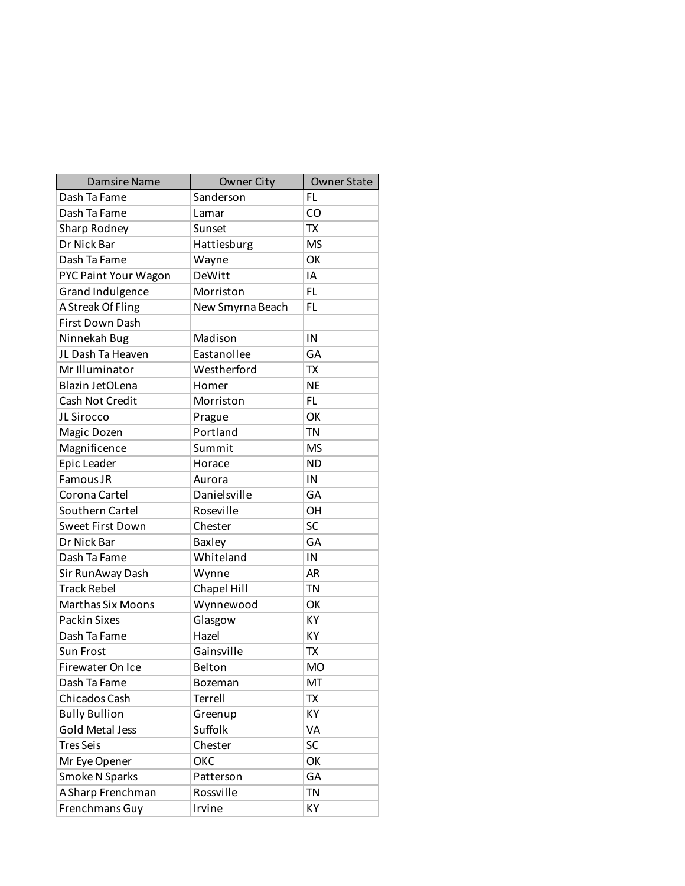| Damsire Name | Owner City | Owner State |
|---|---|---|
| Dash Ta Fame | Sanderson | FL |
| Dash Ta Fame | Lamar | CO |
| Sharp Rodney | Sunset | TX |
| Dr Nick Bar | Hattiesburg | MS |
| Dash Ta Fame | Wayne | OK |
| PYC Paint Your Wagon | DeWitt | IA |
| Grand Indulgence | Morriston | FL |
| A Streak Of Fling | New Smyrna Beach | FL |
| First Down Dash | | |
| Ninnekah Bug | Madison | IN |
| JL Dash Ta Heaven | Eastanollee | GA |
| Mr Illuminator | Westherford | TX |
| Blazin JetOLena | Homer | NE |
| Cash Not Credit | Morriston | FL |
| JL Sirocco | Prague | OK |
| Magic Dozen | Portland | TN |
| Magnificence | Summit | MS |
| Epic Leader | Horace | ND |
| Famous JR | Aurora | IN |
| Corona Cartel | Danielsville | GA |
| Southern Cartel | Roseville | OH |
| Sweet First Down | Chester | SC |
| Dr Nick Bar | Baxley | GA |
| Dash Ta Fame | Whiteland | IN |
| Sir RunAway Dash | Wynne | AR |
| Track Rebel | Chapel Hill | TN |
| Marthas Six Moons | Wynnewood | OK |
| Packin Sixes | Glasgow | KY |
| Dash Ta Fame | Hazel | KY |
| Sun Frost | Gainsville | TX |
| Firewater On Ice | Belton | MO |
| Dash Ta Fame | Bozeman | MT |
| Chicados Cash | Terrell | TX |
| Bully Bullion | Greenup | KY |
| Gold Metal Jess | Suffolk | VA |
| Tres Seis | Chester | SC |
| Mr Eye Opener | OKC | OK |
| Smoke N Sparks | Patterson | GA |
| A Sharp Frenchman | Rossville | TN |
| Frenchmans Guy | Irvine | KY |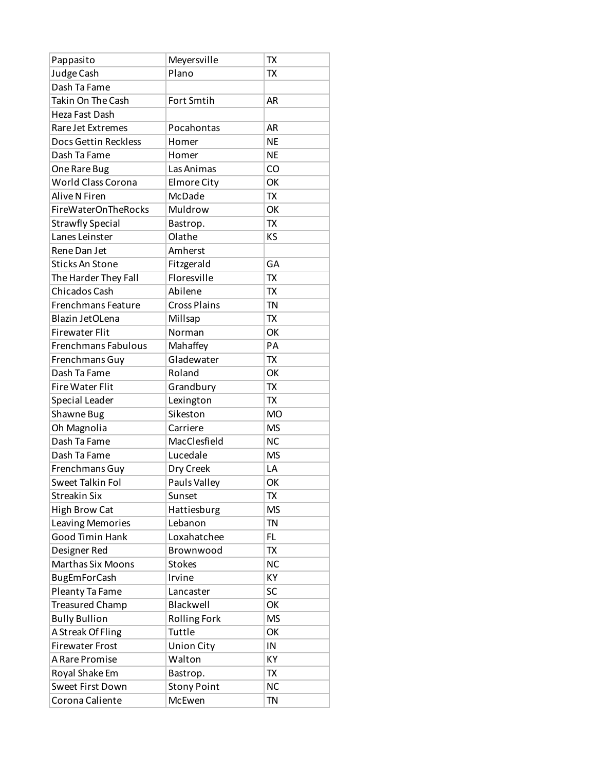| | | |
|---|---|---|
| Pappasito | Meyersville | TX |
| Judge Cash | Plano | TX |
| Dash Ta Fame | | |
| Takin On The Cash | Fort Smtih | AR |
| Heza Fast Dash | | |
| Rare Jet Extremes | Pocahontas | AR |
| Docs Gettin Reckless | Homer | NE |
| Dash Ta Fame | Homer | NE |
| One Rare Bug | Las Animas | CO |
| World Class Corona | Elmore City | OK |
| Alive N Firen | McDade | TX |
| FireWaterOnTheRocks | Muldrow | OK |
| Strawfly Special | Bastrop. | TX |
| Lanes Leinster | Olathe | KS |
| Rene Dan Jet | Amherst | |
| Sticks An Stone | Fitzgerald | GA |
| The Harder They Fall | Floresville | TX |
| Chicados Cash | Abilene | TX |
| Frenchmans Feature | Cross Plains | TN |
| Blazin JetOLena | Millsap | TX |
| Firewater Flit | Norman | OK |
| Frenchmans Fabulous | Mahaffey | PA |
| Frenchmans Guy | Gladewater | TX |
| Dash Ta Fame | Roland | OK |
| Fire Water Flit | Grandbury | TX |
| Special Leader | Lexington | TX |
| Shawne Bug | Sikeston | MO |
| Oh Magnolia | Carriere | MS |
| Dash Ta Fame | MacClesfield | NC |
| Dash Ta Fame | Lucedale | MS |
| Frenchmans Guy | Dry Creek | LA |
| Sweet Talkin Fol | Pauls Valley | OK |
| Streakin Six | Sunset | TX |
| High Brow Cat | Hattiesburg | MS |
| Leaving Memories | Lebanon | TN |
| Good Timin Hank | Loxahatchee | FL |
| Designer Red | Brownwood | TX |
| Marthas Six Moons | Stokes | NC |
| BugEmForCash | Irvine | KY |
| Pleanty Ta Fame | Lancaster | SC |
| Treasured Champ | Blackwell | OK |
| Bully Bullion | Rolling Fork | MS |
| A Streak Of Fling | Tuttle | OK |
| Firewater Frost | Union City | IN |
| A Rare Promise | Walton | KY |
| Royal Shake Em | Bastrop. | TX |
| Sweet First Down | Stony Point | NC |
| Corona Caliente | McEwen | TN |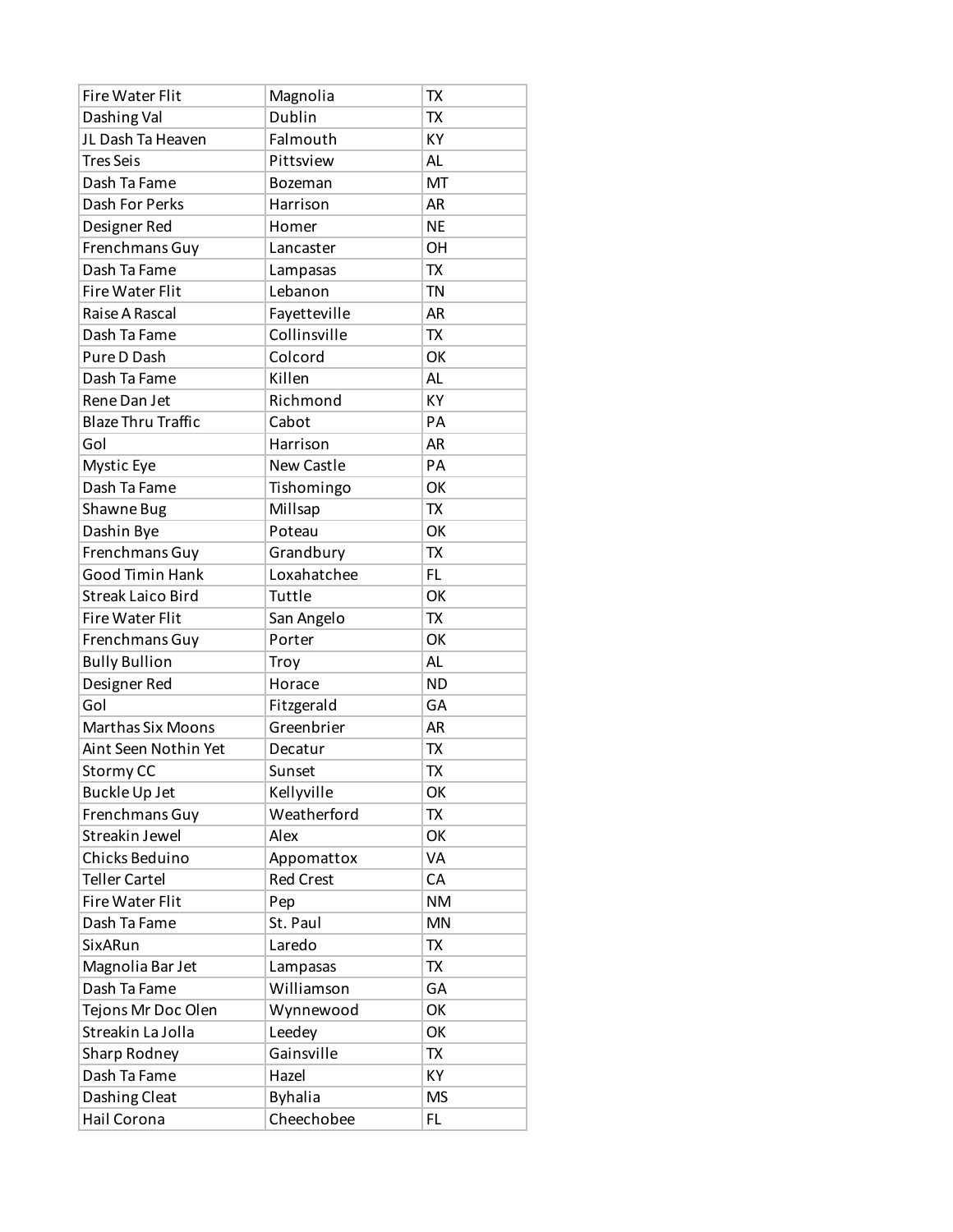| | | |
|---|---|---|
| Fire Water Flit | Magnolia | TX |
| Dashing Val | Dublin | TX |
| JL Dash Ta Heaven | Falmouth | KY |
| Tres Seis | Pittsview | AL |
| Dash Ta Fame | Bozeman | MT |
| Dash For Perks | Harrison | AR |
| Designer Red | Homer | NE |
| Frenchmans Guy | Lancaster | OH |
| Dash Ta Fame | Lampasas | TX |
| Fire Water Flit | Lebanon | TN |
| Raise A Rascal | Fayetteville | AR |
| Dash Ta Fame | Collinsville | TX |
| Pure D Dash | Colcord | OK |
| Dash Ta Fame | Killen | AL |
| Rene Dan Jet | Richmond | KY |
| Blaze Thru Traffic | Cabot | PA |
| Gol | Harrison | AR |
| Mystic Eye | New Castle | PA |
| Dash Ta Fame | Tishomingo | OK |
| Shawne Bug | Millsap | TX |
| Dashin Bye | Poteau | OK |
| Frenchmans Guy | Grandbury | TX |
| Good Timin Hank | Loxahatchee | FL |
| Streak Laico Bird | Tuttle | OK |
| Fire Water Flit | San Angelo | TX |
| Frenchmans Guy | Porter | OK |
| Bully Bullion | Troy | AL |
| Designer Red | Horace | ND |
| Gol | Fitzgerald | GA |
| Marthas Six Moons | Greenbrier | AR |
| Aint Seen Nothin Yet | Decatur | TX |
| Stormy CC | Sunset | TX |
| Buckle Up Jet | Kellyville | OK |
| Frenchmans Guy | Weatherford | TX |
| Streakin Jewel | Alex | OK |
| Chicks Beduino | Appomattox | VA |
| Teller Cartel | Red Crest | CA |
| Fire Water Flit | Pep | NM |
| Dash Ta Fame | St. Paul | MN |
| SixARun | Laredo | TX |
| Magnolia Bar Jet | Lampasas | TX |
| Dash Ta Fame | Williamson | GA |
| Tejons Mr Doc Olen | Wynnewood | OK |
| Streakin La Jolla | Leedey | OK |
| Sharp Rodney | Gainsville | TX |
| Dash Ta Fame | Hazel | KY |
| Dashing Cleat | Byhalia | MS |
| Hail Corona | Cheechobee | FL |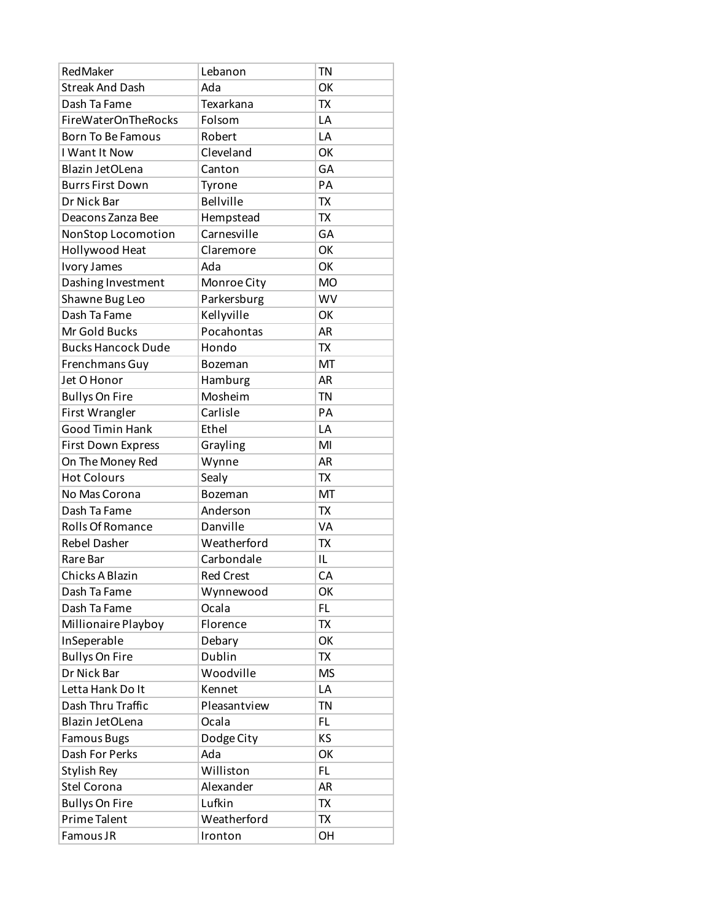| RedMaker | Lebanon | TN |
|---|---|---|
| Streak And Dash | Ada | OK |
| Dash Ta Fame | Texarkana | TX |
| FireWaterOnTheRocks | Folsom | LA |
| Born To Be Famous | Robert | LA |
| I Want It Now | Cleveland | OK |
| Blazin JetOLena | Canton | GA |
| Burrs First Down | Tyrone | PA |
| Dr Nick Bar | Bellville | TX |
| Deacons Zanza Bee | Hempstead | TX |
| NonStop Locomotion | Carnesville | GA |
| Hollywood Heat | Claremore | OK |
| Ivory James | Ada | OK |
| Dashing Investment | Monroe City | MO |
| Shawne Bug Leo | Parkersburg | WV |
| Dash Ta Fame | Kellyville | OK |
| Mr Gold Bucks | Pocahontas | AR |
| Bucks Hancock Dude | Hondo | TX |
| Frenchmans Guy | Bozeman | MT |
| Jet O Honor | Hamburg | AR |
| Bullys On Fire | Mosheim | TN |
| First Wrangler | Carlisle | PA |
| Good Timin Hank | Ethel | LA |
| First Down Express | Grayling | MI |
| On The Money Red | Wynne | AR |
| Hot Colours | Sealy | TX |
| No Mas Corona | Bozeman | MT |
| Dash Ta Fame | Anderson | TX |
| Rolls Of Romance | Danville | VA |
| Rebel Dasher | Weatherford | TX |
| Rare Bar | Carbondale | IL |
| Chicks A Blazin | Red Crest | CA |
| Dash Ta Fame | Wynnewood | OK |
| Dash Ta Fame | Ocala | FL |
| Millionaire Playboy | Florence | TX |
| InSeperable | Debary | OK |
| Bullys On Fire | Dublin | TX |
| Dr Nick Bar | Woodville | MS |
| Letta Hank Do It | Kennet | LA |
| Dash Thru Traffic | Pleasantview | TN |
| Blazin JetOLena | Ocala | FL |
| Famous Bugs | Dodge City | KS |
| Dash For Perks | Ada | OK |
| Stylish Rey | Williston | FL |
| Stel Corona | Alexander | AR |
| Bullys On Fire | Lufkin | TX |
| Prime Talent | Weatherford | TX |
| Famous JR | Ironton | OH |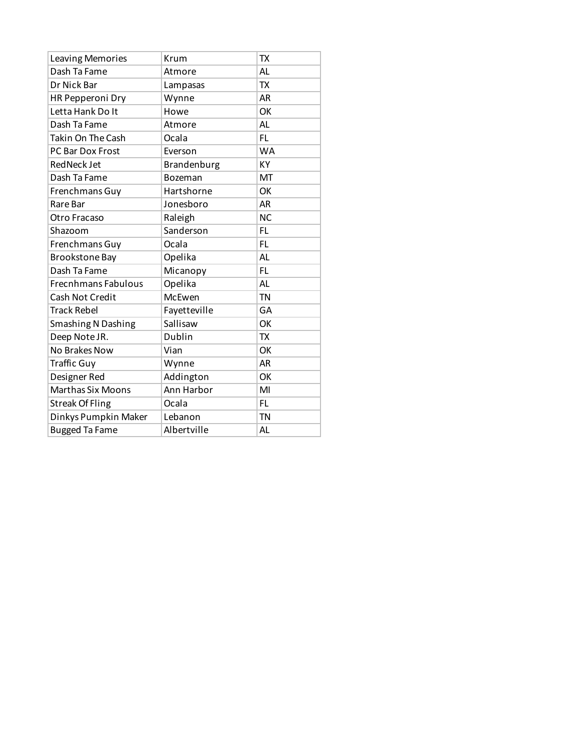| | | |
|---|---|---|
| Leaving Memories | Krum | TX |
| Dash Ta Fame | Atmore | AL |
| Dr Nick Bar | Lampasas | TX |
| HR Pepperoni Dry | Wynne | AR |
| Letta Hank Do It | Howe | OK |
| Dash Ta Fame | Atmore | AL |
| Takin On The Cash | Ocala | FL |
| PC Bar Dox Frost | Everson | WA |
| RedNeck Jet | Brandenburg | KY |
| Dash Ta Fame | Bozeman | MT |
| Frenchmans Guy | Hartshorne | OK |
| Rare Bar | Jonesboro | AR |
| Otro Fracaso | Raleigh | NC |
| Shazoom | Sanderson | FL |
| Frenchmans Guy | Ocala | FL |
| Brookstone Bay | Opelika | AL |
| Dash Ta Fame | Micanopy | FL |
| Frecnhmans Fabulous | Opelika | AL |
| Cash Not Credit | McEwen | TN |
| Track Rebel | Fayetteville | GA |
| Smashing N Dashing | Sallisaw | OK |
| Deep Note JR. | Dublin | TX |
| No Brakes Now | Vian | OK |
| Traffic Guy | Wynne | AR |
| Designer Red | Addington | OK |
| Marthas Six Moons | Ann Harbor | MI |
| Streak Of Fling | Ocala | FL |
| Dinkys Pumpkin Maker | Lebanon | TN |
| Bugged Ta Fame | Albertville | AL |